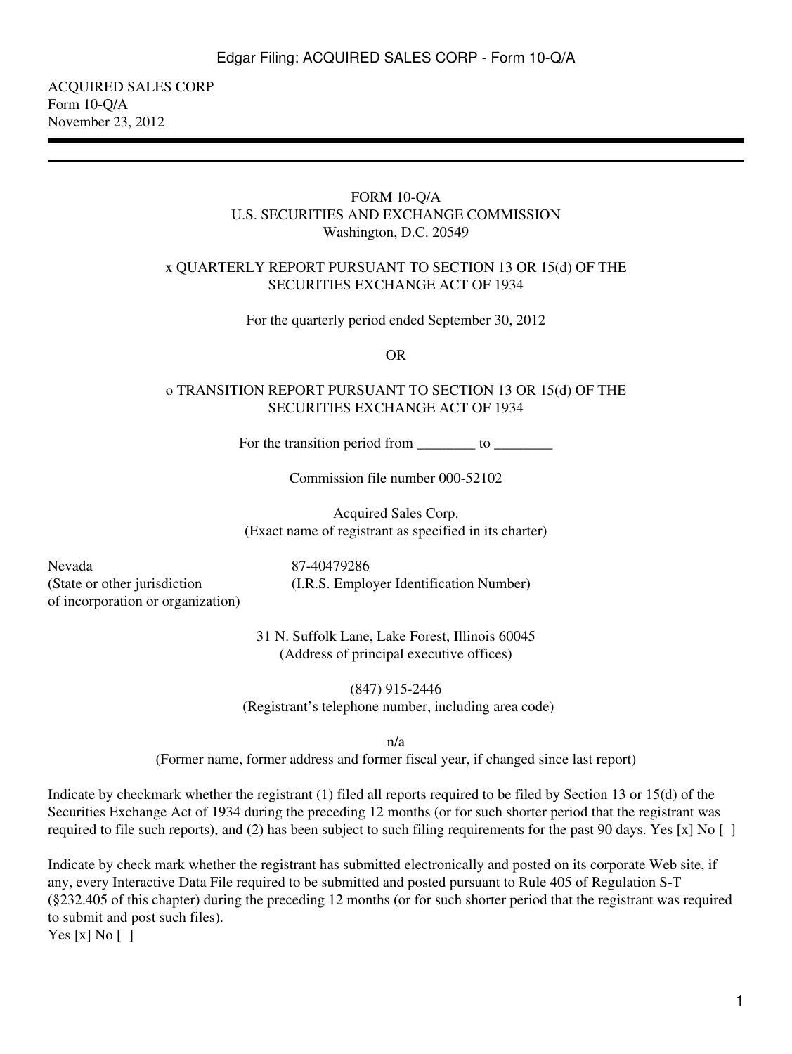ACQUIRED SALES CORP
Form 10-Q/A
November 23, 2012

---

FORM 10-Q/A
U.S. SECURITIES AND EXCHANGE COMMISSION
Washington, D.C. 20549

x QUARTERLY REPORT PURSUANT TO SECTION 13 OR 15(d) OF THE SECURITIES EXCHANGE ACT OF 1934

For the quarterly period ended September 30, 2012

OR

o TRANSITION REPORT PURSUANT TO SECTION 13 OR 15(d) OF THE SECURITIES EXCHANGE ACT OF 1934

For the transition period from ________ to ________

Commission file number 000-52102

Acquired Sales Corp.
(Exact name of registrant as specified in its charter)

| Nevada | 87-40479286 |
|---|---|
| (State or other jurisdiction of incorporation or organization) | (I.R.S. Employer Identification Number) |

31 N. Suffolk Lane, Lake Forest, Illinois 60045
(Address of principal executive offices)

(847) 915-2446
(Registrant's telephone number, including area code)

n/a
(Former name, former address and former fiscal year, if changed since last report)

Indicate by checkmark whether the registrant (1) filed all reports required to be filed by Section 13 or 15(d) of the Securities Exchange Act of 1934 during the preceding 12 months (or for such shorter period that the registrant was required to file such reports), and (2) has been subject to such filing requirements for the past 90 days. Yes [x] No [ ]

Indicate by check mark whether the registrant has submitted electronically and posted on its corporate Web site, if any, every Interactive Data File required to be submitted and posted pursuant to Rule 405 of Regulation S-T (§232.405 of this chapter) during the preceding 12 months (or for such shorter period that the registrant was required to submit and post such files).
Yes [x] No [ ]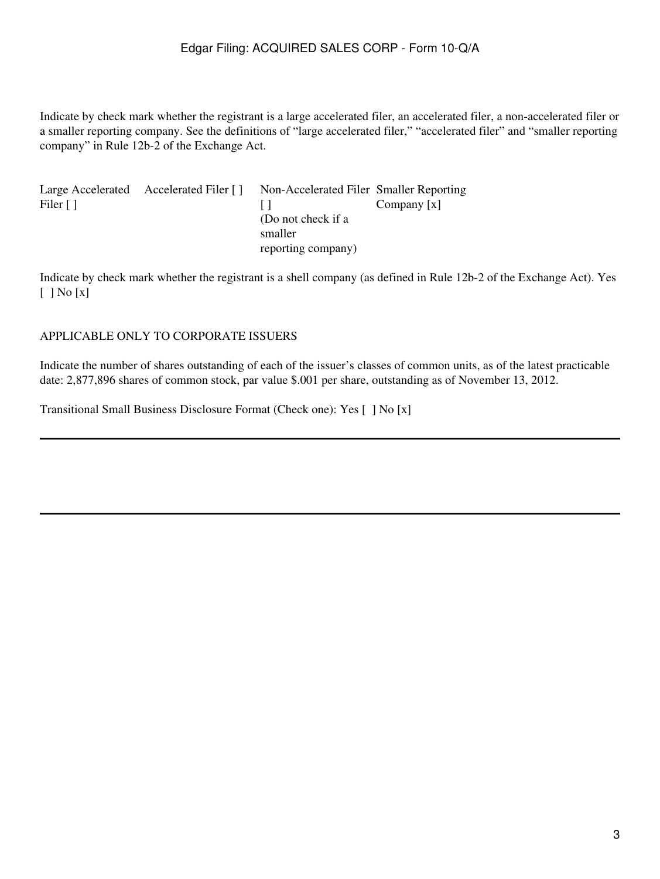Indicate by check mark whether the registrant is a large accelerated filer, an accelerated filer, a non-accelerated filer or a smaller reporting company. See the definitions of "large accelerated filer," "accelerated filer" and "smaller reporting company" in Rule 12b-2 of the Exchange Act.

| Large Accelerated Filer [ ] | Accelerated Filer [ ] | Non-Accelerated Filer [ ] (Do not check if a smaller reporting company) | Smaller Reporting Company [x] |
|---|---|---|---|

Indicate by check mark whether the registrant is a shell company (as defined in Rule 12b-2 of the Exchange Act). Yes [ ] No [x]

APPLICABLE ONLY TO CORPORATE ISSUERS

Indicate the number of shares outstanding of each of the issuer's classes of common units, as of the latest practicable date: 2,877,896 shares of common stock, par value $.001 per share, outstanding as of November 13, 2012.

Transitional Small Business Disclosure Format (Check one): Yes [ ] No [x]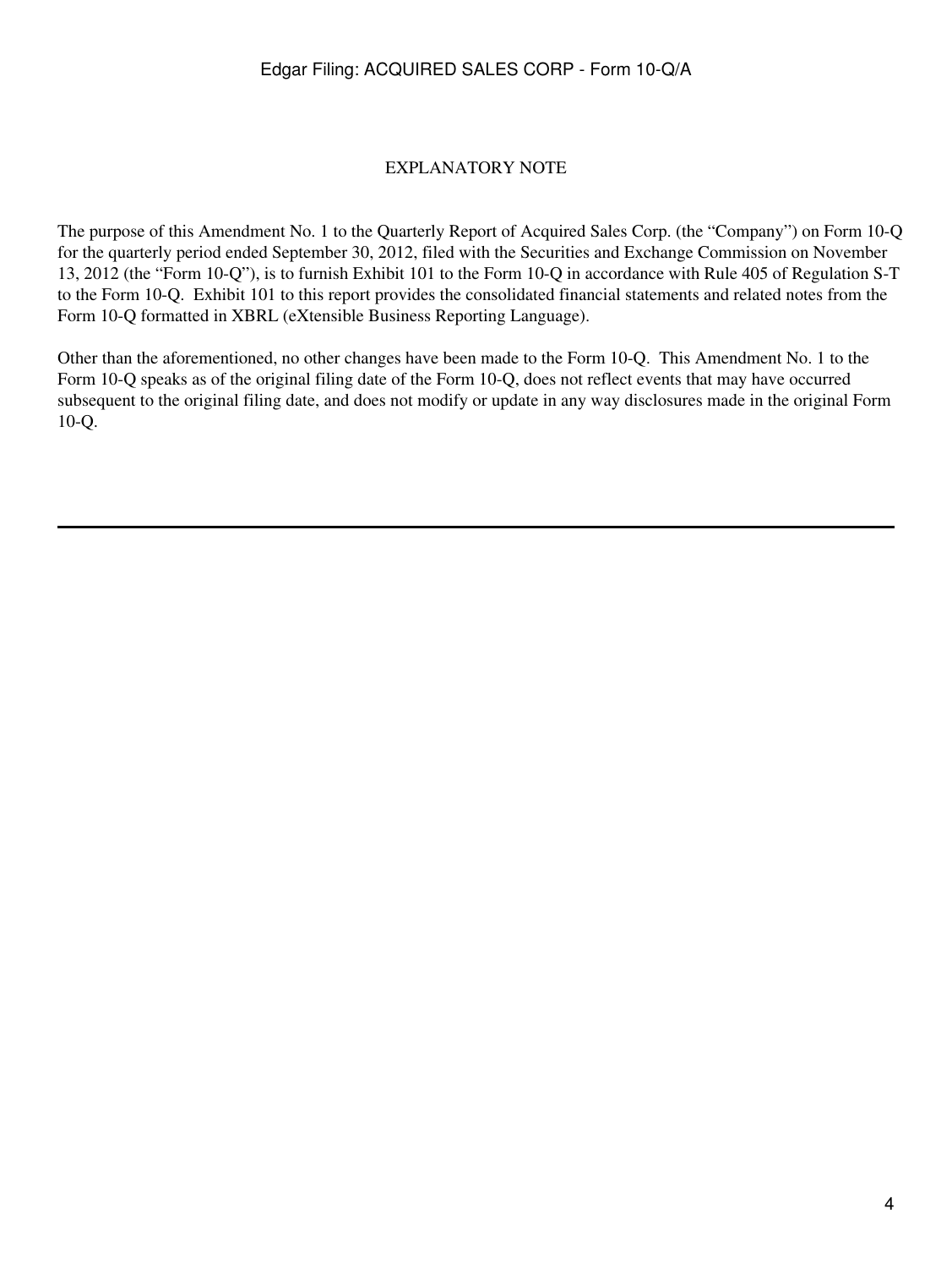## EXPLANATORY NOTE

The purpose of this Amendment No. 1 to the Quarterly Report of Acquired Sales Corp. (the "Company") on Form 10-Q for the quarterly period ended September 30, 2012, filed with the Securities and Exchange Commission on November 13, 2012 (the "Form 10-Q"), is to furnish Exhibit 101 to the Form 10-Q in accordance with Rule 405 of Regulation S-T to the Form 10-Q. Exhibit 101 to this report provides the consolidated financial statements and related notes from the Form 10-Q formatted in XBRL (eXtensible Business Reporting Language).

Other than the aforementioned, no other changes have been made to the Form 10-Q. This Amendment No. 1 to the Form 10-Q speaks as of the original filing date of the Form 10-Q, does not reflect events that may have occurred subsequent to the original filing date, and does not modify or update in any way disclosures made in the original Form 10-Q.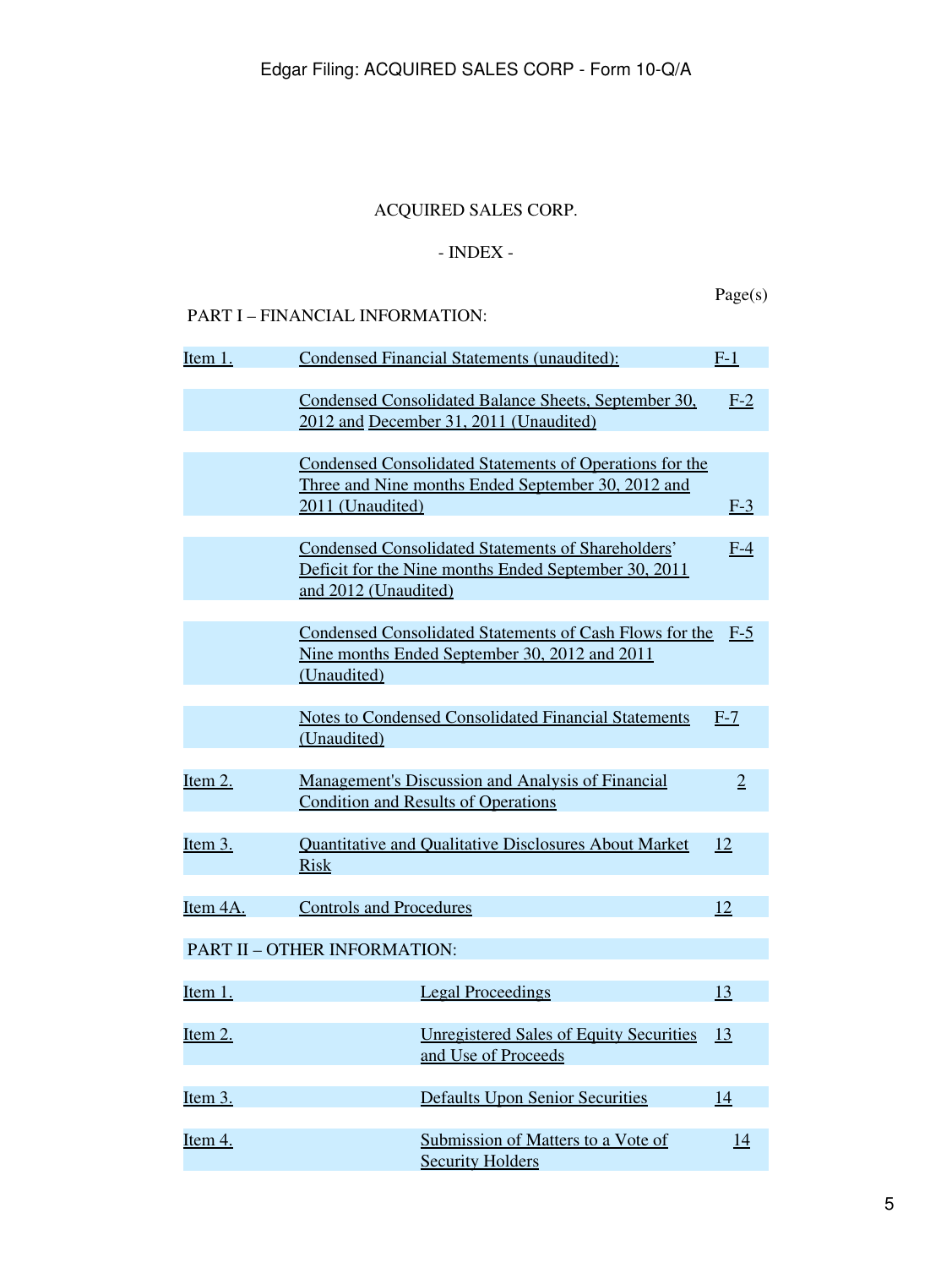ACQUIRED SALES CORP.

- INDEX -

PART I – FINANCIAL INFORMATION:

| | | Page(s) |
|---|---|---|
| Item 1. | Condensed Financial Statements (unaudited): | F-1 |
| | Condensed Consolidated Balance Sheets, September 30, 2012 and December 31, 2011 (Unaudited) | F-2 |
| | Condensed Consolidated Statements of Operations for the Three and Nine months Ended September 30, 2012 and 2011 (Unaudited) | F-3 |
| | Condensed Consolidated Statements of Shareholders' Deficit for the Nine months Ended September 30, 2011 and 2012 (Unaudited) | F-4 |
| | Condensed Consolidated Statements of Cash Flows for the Nine months Ended September 30, 2012 and 2011 (Unaudited) | F-5 |
| | Notes to Condensed Consolidated Financial Statements (Unaudited) | F-7 |
| Item 2. | Management's Discussion and Analysis of Financial Condition and Results of Operations | 2 |
| Item 3. | Quantitative and Qualitative Disclosures About Market Risk | 12 |
| Item 4A. | Controls and Procedures | 12 |

PART II – OTHER INFORMATION:

| | | |
|---|---|---|
| Item 1. | Legal Proceedings | 13 |
| Item 2. | Unregistered Sales of Equity Securities and Use of Proceeds | 13 |
| Item 3. | Defaults Upon Senior Securities | 14 |
| Item 4. | Submission of Matters to a Vote of Security Holders | 14 |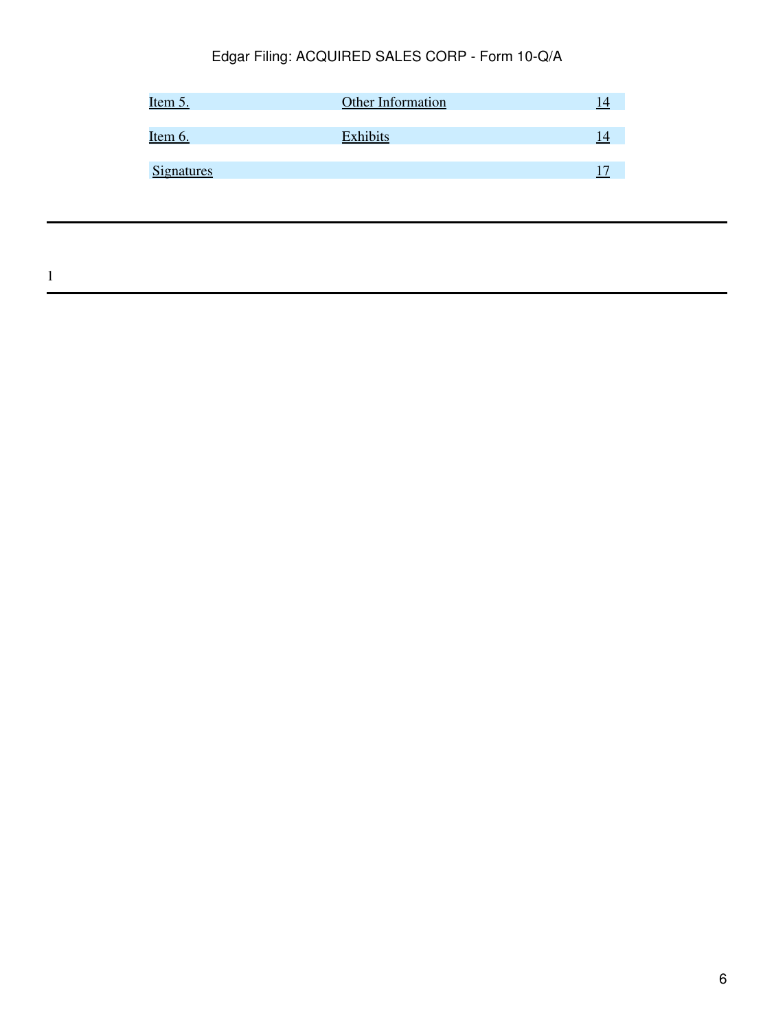| | | |
|---|---|---|
| Item 5. | Other Information | 14 |
| Item 6. | Exhibits | 14 |
| Signatures | | 17 |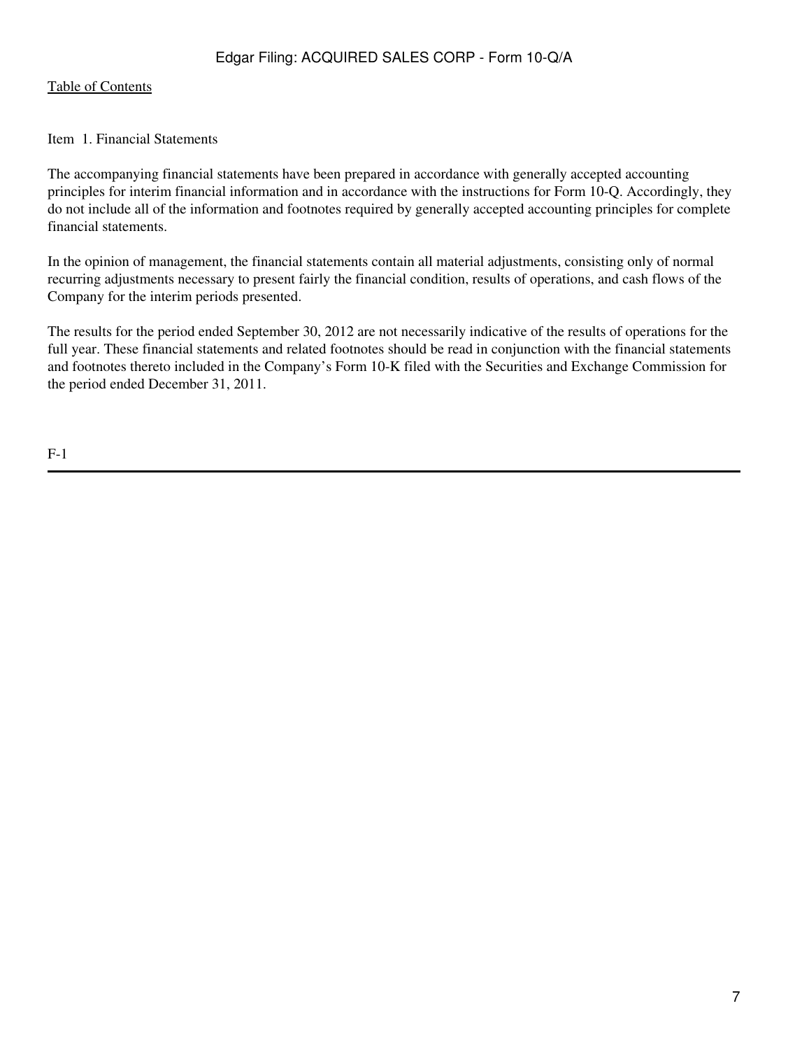Table of Contents

Item 1. Financial Statements

The accompanying financial statements have been prepared in accordance with generally accepted accounting principles for interim financial information and in accordance with the instructions for Form 10-Q. Accordingly, they do not include all of the information and footnotes required by generally accepted accounting principles for complete financial statements.

In the opinion of management, the financial statements contain all material adjustments, consisting only of normal recurring adjustments necessary to present fairly the financial condition, results of operations, and cash flows of the Company for the interim periods presented.

The results for the period ended September 30, 2012 are not necessarily indicative of the results of operations for the full year. These financial statements and related footnotes should be read in conjunction with the financial statements and footnotes thereto included in the Company's Form 10-K filed with the Securities and Exchange Commission for the period ended December 31, 2011.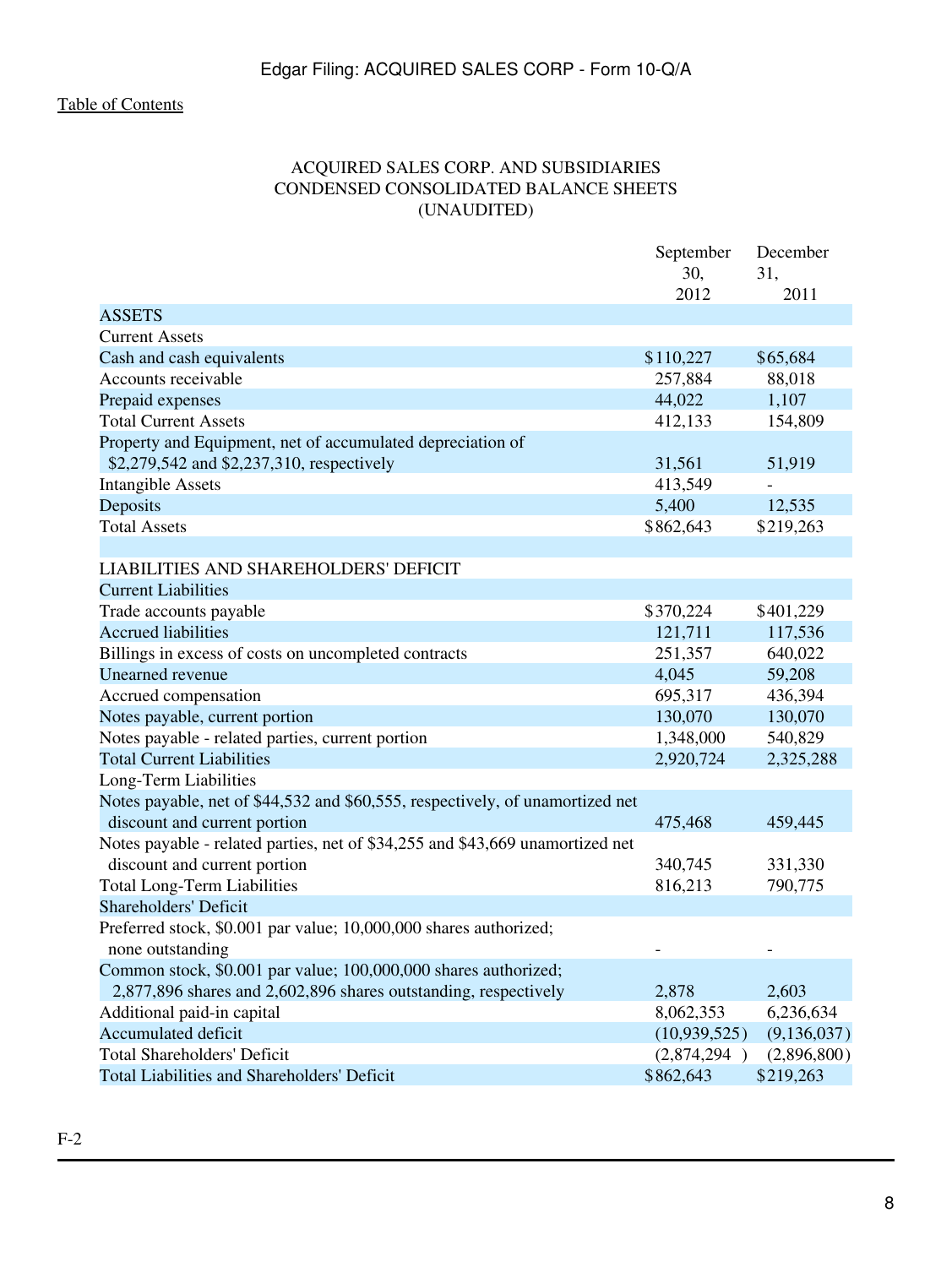[Table of Contents](#)

ACQUIRED SALES CORP. AND SUBSIDIARIES
CONDENSED CONSOLIDATED BALANCE SHEETS
(UNAUDITED)

| | September 30, 2012 | December 31, 2011 |
|---|---|---|
| ASSETS | | |
| Current Assets | | |
| Cash and cash equivalents | $110,227 | $65,684 |
| Accounts receivable | 257,884 | 88,018 |
| Prepaid expenses | 44,022 | 1,107 |
| Total Current Assets | 412,133 | 154,809 |
| Property and Equipment, net of accumulated depreciation of $2,279,542 and $2,237,310, respectively | 31,561 | 51,919 |
| Intangible Assets | 413,549 | - |
| Deposits | 5,400 | 12,535 |
| Total Assets | $862,643 | $219,263 |
| | | |
| LIABILITIES AND SHAREHOLDERS' DEFICIT | | |
| Current Liabilities | | |
| Trade accounts payable | $370,224 | $401,229 |
| Accrued liabilities | 121,711 | 117,536 |
| Billings in excess of costs on uncompleted contracts | 251,357 | 640,022 |
| Unearned revenue | 4,045 | 59,208 |
| Accrued compensation | 695,317 | 436,394 |
| Notes payable, current portion | 130,070 | 130,070 |
| Notes payable - related parties, current portion | 1,348,000 | 540,829 |
| Total Current Liabilities | 2,920,724 | 2,325,288 |
| Long-Term Liabilities | | |
| Notes payable, net of $44,532 and $60,555, respectively, of unamortized net discount and current portion | 475,468 | 459,445 |
| Notes payable - related parties, net of $34,255 and $43,669 unamortized net discount and current portion | 340,745 | 331,330 |
| Total Long-Term Liabilities | 816,213 | 790,775 |
| Shareholders' Deficit | | |
| Preferred stock, $0.001 par value; 10,000,000 shares authorized; none outstanding | - | - |
| Common stock, $0.001 par value; 100,000,000 shares authorized; 2,877,896 shares and 2,602,896 shares outstanding, respectively | 2,878 | 2,603 |
| Additional paid-in capital | 8,062,353 | 6,236,634 |
| Accumulated deficit | (10,939,525) | (9,136,037) |
| Total Shareholders' Deficit | (2,874,294) | (2,896,800) |
| Total Liabilities and Shareholders' Deficit | $862,643 | $219,263 |

F-2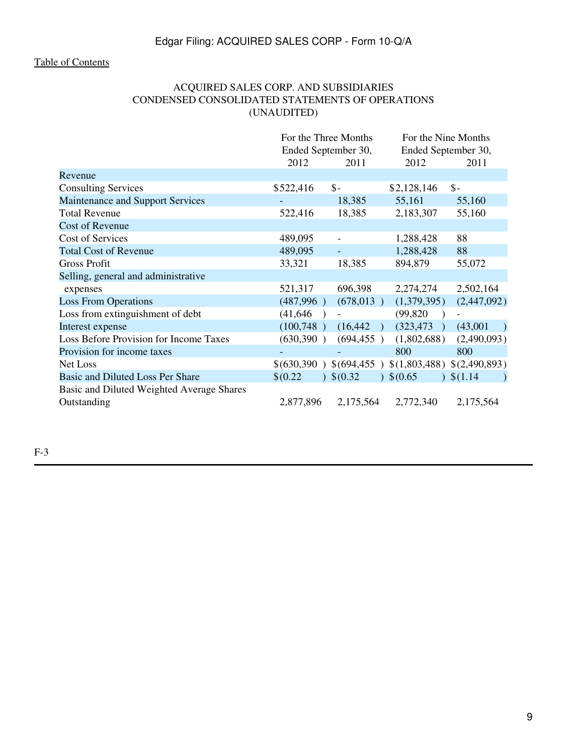[Table of Contents](#)

ACQUIRED SALES CORP. AND SUBSIDIARIES
CONDENSED CONSOLIDATED STATEMENTS OF OPERATIONS
(UNAUDITED)

| | For the Three Months Ended September 30, | | For the Nine Months Ended September 30, | |
|---|---|---|---|---|
| | 2012 | 2011 | 2012 | 2011 |
| Revenue | | | | |
| Consulting Services | $522,416 | $- | $2,128,146 | $- |
| Maintenance and Support Services | - | 18,385 | 55,161 | 55,160 |
| Total Revenue | 522,416 | 18,385 | 2,183,307 | 55,160 |
| Cost of Revenue | | | | |
| Cost of Services | 489,095 | - | 1,288,428 | 88 |
| Total Cost of Revenue | 489,095 | - | 1,288,428 | 88 |
| Gross Profit | 33,321 | 18,385 | 894,879 | 55,072 |
| Selling, general and administrative expenses | 521,317 | 696,398 | 2,274,274 | 2,502,164 |
| Loss From Operations | (487,996) | (678,013) | (1,379,395) | (2,447,092) |
| Loss from extinguishment of debt | (41,646) | - | (99,820) | - |
| Interest expense | (100,748) | (16,442) | (323,473) | (43,001) |
| Loss Before Provision for Income Taxes | (630,390) | (694,455) | (1,802,688) | (2,490,093) |
| Provision for income taxes | - | - | 800 | 800 |
| Net Loss | $(630,390) | $(694,455) | $(1,803,488) | $(2,490,893) |
| Basic and Diluted Loss Per Share | $(0.22) | $(0.32) | $(0.65) | $(1.14) |
| Basic and Diluted Weighted Average Shares Outstanding | 2,877,896 | 2,175,564 | 2,772,340 | 2,175,564 |

F-3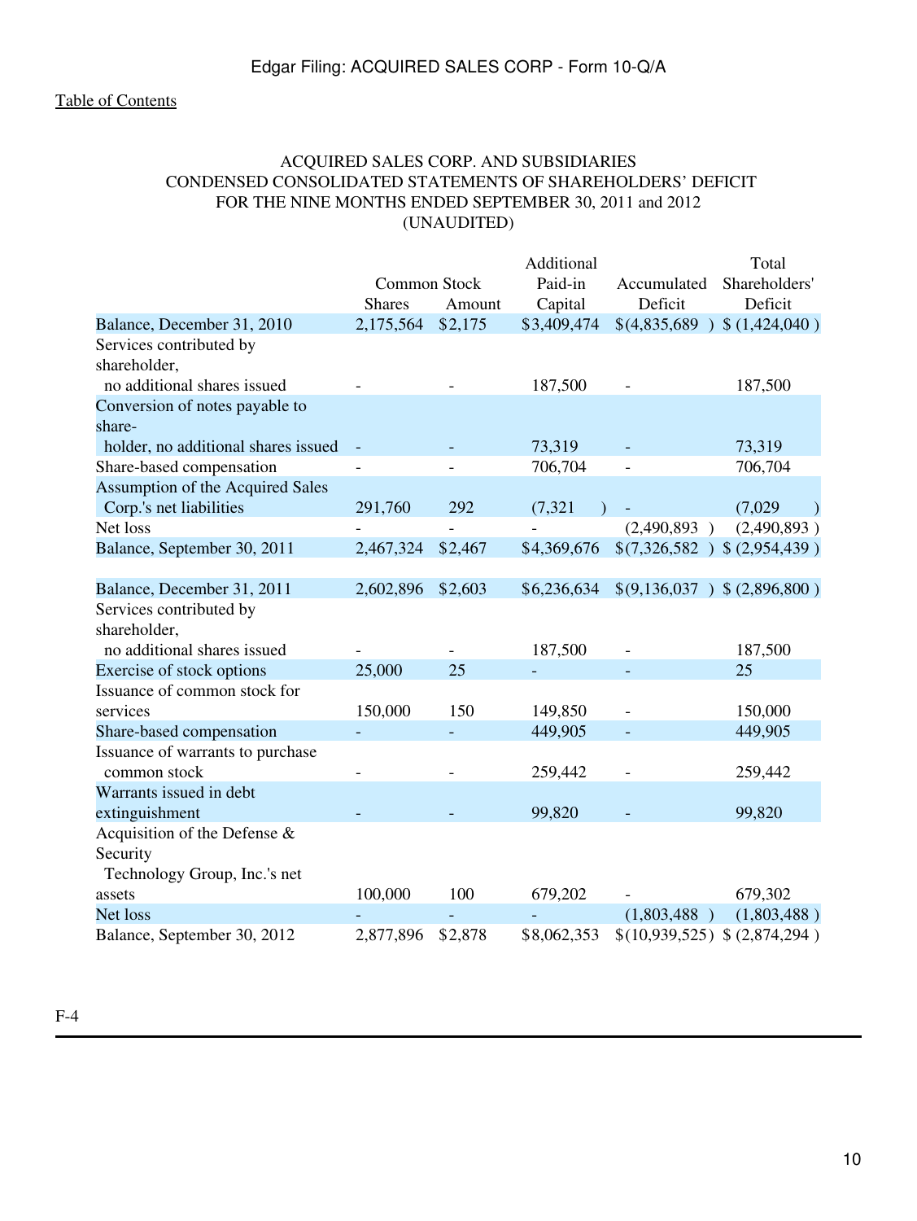[Table of Contents](#)

ACQUIRED SALES CORP. AND SUBSIDIARIES
CONDENSED CONSOLIDATED STATEMENTS OF SHAREHOLDERS' DEFICIT
FOR THE NINE MONTHS ENDED SEPTEMBER 30, 2011 and 2012
(UNAUDITED)

| | Common Stock | | Additional Paid-in | Accumulated | Total Shareholders' |
|---|---|---|---|---|---|
| | Shares | Amount | Capital | Deficit | Deficit |
| Balance, December 31, 2010 | 2,175,564 | $2,175 | $3,409,474 | $(4,835,689 ) | $ (1,424,040 ) |
| Services contributed by shareholder, no additional shares issued | - | - | 187,500 | - | 187,500 |
| Conversion of notes payable to shareholder, no additional shares issued | - | - | 73,319 | - | 73,319 |
| Share-based compensation | - | - | 706,704 | - | 706,704 |
| Assumption of the Acquired Sales Corp.'s net liabilities | 291,760 | 292 | (7,321 ) | - | (7,029 ) |
| Net loss | - | - | - | (2,490,893 ) | (2,490,893 ) |
| Balance, September 30, 2011 | 2,467,324 | $2,467 | $4,369,676 | $(7,326,582 ) | $ (2,954,439 ) |
| | | | | | |
| Balance, December 31, 2011 | 2,602,896 | $2,603 | $6,236,634 | $(9,136,037 ) | $ (2,896,800 ) |
| Services contributed by shareholder, no additional shares issued | - | - | 187,500 | - | 187,500 |
| Exercise of stock options | 25,000 | 25 | - | - | 25 |
| Issuance of common stock for services | 150,000 | 150 | 149,850 | - | 150,000 |
| Share-based compensation | - | - | 449,905 | - | 449,905 |
| Issuance of warrants to purchase common stock | - | - | 259,442 | - | 259,442 |
| Warrants issued in debt extinguishment | - | - | 99,820 | - | 99,820 |
| Acquisition of the Defense & Security Technology Group, Inc.'s net assets | 100,000 | 100 | 679,202 | - | 679,302 |
| Net loss | - | - | - | (1,803,488 ) | (1,803,488 ) |
| Balance, September 30, 2012 | 2,877,896 | $2,878 | $8,062,353 | $(10,939,525) | $ (2,874,294 ) |

F-4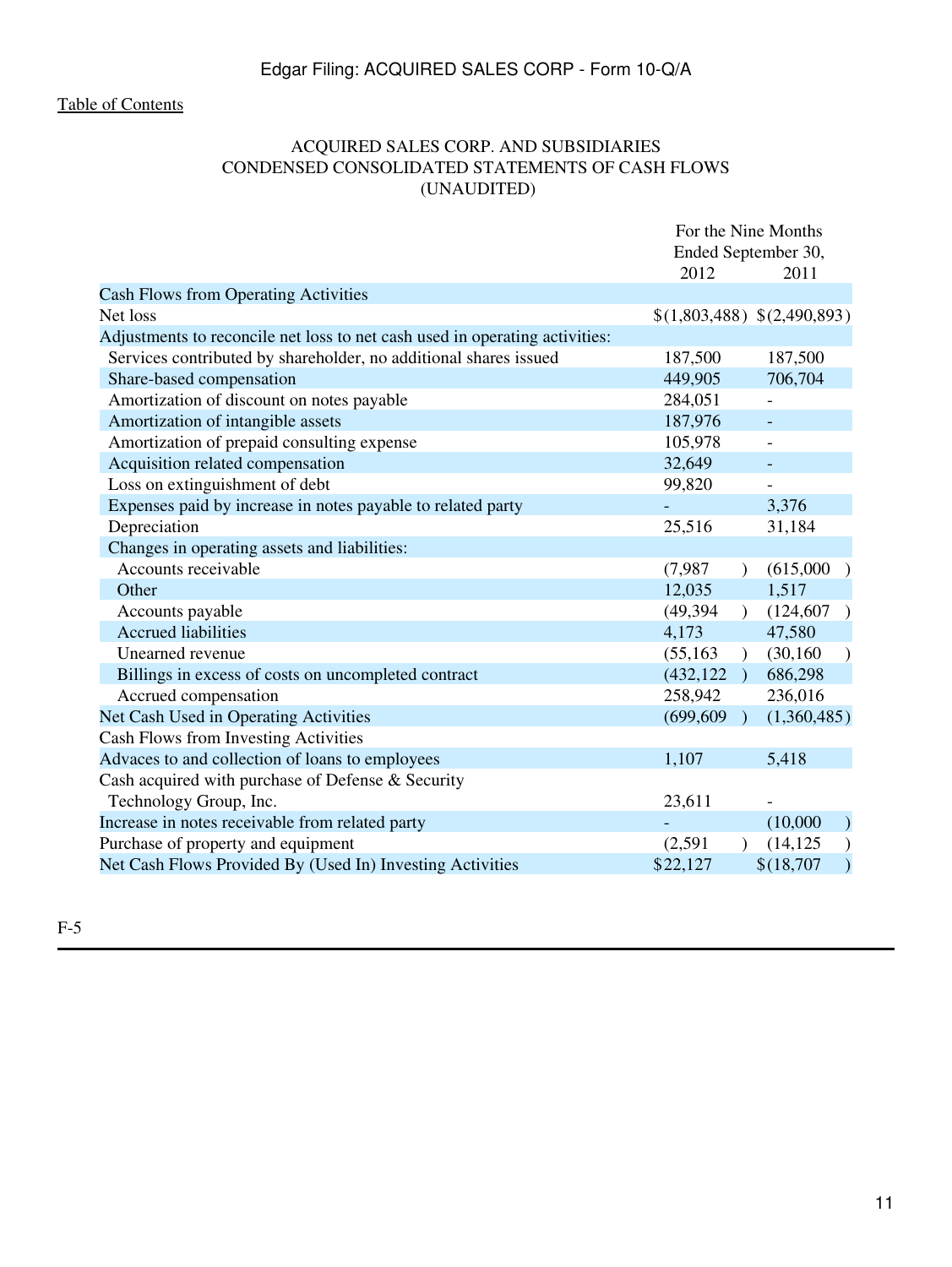Table of Contents

ACQUIRED SALES CORP. AND SUBSIDIARIES
CONDENSED CONSOLIDATED STATEMENTS OF CASH FLOWS
(UNAUDITED)

| | For the Nine Months Ended September 30, | |
|---|---|---|
| | 2012 | 2011 |
| Cash Flows from Operating Activities | | |
| Net loss | $(1,803,488) | $(2,490,893) |
| Adjustments to reconcile net loss to net cash used in operating activities: | | |
| Services contributed by shareholder, no additional shares issued | 187,500 | 187,500 |
| Share-based compensation | 449,905 | 706,704 |
| Amortization of discount on notes payable | 284,051 | - |
| Amortization of intangible assets | 187,976 | - |
| Amortization of prepaid consulting expense | 105,978 | - |
| Acquisition related compensation | 32,649 | - |
| Loss on extinguishment of debt | 99,820 | - |
| Expenses paid by increase in notes payable to related party | - | 3,376 |
| Depreciation | 25,516 | 31,184 |
| Changes in operating assets and liabilities: | | |
| Accounts receivable | (7,987) | (615,000) |
| Other | 12,035 | 1,517 |
| Accounts payable | (49,394) | (124,607) |
| Accrued liabilities | 4,173 | 47,580 |
| Unearned revenue | (55,163) | (30,160) |
| Billings in excess of costs on uncompleted contract | (432,122) | 686,298 |
| Accrued compensation | 258,942 | 236,016 |
| Net Cash Used in Operating Activities | (699,609) | (1,360,485) |
| Cash Flows from Investing Activities | | |
| Advaces to and collection of loans to employees | 1,107 | 5,418 |
| Cash acquired with purchase of Defense & Security Technology Group, Inc. | 23,611 | - |
| Increase in notes receivable from related party | - | (10,000) |
| Purchase of property and equipment | (2,591) | (14,125) |
| Net Cash Flows Provided By (Used In) Investing Activities | $22,127 | $(18,707) |

F-5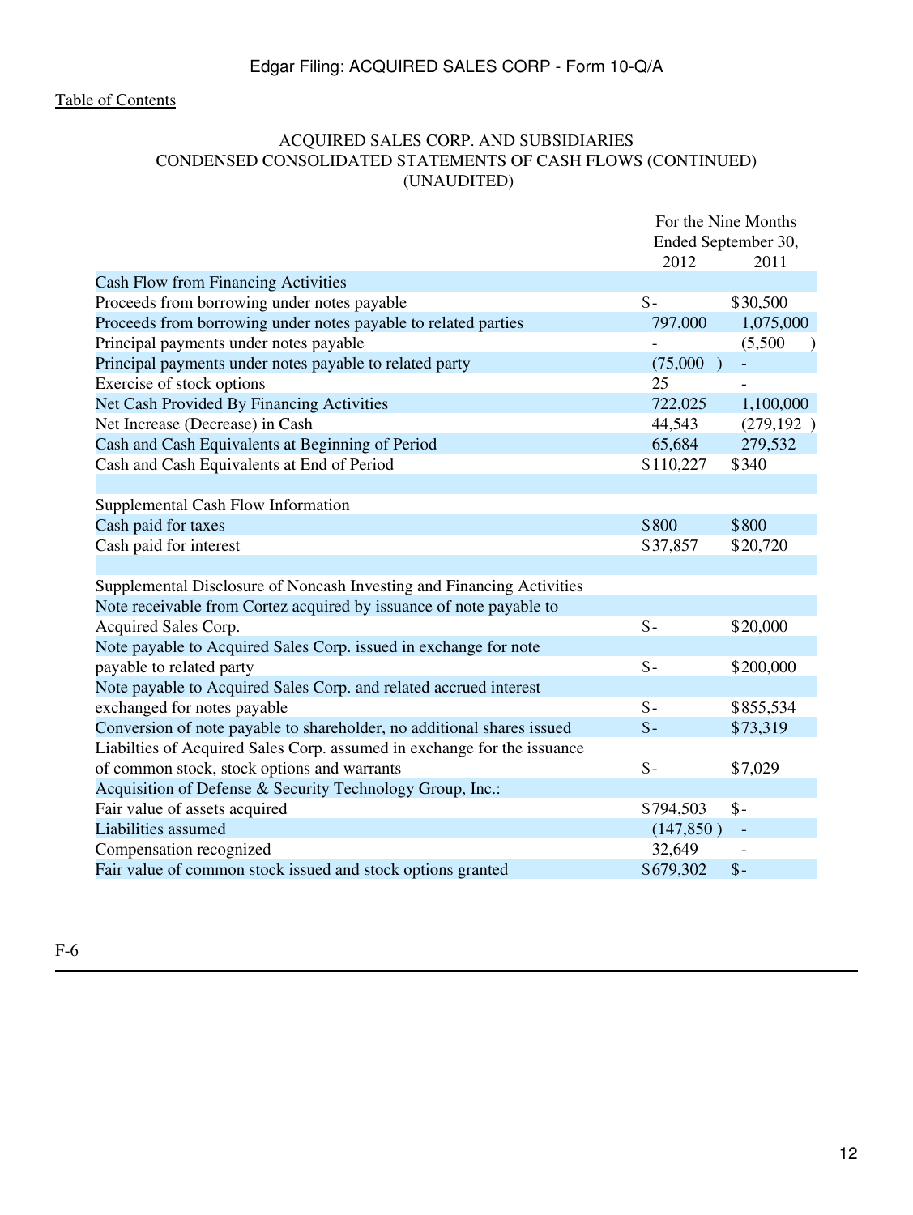Table of Contents

ACQUIRED SALES CORP. AND SUBSIDIARIES
CONDENSED CONSOLIDATED STATEMENTS OF CASH FLOWS (CONTINUED)
(UNAUDITED)

| | For the Nine Months Ended September 30, | |
|---|---|---|
| | 2012 | 2011 |
| Cash Flow from Financing Activities | | |
| Proceeds from borrowing under notes payable | $- | $30,500 |
| Proceeds from borrowing under notes payable to related parties | 797,000 | 1,075,000 |
| Principal payments under notes payable | - | (5,500) |
| Principal payments under notes payable to related party | (75,000) | - |
| Exercise of stock options | 25 | - |
| Net Cash Provided By Financing Activities | 722,025 | 1,100,000 |
| Net Increase (Decrease) in Cash | 44,543 | (279,192) |
| Cash and Cash Equivalents at Beginning of Period | 65,684 | 279,532 |
| Cash and Cash Equivalents at End of Period | $110,227 | $340 |
| | | |
| Supplemental Cash Flow Information | | |
| Cash paid for taxes | $800 | $800 |
| Cash paid for interest | $37,857 | $20,720 |
| | | |
| Supplemental Disclosure of Noncash Investing and Financing Activities | | |
| Note receivable from Cortez acquired by issuance of note payable to Acquired Sales Corp. | $- | $20,000 |
| Note payable to Acquired Sales Corp. issued in exchange for note payable to related party | $- | $200,000 |
| Note payable to Acquired Sales Corp. and related accrued interest exchanged for notes payable | $- | $855,534 |
| Conversion of note payable to shareholder, no additional shares issued | $- | $73,319 |
| Liabilties of Acquired Sales Corp. assumed in exchange for the issuance of common stock, stock options and warrants | $- | $7,029 |
| Acquisition of Defense & Security Technology Group, Inc.: | | |
| Fair value of assets acquired | $794,503 | $- |
| Liabilities assumed | (147,850) | - |
| Compensation recognized | 32,649 | - |
| Fair value of common stock issued and stock options granted | $679,302 | $- |

F-6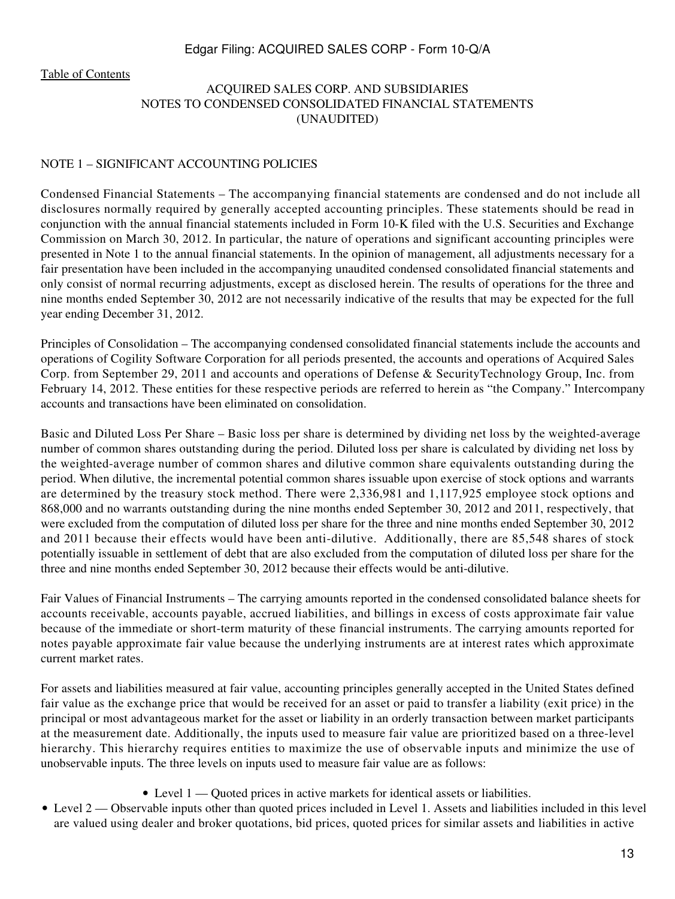[Table of Contents](#)

ACQUIRED SALES CORP. AND SUBSIDIARIES
NOTES TO CONDENSED CONSOLIDATED FINANCIAL STATEMENTS
(UNAUDITED)

NOTE 1 – SIGNIFICANT ACCOUNTING POLICIES

Condensed Financial Statements – The accompanying financial statements are condensed and do not include all disclosures normally required by generally accepted accounting principles. These statements should be read in conjunction with the annual financial statements included in Form 10-K filed with the U.S. Securities and Exchange Commission on March 30, 2012. In particular, the nature of operations and significant accounting principles were presented in Note 1 to the annual financial statements. In the opinion of management, all adjustments necessary for a fair presentation have been included in the accompanying unaudited condensed consolidated financial statements and only consist of normal recurring adjustments, except as disclosed herein. The results of operations for the three and nine months ended September 30, 2012 are not necessarily indicative of the results that may be expected for the full year ending December 31, 2012.

Principles of Consolidation – The accompanying condensed consolidated financial statements include the accounts and operations of Cogility Software Corporation for all periods presented, the accounts and operations of Acquired Sales Corp. from September 29, 2011 and accounts and operations of Defense & SecurityTechnology Group, Inc. from February 14, 2012. These entities for these respective periods are referred to herein as "the Company." Intercompany accounts and transactions have been eliminated on consolidation.

Basic and Diluted Loss Per Share – Basic loss per share is determined by dividing net loss by the weighted-average number of common shares outstanding during the period. Diluted loss per share is calculated by dividing net loss by the weighted-average number of common shares and dilutive common share equivalents outstanding during the period. When dilutive, the incremental potential common shares issuable upon exercise of stock options and warrants are determined by the treasury stock method. There were 2,336,981 and 1,117,925 employee stock options and 868,000 and no warrants outstanding during the nine months ended September 30, 2012 and 2011, respectively, that were excluded from the computation of diluted loss per share for the three and nine months ended September 30, 2012 and 2011 because their effects would have been anti-dilutive. Additionally, there are 85,548 shares of stock potentially issuable in settlement of debt that are also excluded from the computation of diluted loss per share for the three and nine months ended September 30, 2012 because their effects would be anti-dilutive.

Fair Values of Financial Instruments – The carrying amounts reported in the condensed consolidated balance sheets for accounts receivable, accounts payable, accrued liabilities, and billings in excess of costs approximate fair value because of the immediate or short-term maturity of these financial instruments. The carrying amounts reported for notes payable approximate fair value because the underlying instruments are at interest rates which approximate current market rates.

For assets and liabilities measured at fair value, accounting principles generally accepted in the United States defined fair value as the exchange price that would be received for an asset or paid to transfer a liability (exit price) in the principal or most advantageous market for the asset or liability in an orderly transaction between market participants at the measurement date. Additionally, the inputs used to measure fair value are prioritized based on a three-level hierarchy. This hierarchy requires entities to maximize the use of observable inputs and minimize the use of unobservable inputs. The three levels on inputs used to measure fair value are as follows:

- Level 1 — Quoted prices in active markets for identical assets or liabilities.
- Level 2 — Observable inputs other than quoted prices included in Level 1. Assets and liabilities included in this level are valued using dealer and broker quotations, bid prices, quoted prices for similar assets and liabilities in active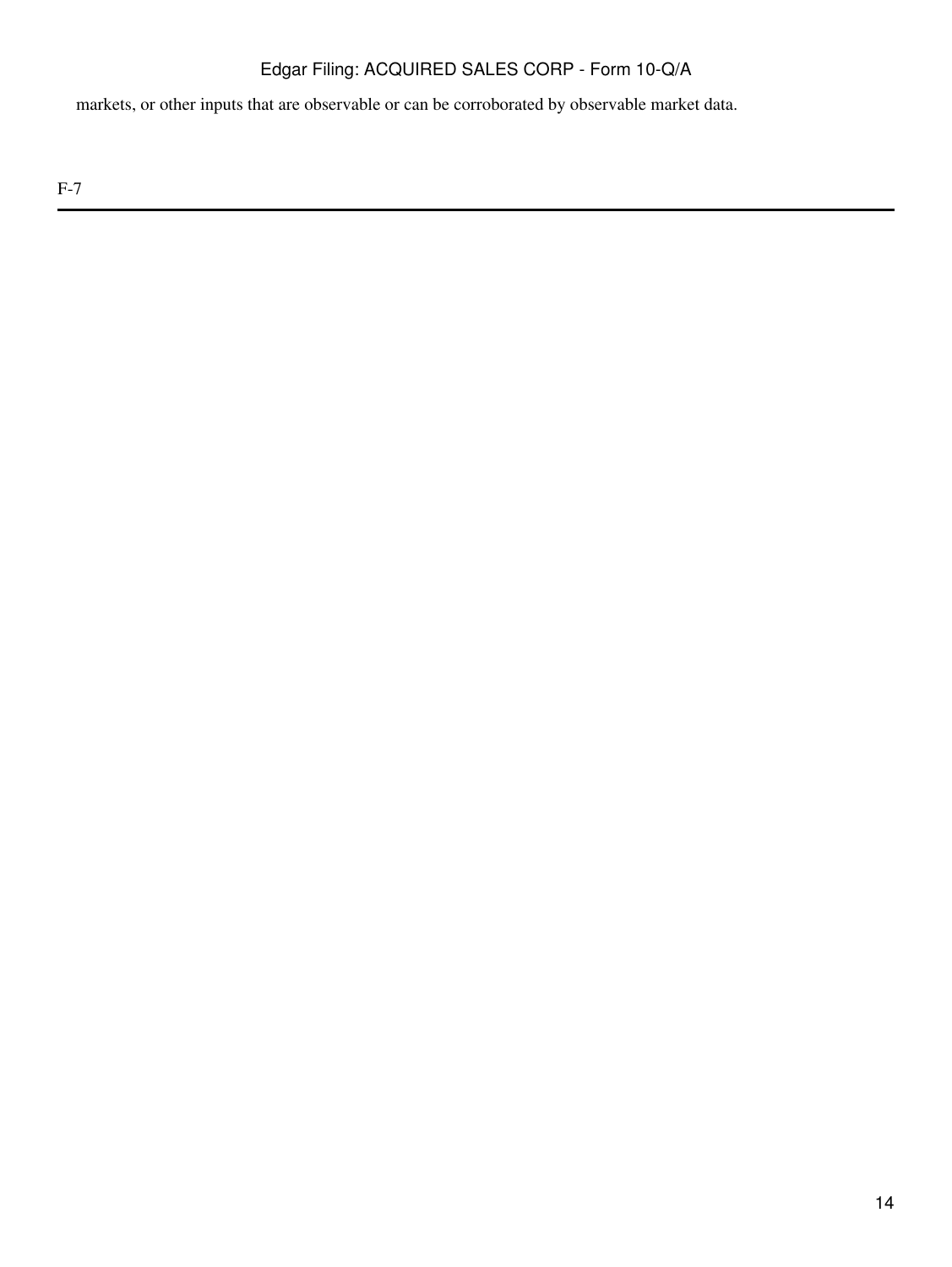markets, or other inputs that are observable or can be corroborated by observable market data.

F-7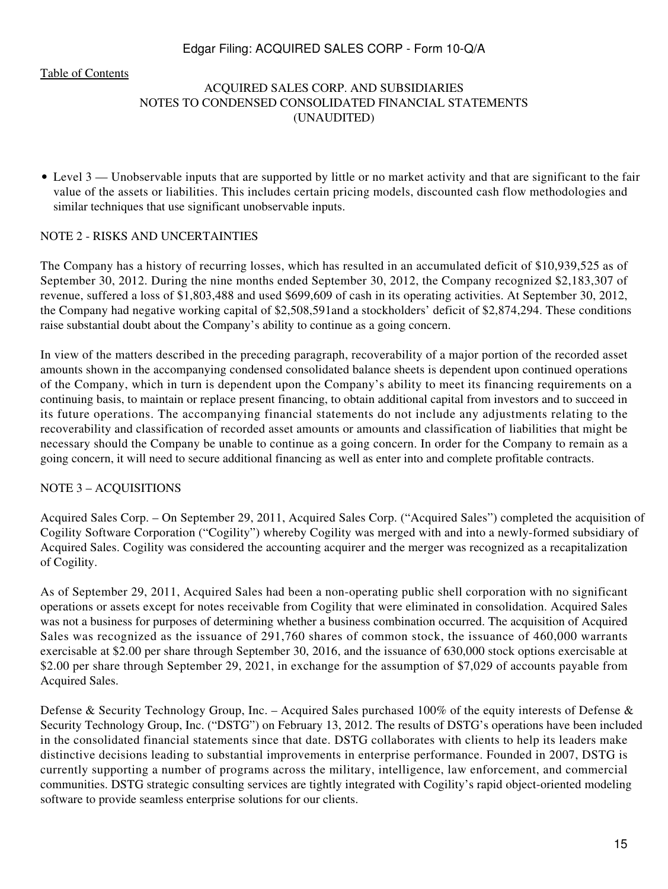ACQUIRED SALES CORP. AND SUBSIDIARIES
NOTES TO CONDENSED CONSOLIDATED FINANCIAL STATEMENTS
(UNAUDITED)

- Level 3 — Unobservable inputs that are supported by little or no market activity and that are significant to the fair value of the assets or liabilities. This includes certain pricing models, discounted cash flow methodologies and similar techniques that use significant unobservable inputs.

NOTE 2 - RISKS AND UNCERTAINTIES

The Company has a history of recurring losses, which has resulted in an accumulated deficit of $10,939,525 as of September 30, 2012. During the nine months ended September 30, 2012, the Company recognized $2,183,307 of revenue, suffered a loss of $1,803,488 and used $699,609 of cash in its operating activities. At September 30, 2012, the Company had negative working capital of $2,508,591and a stockholders' deficit of $2,874,294. These conditions raise substantial doubt about the Company's ability to continue as a going concern.

In view of the matters described in the preceding paragraph, recoverability of a major portion of the recorded asset amounts shown in the accompanying condensed consolidated balance sheets is dependent upon continued operations of the Company, which in turn is dependent upon the Company's ability to meet its financing requirements on a continuing basis, to maintain or replace present financing, to obtain additional capital from investors and to succeed in its future operations. The accompanying financial statements do not include any adjustments relating to the recoverability and classification of recorded asset amounts or amounts and classification of liabilities that might be necessary should the Company be unable to continue as a going concern. In order for the Company to remain as a going concern, it will need to secure additional financing as well as enter into and complete profitable contracts.

NOTE 3 – ACQUISITIONS

Acquired Sales Corp. – On September 29, 2011, Acquired Sales Corp. ("Acquired Sales") completed the acquisition of Cogility Software Corporation ("Cogility") whereby Cogility was merged with and into a newly-formed subsidiary of Acquired Sales. Cogility was considered the accounting acquirer and the merger was recognized as a recapitalization of Cogility.

As of September 29, 2011, Acquired Sales had been a non-operating public shell corporation with no significant operations or assets except for notes receivable from Cogility that were eliminated in consolidation. Acquired Sales was not a business for purposes of determining whether a business combination occurred. The acquisition of Acquired Sales was recognized as the issuance of 291,760 shares of common stock, the issuance of 460,000 warrants exercisable at $2.00 per share through September 30, 2016, and the issuance of 630,000 stock options exercisable at $2.00 per share through September 29, 2021, in exchange for the assumption of $7,029 of accounts payable from Acquired Sales.

Defense & Security Technology Group, Inc. – Acquired Sales purchased 100% of the equity interests of Defense & Security Technology Group, Inc. ("DSTG") on February 13, 2012. The results of DSTG's operations have been included in the consolidated financial statements since that date. DSTG collaborates with clients to help its leaders make distinctive decisions leading to substantial improvements in enterprise performance. Founded in 2007, DSTG is currently supporting a number of programs across the military, intelligence, law enforcement, and commercial communities. DSTG strategic consulting services are tightly integrated with Cogility's rapid object-oriented modeling software to provide seamless enterprise solutions for our clients.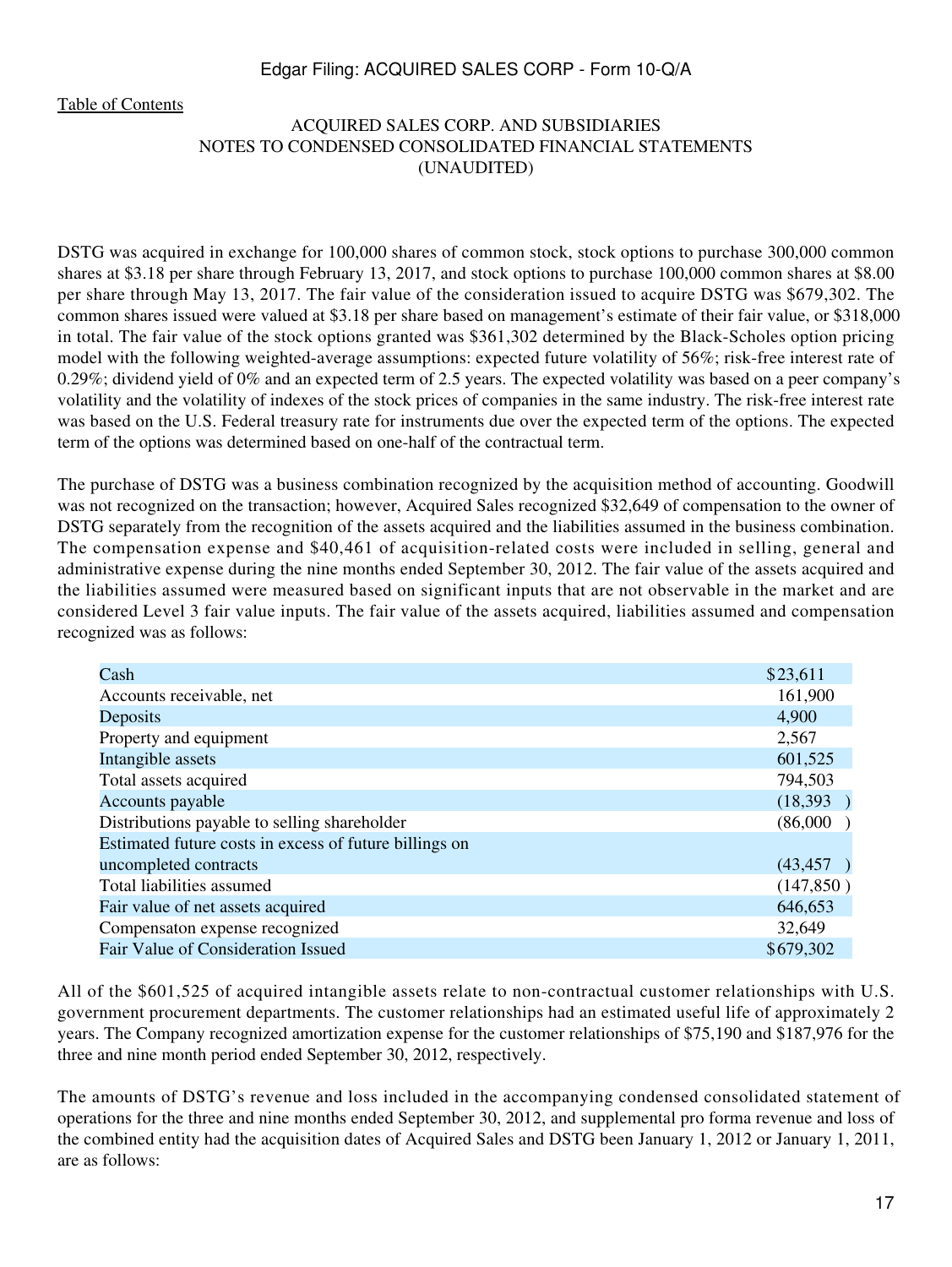[Table of Contents](#)

ACQUIRED SALES CORP. AND SUBSIDIARIES
NOTES TO CONDENSED CONSOLIDATED FINANCIAL STATEMENTS
(UNAUDITED)

DSTG was acquired in exchange for 100,000 shares of common stock, stock options to purchase 300,000 common shares at $3.18 per share through February 13, 2017, and stock options to purchase 100,000 common shares at $8.00 per share through May 13, 2017. The fair value of the consideration issued to acquire DSTG was $679,302. The common shares issued were valued at $3.18 per share based on management's estimate of their fair value, or $318,000 in total. The fair value of the stock options granted was $361,302 determined by the Black-Scholes option pricing model with the following weighted-average assumptions: expected future volatility of 56%; risk-free interest rate of 0.29%; dividend yield of 0% and an expected term of 2.5 years. The expected volatility was based on a peer company's volatility and the volatility of indexes of the stock prices of companies in the same industry. The risk-free interest rate was based on the U.S. Federal treasury rate for instruments due over the expected term of the options. The expected term of the options was determined based on one-half of the contractual term.

The purchase of DSTG was a business combination recognized by the acquisition method of accounting. Goodwill was not recognized on the transaction; however, Acquired Sales recognized $32,649 of compensation to the owner of DSTG separately from the recognition of the assets acquired and the liabilities assumed in the business combination. The compensation expense and $40,461 of acquisition-related costs were included in selling, general and administrative expense during the nine months ended September 30, 2012. The fair value of the assets acquired and the liabilities assumed were measured based on significant inputs that are not observable in the market and are considered Level 3 fair value inputs. The fair value of the assets acquired, liabilities assumed and compensation recognized was as follows:

| | |
|---|---|
| Cash | $23,611 |
| Accounts receivable, net | 161,900 |
| Deposits | 4,900 |
| Property and equipment | 2,567 |
| Intangible assets | 601,525 |
| Total assets acquired | 794,503 |
| Accounts payable | (18,393 ) |
| Distributions payable to selling shareholder | (86,000 ) |
| Estimated future costs in excess of future billings on uncompleted contracts | (43,457 ) |
| Total liabilities assumed | (147,850 ) |
| Fair value of net assets acquired | 646,653 |
| Compensaton expense recognized | 32,649 |
| Fair Value of Consideration Issued | $679,302 |

All of the $601,525 of acquired intangible assets relate to non-contractual customer relationships with U.S. government procurement departments. The customer relationships had an estimated useful life of approximately 2 years. The Company recognized amortization expense for the customer relationships of $75,190 and $187,976 for the three and nine month period ended September 30, 2012, respectively.

The amounts of DSTG's revenue and loss included in the accompanying condensed consolidated statement of operations for the three and nine months ended September 30, 2012, and supplemental pro forma revenue and loss of the combined entity had the acquisition dates of Acquired Sales and DSTG been January 1, 2012 or January 1, 2011, are as follows: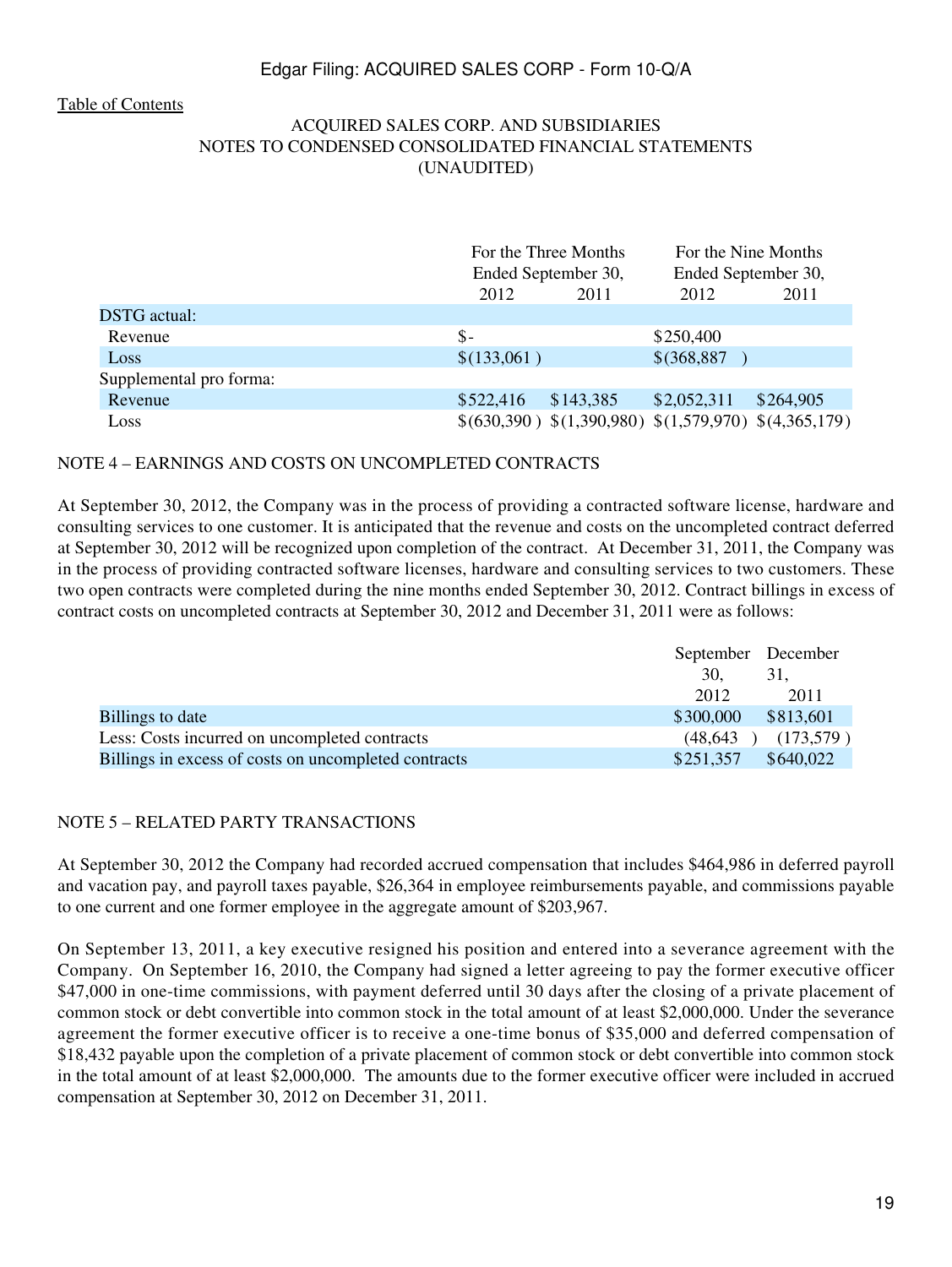ACQUIRED SALES CORP. AND SUBSIDIARIES
NOTES TO CONDENSED CONSOLIDATED FINANCIAL STATEMENTS
(UNAUDITED)

| | For the Three Months Ended September 30, | | For the Nine Months Ended September 30, | |
|---|---|---|---|---|
| | 2012 | 2011 | 2012 | 2011 |
| DSTG actual: | | | | |
| Revenue | $- | | $250,400 | |
| Loss | $(133,061 ) | | $(368,887 ) | |
| Supplemental pro forma: | | | | |
| Revenue | $522,416 | $143,385 | $2,052,311 | $264,905 |
| Loss | $(630,390 ) | $(1,390,980) | $(1,579,970) | $(4,365,179) |

## NOTE 4 – EARNINGS AND COSTS ON UNCOMPLETED CONTRACTS

At September 30, 2012, the Company was in the process of providing a contracted software license, hardware and consulting services to one customer. It is anticipated that the revenue and costs on the uncompleted contract deferred at September 30, 2012 will be recognized upon completion of the contract. At December 31, 2011, the Company was in the process of providing contracted software licenses, hardware and consulting services to two customers. These two open contracts were completed during the nine months ended September 30, 2012. Contract billings in excess of contract costs on uncompleted contracts at September 30, 2012 and December 31, 2011 were as follows:

| | September 30, 2012 | December 31, 2011 |
|---|---|---|
| Billings to date | $300,000 | $813,601 |
| Less: Costs incurred on uncompleted contracts | (48,643 ) | (173,579 ) |
| Billings in excess of costs on uncompleted contracts | $251,357 | $640,022 |

## NOTE 5 – RELATED PARTY TRANSACTIONS

At September 30, 2012 the Company had recorded accrued compensation that includes $464,986 in deferred payroll and vacation pay, and payroll taxes payable, $26,364 in employee reimbursements payable, and commissions payable to one current and one former employee in the aggregate amount of $203,967.

On September 13, 2011, a key executive resigned his position and entered into a severance agreement with the Company. On September 16, 2010, the Company had signed a letter agreeing to pay the former executive officer $47,000 in one-time commissions, with payment deferred until 30 days after the closing of a private placement of common stock or debt convertible into common stock in the total amount of at least $2,000,000. Under the severance agreement the former executive officer is to receive a one-time bonus of $35,000 and deferred compensation of $18,432 payable upon the completion of a private placement of common stock or debt convertible into common stock in the total amount of at least $2,000,000. The amounts due to the former executive officer were included in accrued compensation at September 30, 2012 on December 31, 2011.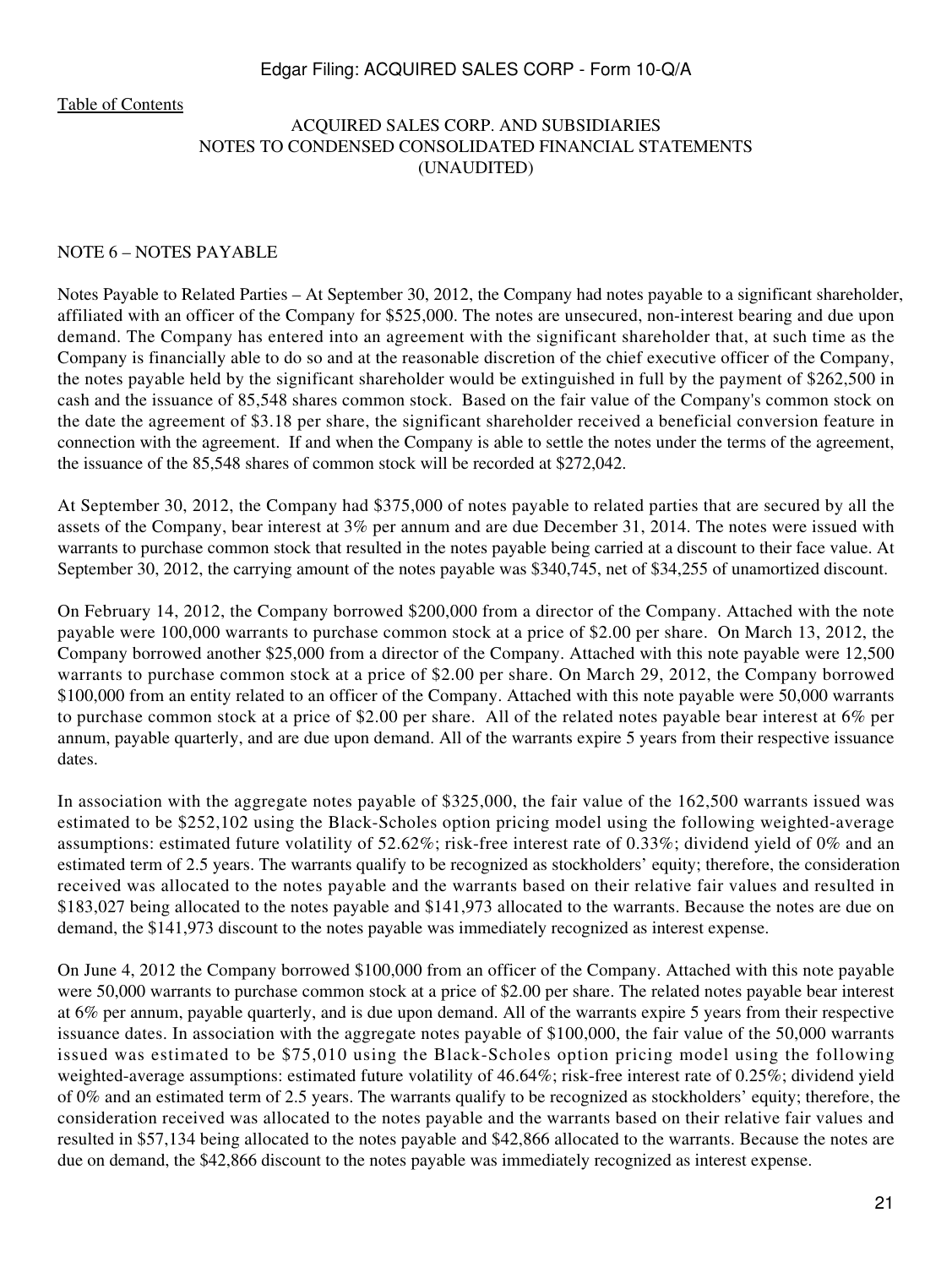ACQUIRED SALES CORP. AND SUBSIDIARIES
NOTES TO CONDENSED CONSOLIDATED FINANCIAL STATEMENTS
(UNAUDITED)

## NOTE 6 – NOTES PAYABLE

Notes Payable to Related Parties – At September 30, 2012, the Company had notes payable to a significant shareholder, affiliated with an officer of the Company for $525,000. The notes are unsecured, non-interest bearing and due upon demand. The Company has entered into an agreement with the significant shareholder that, at such time as the Company is financially able to do so and at the reasonable discretion of the chief executive officer of the Company, the notes payable held by the significant shareholder would be extinguished in full by the payment of $262,500 in cash and the issuance of 85,548 shares common stock. Based on the fair value of the Company's common stock on the date the agreement of $3.18 per share, the significant shareholder received a beneficial conversion feature in connection with the agreement. If and when the Company is able to settle the notes under the terms of the agreement, the issuance of the 85,548 shares of common stock will be recorded at $272,042.

At September 30, 2012, the Company had $375,000 of notes payable to related parties that are secured by all the assets of the Company, bear interest at 3% per annum and are due December 31, 2014. The notes were issued with warrants to purchase common stock that resulted in the notes payable being carried at a discount to their face value. At September 30, 2012, the carrying amount of the notes payable was $340,745, net of $34,255 of unamortized discount.

On February 14, 2012, the Company borrowed $200,000 from a director of the Company. Attached with the note payable were 100,000 warrants to purchase common stock at a price of $2.00 per share. On March 13, 2012, the Company borrowed another $25,000 from a director of the Company. Attached with this note payable were 12,500 warrants to purchase common stock at a price of $2.00 per share. On March 29, 2012, the Company borrowed $100,000 from an entity related to an officer of the Company. Attached with this note payable were 50,000 warrants to purchase common stock at a price of $2.00 per share. All of the related notes payable bear interest at 6% per annum, payable quarterly, and are due upon demand. All of the warrants expire 5 years from their respective issuance dates.

In association with the aggregate notes payable of $325,000, the fair value of the 162,500 warrants issued was estimated to be $252,102 using the Black-Scholes option pricing model using the following weighted-average assumptions: estimated future volatility of 52.62%; risk-free interest rate of 0.33%; dividend yield of 0% and an estimated term of 2.5 years. The warrants qualify to be recognized as stockholders' equity; therefore, the consideration received was allocated to the notes payable and the warrants based on their relative fair values and resulted in $183,027 being allocated to the notes payable and $141,973 allocated to the warrants. Because the notes are due on demand, the $141,973 discount to the notes payable was immediately recognized as interest expense.

On June 4, 2012 the Company borrowed $100,000 from an officer of the Company. Attached with this note payable were 50,000 warrants to purchase common stock at a price of $2.00 per share. The related notes payable bear interest at 6% per annum, payable quarterly, and is due upon demand. All of the warrants expire 5 years from their respective issuance dates. In association with the aggregate notes payable of $100,000, the fair value of the 50,000 warrants issued was estimated to be $75,010 using the Black-Scholes option pricing model using the following weighted-average assumptions: estimated future volatility of 46.64%; risk-free interest rate of 0.25%; dividend yield of 0% and an estimated term of 2.5 years. The warrants qualify to be recognized as stockholders' equity; therefore, the consideration received was allocated to the notes payable and the warrants based on their relative fair values and resulted in $57,134 being allocated to the notes payable and $42,866 allocated to the warrants. Because the notes are due on demand, the $42,866 discount to the notes payable was immediately recognized as interest expense.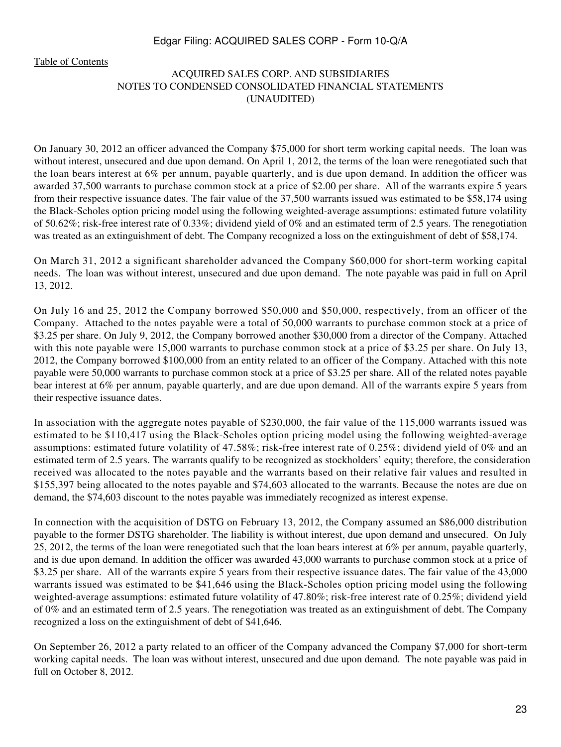ACQUIRED SALES CORP. AND SUBSIDIARIES
NOTES TO CONDENSED CONSOLIDATED FINANCIAL STATEMENTS
(UNAUDITED)

On January 30, 2012 an officer advanced the Company $75,000 for short term working capital needs. The loan was without interest, unsecured and due upon demand. On April 1, 2012, the terms of the loan were renegotiated such that the loan bears interest at 6% per annum, payable quarterly, and is due upon demand. In addition the officer was awarded 37,500 warrants to purchase common stock at a price of $2.00 per share. All of the warrants expire 5 years from their respective issuance dates. The fair value of the 37,500 warrants issued was estimated to be $58,174 using the Black-Scholes option pricing model using the following weighted-average assumptions: estimated future volatility of 50.62%; risk-free interest rate of 0.33%; dividend yield of 0% and an estimated term of 2.5 years. The renegotiation was treated as an extinguishment of debt. The Company recognized a loss on the extinguishment of debt of $58,174.

On March 31, 2012 a significant shareholder advanced the Company $60,000 for short-term working capital needs. The loan was without interest, unsecured and due upon demand. The note payable was paid in full on April 13, 2012.

On July 16 and 25, 2012 the Company borrowed $50,000 and $50,000, respectively, from an officer of the Company. Attached to the notes payable were a total of 50,000 warrants to purchase common stock at a price of $3.25 per share. On July 9, 2012, the Company borrowed another $30,000 from a director of the Company. Attached with this note payable were 15,000 warrants to purchase common stock at a price of $3.25 per share. On July 13, 2012, the Company borrowed $100,000 from an entity related to an officer of the Company. Attached with this note payable were 50,000 warrants to purchase common stock at a price of $3.25 per share. All of the related notes payable bear interest at 6% per annum, payable quarterly, and are due upon demand. All of the warrants expire 5 years from their respective issuance dates.

In association with the aggregate notes payable of $230,000, the fair value of the 115,000 warrants issued was estimated to be $110,417 using the Black-Scholes option pricing model using the following weighted-average assumptions: estimated future volatility of 47.58%; risk-free interest rate of 0.25%; dividend yield of 0% and an estimated term of 2.5 years. The warrants qualify to be recognized as stockholders' equity; therefore, the consideration received was allocated to the notes payable and the warrants based on their relative fair values and resulted in $155,397 being allocated to the notes payable and $74,603 allocated to the warrants. Because the notes are due on demand, the $74,603 discount to the notes payable was immediately recognized as interest expense.

In connection with the acquisition of DSTG on February 13, 2012, the Company assumed an $86,000 distribution payable to the former DSTG shareholder. The liability is without interest, due upon demand and unsecured. On July 25, 2012, the terms of the loan were renegotiated such that the loan bears interest at 6% per annum, payable quarterly, and is due upon demand. In addition the officer was awarded 43,000 warrants to purchase common stock at a price of $3.25 per share. All of the warrants expire 5 years from their respective issuance dates. The fair value of the 43,000 warrants issued was estimated to be $41,646 using the Black-Scholes option pricing model using the following weighted-average assumptions: estimated future volatility of 47.80%; risk-free interest rate of 0.25%; dividend yield of 0% and an estimated term of 2.5 years. The renegotiation was treated as an extinguishment of debt. The Company recognized a loss on the extinguishment of debt of $41,646.

On September 26, 2012 a party related to an officer of the Company advanced the Company $7,000 for short-term working capital needs. The loan was without interest, unsecured and due upon demand. The note payable was paid in full on October 8, 2012.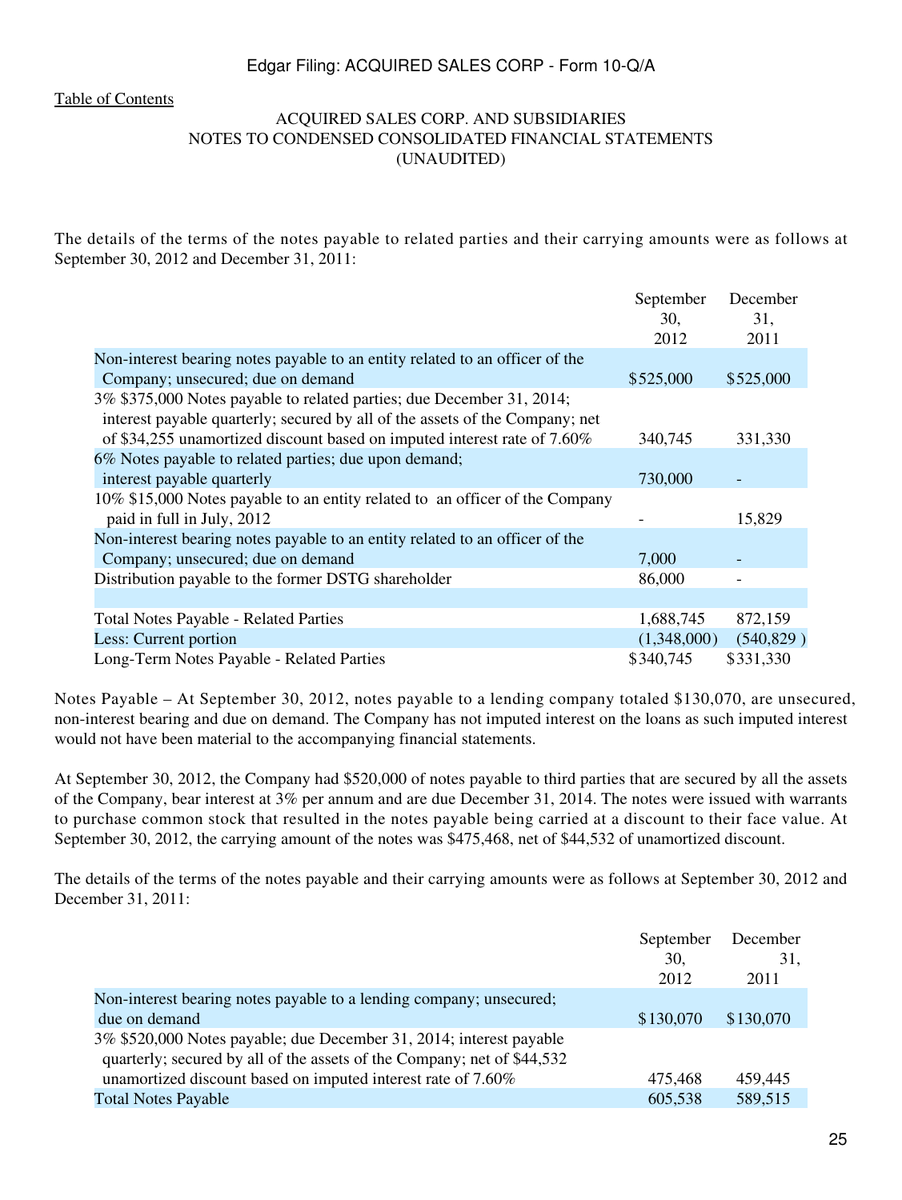Table of Contents

ACQUIRED SALES CORP. AND SUBSIDIARIES
NOTES TO CONDENSED CONSOLIDATED FINANCIAL STATEMENTS
(UNAUDITED)

The details of the terms of the notes payable to related parties and their carrying amounts were as follows at September 30, 2012 and December 31, 2011:

| | September 30, 2012 | December 31, 2011 |
|---|---|---|
| Non-interest bearing notes payable to an entity related to an officer of the Company; unsecured; due on demand | $525,000 | $525,000 |
| 3% $375,000 Notes payable to related parties; due December 31, 2014; interest payable quarterly; secured by all of the assets of the Company; net of $34,255 unamortized discount based on imputed interest rate of 7.60% | 340,745 | 331,330 |
| 6% Notes payable to related parties; due upon demand; interest payable quarterly | 730,000 | - |
| 10% $15,000 Notes payable to an entity related to an officer of the Company paid in full in July, 2012 | - | 15,829 |
| Non-interest bearing notes payable to an entity related to an officer of the Company; unsecured; due on demand | 7,000 | - |
| Distribution payable to the former DSTG shareholder | 86,000 | - |
| | | |
| Total Notes Payable - Related Parties | 1,688,745 | 872,159 |
| Less: Current portion | (1,348,000) | (540,829) |
| Long-Term Notes Payable - Related Parties | $340,745 | $331,330 |

Notes Payable – At September 30, 2012, notes payable to a lending company totaled $130,070, are unsecured, non-interest bearing and due on demand. The Company has not imputed interest on the loans as such imputed interest would not have been material to the accompanying financial statements.

At September 30, 2012, the Company had $520,000 of notes payable to third parties that are secured by all the assets of the Company, bear interest at 3% per annum and are due December 31, 2014. The notes were issued with warrants to purchase common stock that resulted in the notes payable being carried at a discount to their face value. At September 30, 2012, the carrying amount of the notes was $475,468, net of $44,532 of unamortized discount.

The details of the terms of the notes payable and their carrying amounts were as follows at September 30, 2012 and December 31, 2011:

| | September 30, 2012 | December 31, 2011 |
|---|---|---|
| Non-interest bearing notes payable to a lending company; unsecured; due on demand | $130,070 | $130,070 |
| 3% $520,000 Notes payable; due December 31, 2014; interest payable quarterly; secured by all of the assets of the Company; net of $44,532 unamortized discount based on imputed interest rate of 7.60% | 475,468 | 459,445 |
| Total Notes Payable | 605,538 | 589,515 |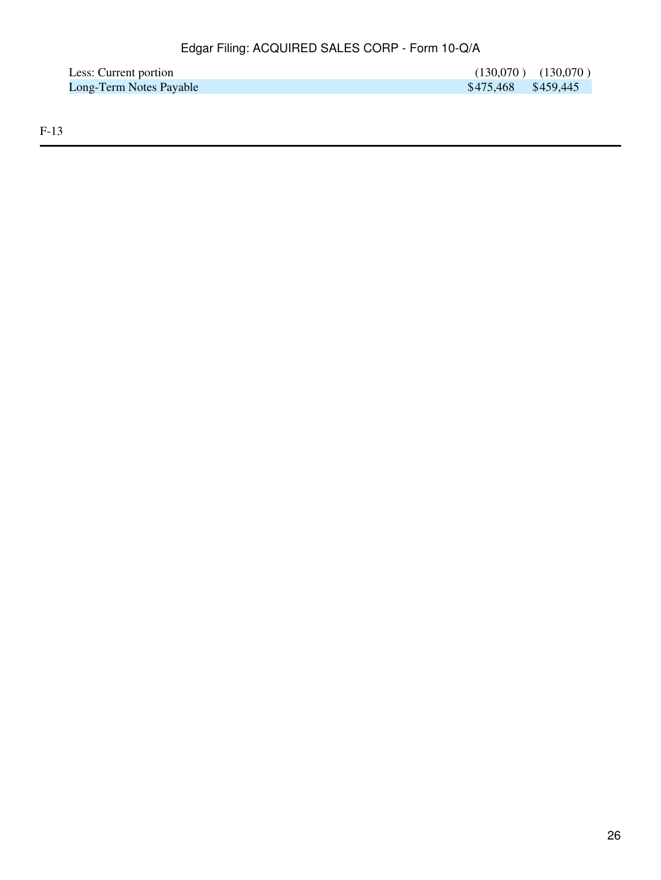| | | |
|---|---|---|
| Less: Current portion | (130,070 ) | (130,070 ) |
| Long-Term Notes Payable | $475,468 | $459,445 |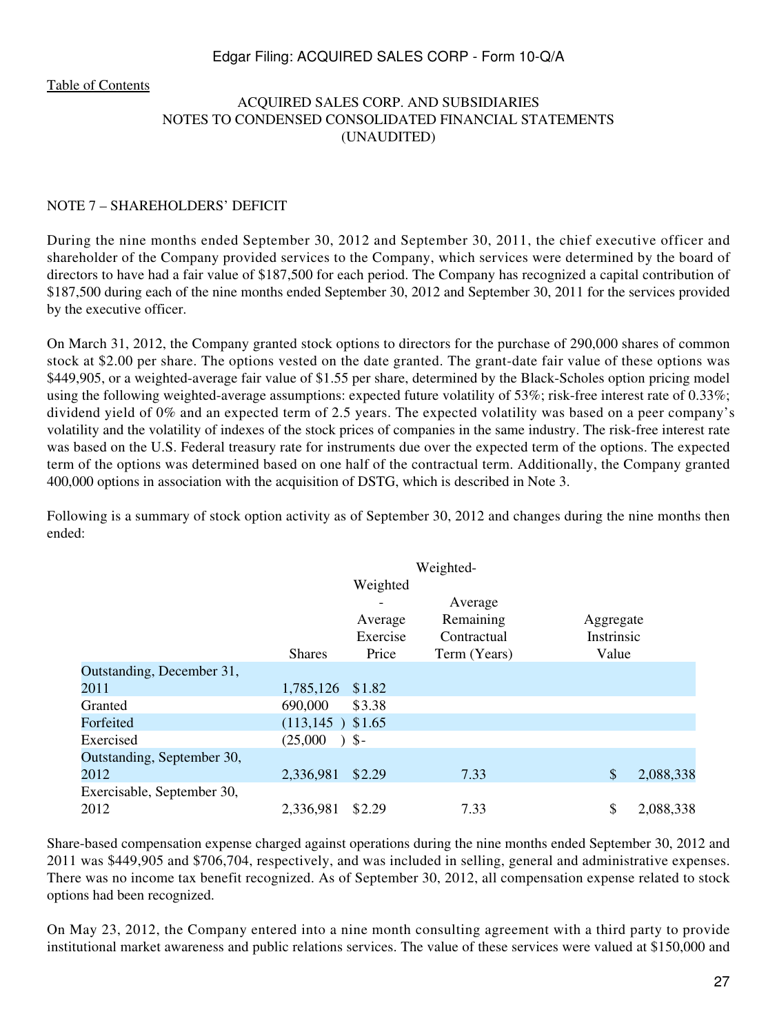Table of Contents

ACQUIRED SALES CORP. AND SUBSIDIARIES
NOTES TO CONDENSED CONSOLIDATED FINANCIAL STATEMENTS
(UNAUDITED)

NOTE 7 – SHAREHOLDERS' DEFICIT

During the nine months ended September 30, 2012 and September 30, 2011, the chief executive officer and shareholder of the Company provided services to the Company, which services were determined by the board of directors to have had a fair value of $187,500 for each period. The Company has recognized a capital contribution of $187,500 during each of the nine months ended September 30, 2012 and September 30, 2011 for the services provided by the executive officer.

On March 31, 2012, the Company granted stock options to directors for the purchase of 290,000 shares of common stock at $2.00 per share. The options vested on the date granted. The grant-date fair value of these options was $449,905, or a weighted-average fair value of $1.55 per share, determined by the Black-Scholes option pricing model using the following weighted-average assumptions: expected future volatility of 53%; risk-free interest rate of 0.33%; dividend yield of 0% and an expected term of 2.5 years. The expected volatility was based on a peer company's volatility and the volatility of indexes of the stock prices of companies in the same industry. The risk-free interest rate was based on the U.S. Federal treasury rate for instruments due over the expected term of the options. The expected term of the options was determined based on one half of the contractual term. Additionally, the Company granted 400,000 options in association with the acquisition of DSTG, which is described in Note 3.

Following is a summary of stock option activity as of September 30, 2012 and changes during the nine months then ended:

| | Shares | Weighted-Average Exercise Price | Weighted-Average Remaining Contractual Term (Years) | Aggregate Instrinsic Value |
|---|---|---|---|---|
| Outstanding, December 31, 2011 | 1,785,126 | $1.82 | | |
| Granted | 690,000 | $3.38 | | |
| Forfeited | (113,145) | $1.65 | | |
| Exercised | (25,000) | $- | | |
| Outstanding, September 30, 2012 | 2,336,981 | $2.29 | 7.33 | $ 2,088,338 |
| Exercisable, September 30, 2012 | 2,336,981 | $2.29 | 7.33 | $ 2,088,338 |

Share-based compensation expense charged against operations during the nine months ended September 30, 2012 and 2011 was $449,905 and $706,704, respectively, and was included in selling, general and administrative expenses. There was no income tax benefit recognized. As of September 30, 2012, all compensation expense related to stock options had been recognized.

On May 23, 2012, the Company entered into a nine month consulting agreement with a third party to provide institutional market awareness and public relations services. The value of these services were valued at $150,000 and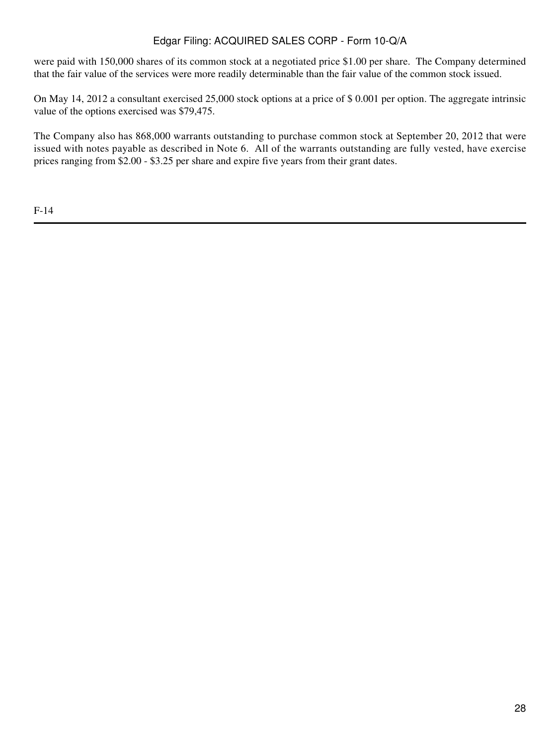were paid with 150,000 shares of its common stock at a negotiated price $1.00 per share. The Company determined that the fair value of the services were more readily determinable than the fair value of the common stock issued.

On May 14, 2012 a consultant exercised 25,000 stock options at a price of $ 0.001 per option. The aggregate intrinsic value of the options exercised was $79,475.

The Company also has 868,000 warrants outstanding to purchase common stock at September 20, 2012 that were issued with notes payable as described in Note 6. All of the warrants outstanding are fully vested, have exercise prices ranging from $2.00 - $3.25 per share and expire five years from their grant dates.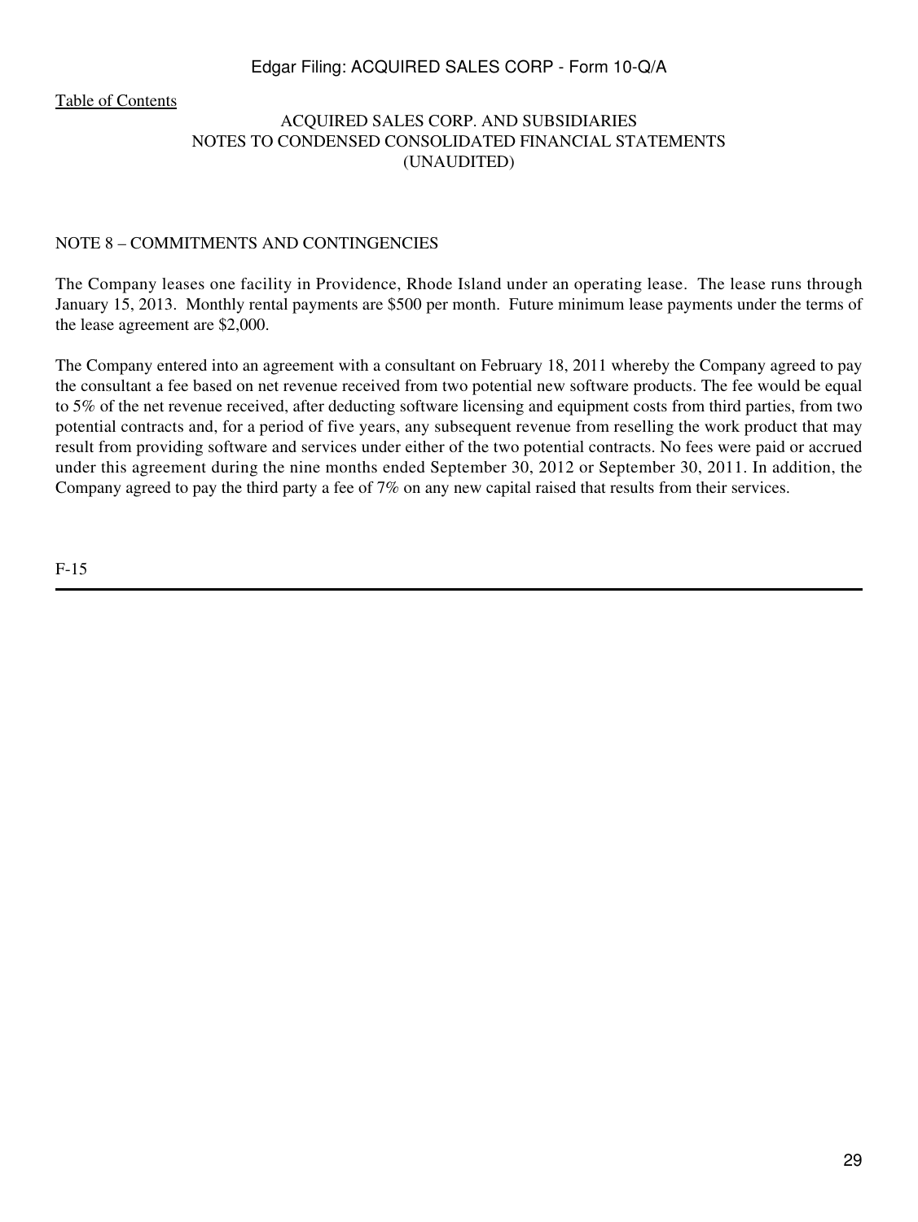ACQUIRED SALES CORP. AND SUBSIDIARIES
NOTES TO CONDENSED CONSOLIDATED FINANCIAL STATEMENTS
(UNAUDITED)

NOTE 8 – COMMITMENTS AND CONTINGENCIES

The Company leases one facility in Providence, Rhode Island under an operating lease. The lease runs through January 15, 2013. Monthly rental payments are $500 per month. Future minimum lease payments under the terms of the lease agreement are $2,000.

The Company entered into an agreement with a consultant on February 18, 2011 whereby the Company agreed to pay the consultant a fee based on net revenue received from two potential new software products. The fee would be equal to 5% of the net revenue received, after deducting software licensing and equipment costs from third parties, from two potential contracts and, for a period of five years, any subsequent revenue from reselling the work product that may result from providing software and services under either of the two potential contracts. No fees were paid or accrued under this agreement during the nine months ended September 30, 2012 or September 30, 2011. In addition, the Company agreed to pay the third party a fee of 7% on any new capital raised that results from their services.

F-15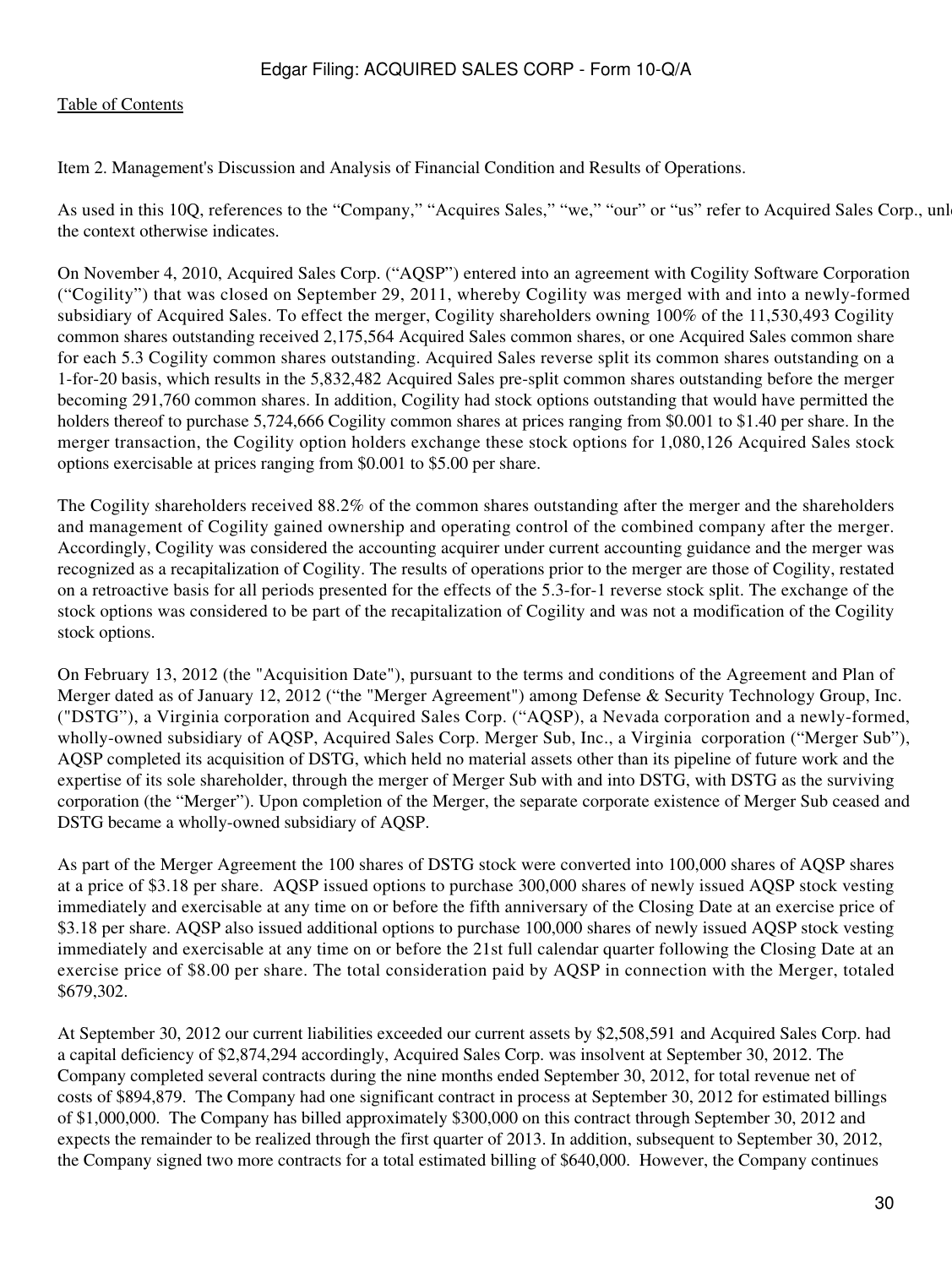[Table of Contents](#)

Item 2. Management's Discussion and Analysis of Financial Condition and Results of Operations.

As used in this 10Q, references to the "Company," "Acquires Sales," "we," "our" or "us" refer to Acquired Sales Corp., unl the context otherwise indicates.

On November 4, 2010, Acquired Sales Corp. ("AQSP") entered into an agreement with Cogility Software Corporation ("Cogility") that was closed on September 29, 2011, whereby Cogility was merged with and into a newly-formed subsidiary of Acquired Sales. To effect the merger, Cogility shareholders owning 100% of the 11,530,493 Cogility common shares outstanding received 2,175,564 Acquired Sales common shares, or one Acquired Sales common share for each 5.3 Cogility common shares outstanding. Acquired Sales reverse split its common shares outstanding on a 1-for-20 basis, which results in the 5,832,482 Acquired Sales pre-split common shares outstanding before the merger becoming 291,760 common shares. In addition, Cogility had stock options outstanding that would have permitted the holders thereof to purchase 5,724,666 Cogility common shares at prices ranging from $0.001 to $1.40 per share. In the merger transaction, the Cogility option holders exchange these stock options for 1,080,126 Acquired Sales stock options exercisable at prices ranging from $0.001 to $5.00 per share.

The Cogility shareholders received 88.2% of the common shares outstanding after the merger and the shareholders and management of Cogility gained ownership and operating control of the combined company after the merger. Accordingly, Cogility was considered the accounting acquirer under current accounting guidance and the merger was recognized as a recapitalization of Cogility. The results of operations prior to the merger are those of Cogility, restated on a retroactive basis for all periods presented for the effects of the 5.3-for-1 reverse stock split. The exchange of the stock options was considered to be part of the recapitalization of Cogility and was not a modification of the Cogility stock options.

On February 13, 2012 (the "Acquisition Date"), pursuant to the terms and conditions of the Agreement and Plan of Merger dated as of January 12, 2012 ("the "Merger Agreement") among Defense & Security Technology Group, Inc. ("DSTG"), a Virginia corporation and Acquired Sales Corp. ("AQSP), a Nevada corporation and a newly-formed, wholly-owned subsidiary of AQSP, Acquired Sales Corp. Merger Sub, Inc., a Virginia corporation ("Merger Sub"), AQSP completed its acquisition of DSTG, which held no material assets other than its pipeline of future work and the expertise of its sole shareholder, through the merger of Merger Sub with and into DSTG, with DSTG as the surviving corporation (the "Merger"). Upon completion of the Merger, the separate corporate existence of Merger Sub ceased and DSTG became a wholly-owned subsidiary of AQSP.

As part of the Merger Agreement the 100 shares of DSTG stock were converted into 100,000 shares of AQSP shares at a price of $3.18 per share. AQSP issued options to purchase 300,000 shares of newly issued AQSP stock vesting immediately and exercisable at any time on or before the fifth anniversary of the Closing Date at an exercise price of $3.18 per share. AQSP also issued additional options to purchase 100,000 shares of newly issued AQSP stock vesting immediately and exercisable at any time on or before the 21st full calendar quarter following the Closing Date at an exercise price of $8.00 per share. The total consideration paid by AQSP in connection with the Merger, totaled $679,302.

At September 30, 2012 our current liabilities exceeded our current assets by $2,508,591 and Acquired Sales Corp. had a capital deficiency of $2,874,294 accordingly, Acquired Sales Corp. was insolvent at September 30, 2012. The Company completed several contracts during the nine months ended September 30, 2012, for total revenue net of costs of $894,879. The Company had one significant contract in process at September 30, 2012 for estimated billings of $1,000,000. The Company has billed approximately $300,000 on this contract through September 30, 2012 and expects the remainder to be realized through the first quarter of 2013. In addition, subsequent to September 30, 2012, the Company signed two more contracts for a total estimated billing of $640,000. However, the Company continues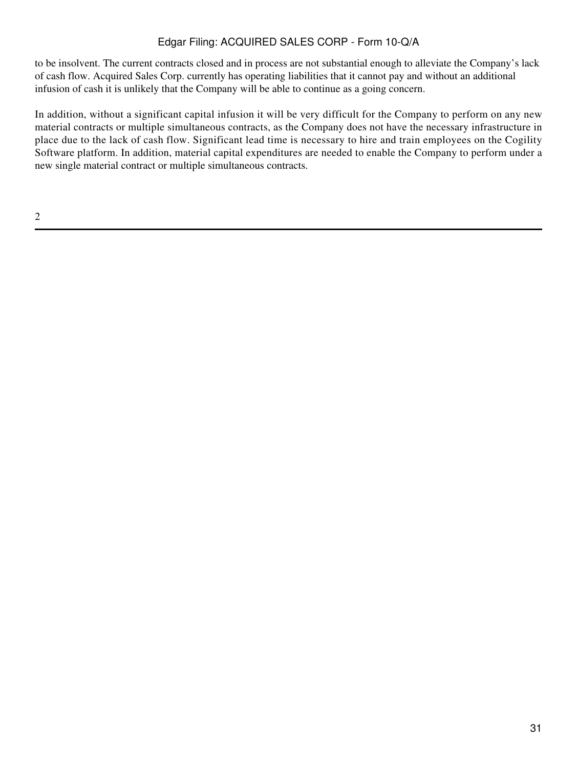to be insolvent. The current contracts closed and in process are not substantial enough to alleviate the Company's lack of cash flow. Acquired Sales Corp. currently has operating liabilities that it cannot pay and without an additional infusion of cash it is unlikely that the Company will be able to continue as a going concern.

In addition, without a significant capital infusion it will be very difficult for the Company to perform on any new material contracts or multiple simultaneous contracts, as the Company does not have the necessary infrastructure in place due to the lack of cash flow. Significant lead time is necessary to hire and train employees on the Cogility Software platform. In addition, material capital expenditures are needed to enable the Company to perform under a new single material contract or multiple simultaneous contracts.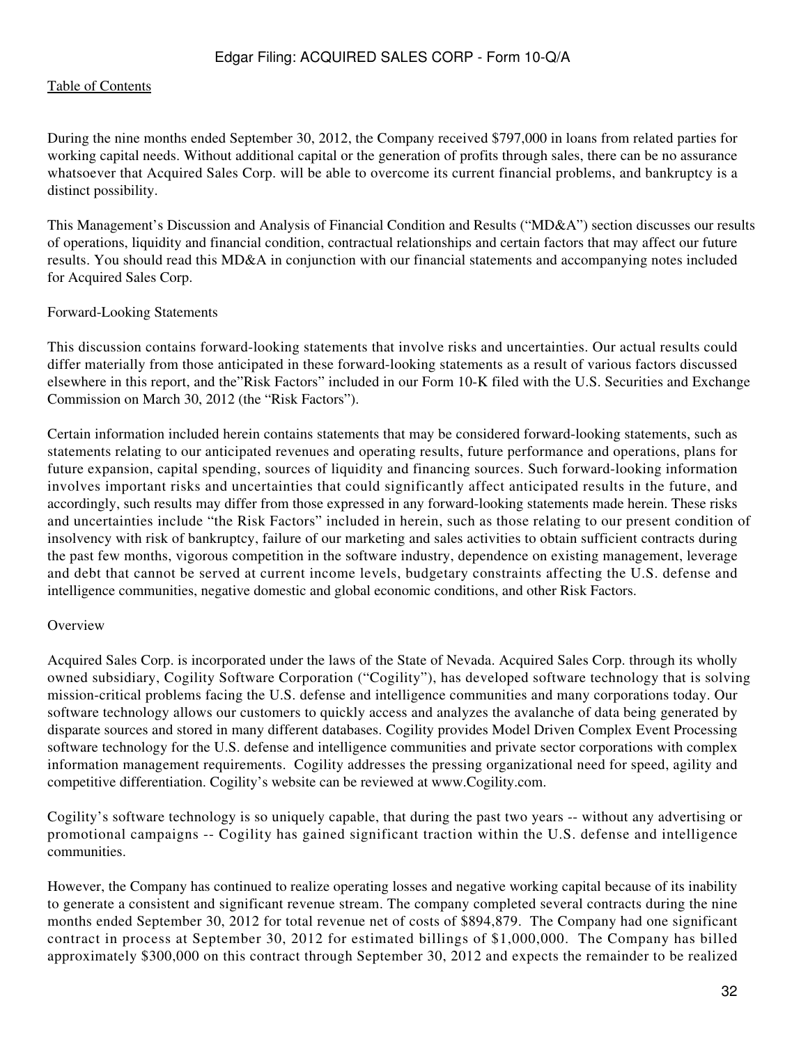[Table of Contents](#)

During the nine months ended September 30, 2012, the Company received $797,000 in loans from related parties for working capital needs. Without additional capital or the generation of profits through sales, there can be no assurance whatsoever that Acquired Sales Corp. will be able to overcome its current financial problems, and bankruptcy is a distinct possibility.

This Management's Discussion and Analysis of Financial Condition and Results ("MD&A") section discusses our results of operations, liquidity and financial condition, contractual relationships and certain factors that may affect our future results. You should read this MD&A in conjunction with our financial statements and accompanying notes included for Acquired Sales Corp.

Forward-Looking Statements

This discussion contains forward-looking statements that involve risks and uncertainties. Our actual results could differ materially from those anticipated in these forward-looking statements as a result of various factors discussed elsewhere in this report, and the"Risk Factors" included in our Form 10-K filed with the U.S. Securities and Exchange Commission on March 30, 2012 (the "Risk Factors").

Certain information included herein contains statements that may be considered forward-looking statements, such as statements relating to our anticipated revenues and operating results, future performance and operations, plans for future expansion, capital spending, sources of liquidity and financing sources. Such forward-looking information involves important risks and uncertainties that could significantly affect anticipated results in the future, and accordingly, such results may differ from those expressed in any forward-looking statements made herein. These risks and uncertainties include "the Risk Factors" included in herein, such as those relating to our present condition of insolvency with risk of bankruptcy, failure of our marketing and sales activities to obtain sufficient contracts during the past few months, vigorous competition in the software industry, dependence on existing management, leverage and debt that cannot be served at current income levels, budgetary constraints affecting the U.S. defense and intelligence communities, negative domestic and global economic conditions, and other Risk Factors.

Overview

Acquired Sales Corp. is incorporated under the laws of the State of Nevada. Acquired Sales Corp. through its wholly owned subsidiary, Cogility Software Corporation ("Cogility"), has developed software technology that is solving mission-critical problems facing the U.S. defense and intelligence communities and many corporations today. Our software technology allows our customers to quickly access and analyzes the avalanche of data being generated by disparate sources and stored in many different databases. Cogility provides Model Driven Complex Event Processing software technology for the U.S. defense and intelligence communities and private sector corporations with complex information management requirements. Cogility addresses the pressing organizational need for speed, agility and competitive differentiation. Cogility's website can be reviewed at www.Cogility.com.

Cogility's software technology is so uniquely capable, that during the past two years -- without any advertising or promotional campaigns -- Cogility has gained significant traction within the U.S. defense and intelligence communities.

However, the Company has continued to realize operating losses and negative working capital because of its inability to generate a consistent and significant revenue stream. The company completed several contracts during the nine months ended September 30, 2012 for total revenue net of costs of $894,879. The Company had one significant contract in process at September 30, 2012 for estimated billings of $1,000,000. The Company has billed approximately $300,000 on this contract through September 30, 2012 and expects the remainder to be realized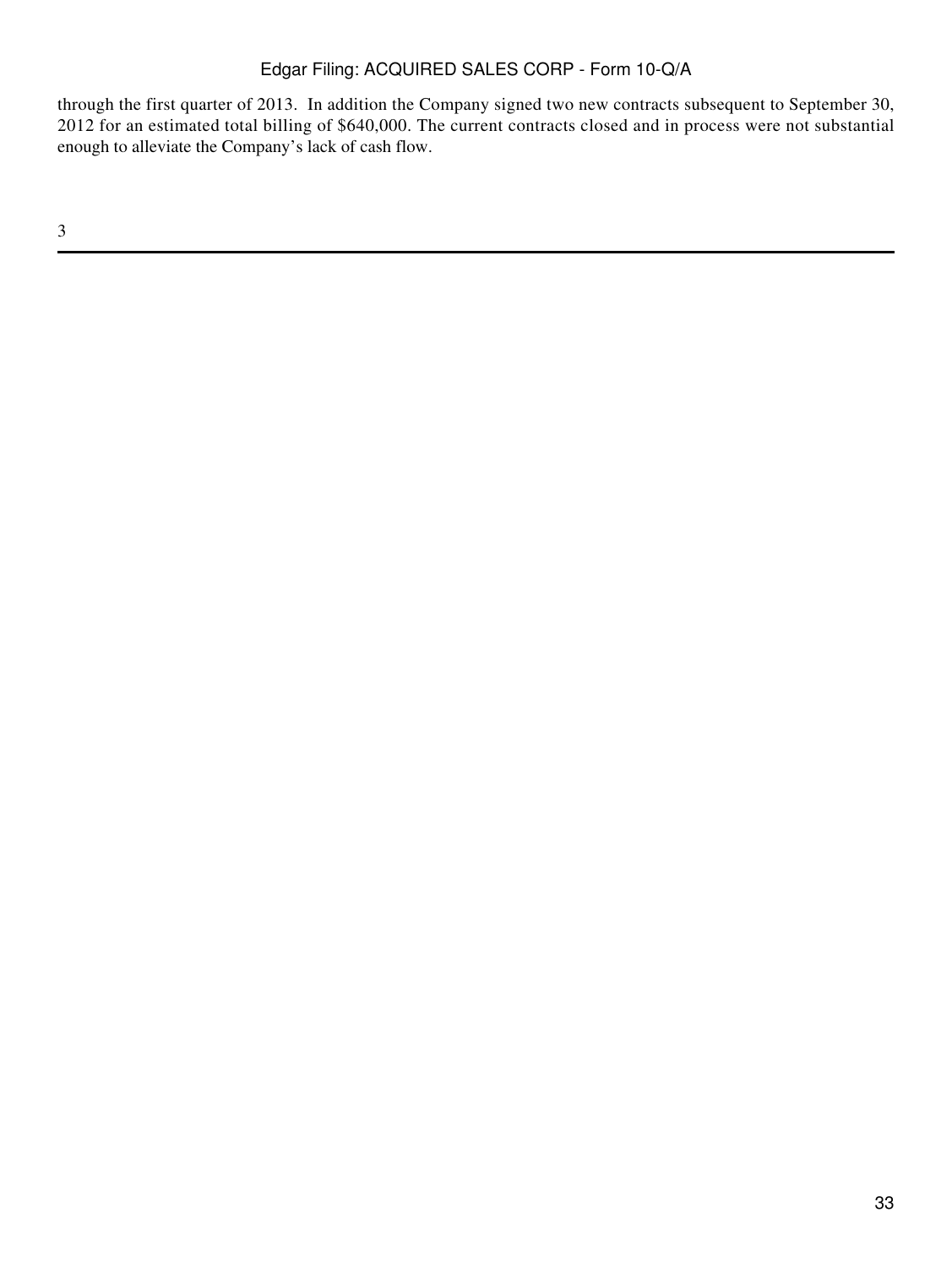through the first quarter of 2013. In addition the Company signed two new contracts subsequent to September 30, 2012 for an estimated total billing of $640,000. The current contracts closed and in process were not substantial enough to alleviate the Company's lack of cash flow.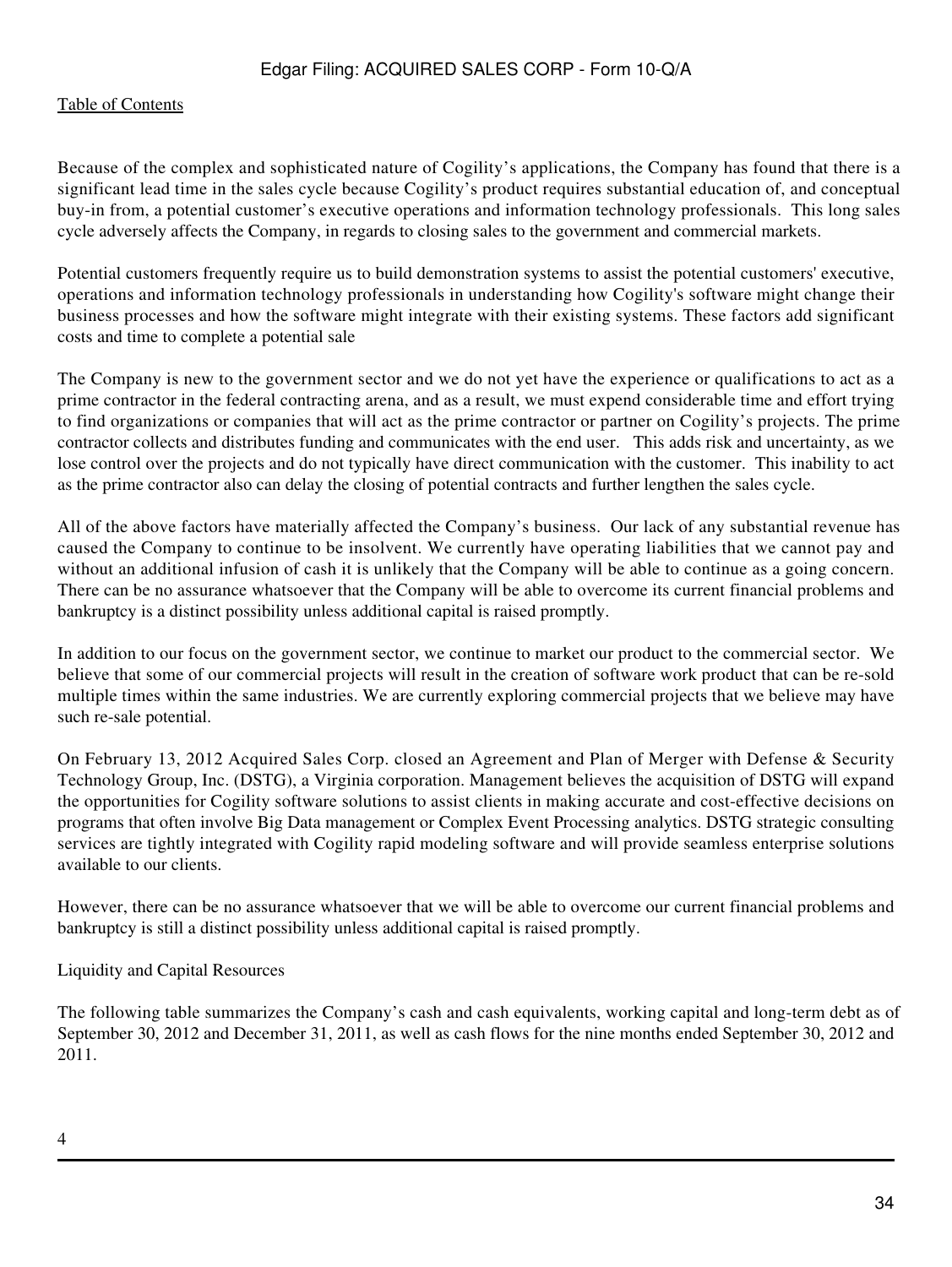[Table of Contents](#)

Because of the complex and sophisticated nature of Cogility's applications, the Company has found that there is a significant lead time in the sales cycle because Cogility's product requires substantial education of, and conceptual buy-in from, a potential customer's executive operations and information technology professionals. This long sales cycle adversely affects the Company, in regards to closing sales to the government and commercial markets.

Potential customers frequently require us to build demonstration systems to assist the potential customers' executive, operations and information technology professionals in understanding how Cogility's software might change their business processes and how the software might integrate with their existing systems. These factors add significant costs and time to complete a potential sale

The Company is new to the government sector and we do not yet have the experience or qualifications to act as a prime contractor in the federal contracting arena, and as a result, we must expend considerable time and effort trying to find organizations or companies that will act as the prime contractor or partner on Cogility's projects. The prime contractor collects and distributes funding and communicates with the end user. This adds risk and uncertainty, as we lose control over the projects and do not typically have direct communication with the customer. This inability to act as the prime contractor also can delay the closing of potential contracts and further lengthen the sales cycle.

All of the above factors have materially affected the Company's business. Our lack of any substantial revenue has caused the Company to continue to be insolvent. We currently have operating liabilities that we cannot pay and without an additional infusion of cash it is unlikely that the Company will be able to continue as a going concern. There can be no assurance whatsoever that the Company will be able to overcome its current financial problems and bankruptcy is a distinct possibility unless additional capital is raised promptly.

In addition to our focus on the government sector, we continue to market our product to the commercial sector. We believe that some of our commercial projects will result in the creation of software work product that can be re-sold multiple times within the same industries. We are currently exploring commercial projects that we believe may have such re-sale potential.

On February 13, 2012 Acquired Sales Corp. closed an Agreement and Plan of Merger with Defense & Security Technology Group, Inc. (DSTG), a Virginia corporation. Management believes the acquisition of DSTG will expand the opportunities for Cogility software solutions to assist clients in making accurate and cost-effective decisions on programs that often involve Big Data management or Complex Event Processing analytics. DSTG strategic consulting services are tightly integrated with Cogility rapid modeling software and will provide seamless enterprise solutions available to our clients.

However, there can be no assurance whatsoever that we will be able to overcome our current financial problems and bankruptcy is still a distinct possibility unless additional capital is raised promptly.

Liquidity and Capital Resources

The following table summarizes the Company's cash and cash equivalents, working capital and long-term debt as of September 30, 2012 and December 31, 2011, as well as cash flows for the nine months ended September 30, 2012 and 2011.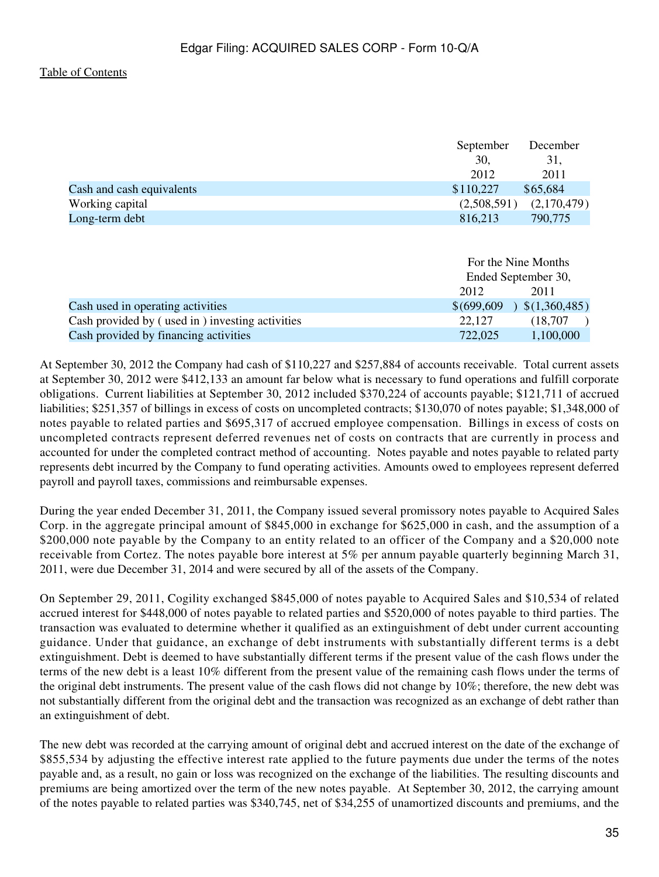[Table of Contents](#)

| | September 30, 2012 | December 31, 2011 |
|---|---|---|
| Cash and cash equivalents | $110,227 | $65,684 |
| Working capital | (2,508,591) | (2,170,479) |
| Long-term debt | 816,213 | 790,775 |

| | For the Nine Months Ended September 30, | |
|---|---|---|
| | 2012 | 2011 |
| Cash used in operating activities | $(699,609) | $(1,360,485) |
| Cash provided by ( used in ) investing activities | 22,127 | (18,707) |
| Cash provided by financing activities | 722,025 | 1,100,000 |

At September 30, 2012 the Company had cash of $110,227 and $257,884 of accounts receivable. Total current assets at September 30, 2012 were $412,133 an amount far below what is necessary to fund operations and fulfill corporate obligations. Current liabilities at September 30, 2012 included $370,224 of accounts payable; $121,711 of accrued liabilities; $251,357 of billings in excess of costs on uncompleted contracts; $130,070 of notes payable; $1,348,000 of notes payable to related parties and $695,317 of accrued employee compensation. Billings in excess of costs on uncompleted contracts represent deferred revenues net of costs on contracts that are currently in process and accounted for under the completed contract method of accounting. Notes payable and notes payable to related party represents debt incurred by the Company to fund operating activities. Amounts owed to employees represent deferred payroll and payroll taxes, commissions and reimbursable expenses.

During the year ended December 31, 2011, the Company issued several promissory notes payable to Acquired Sales Corp. in the aggregate principal amount of $845,000 in exchange for $625,000 in cash, and the assumption of a $200,000 note payable by the Company to an entity related to an officer of the Company and a $20,000 note receivable from Cortez. The notes payable bore interest at 5% per annum payable quarterly beginning March 31, 2011, were due December 31, 2014 and were secured by all of the assets of the Company.

On September 29, 2011, Cogility exchanged $845,000 of notes payable to Acquired Sales and $10,534 of related accrued interest for $448,000 of notes payable to related parties and $520,000 of notes payable to third parties. The transaction was evaluated to determine whether it qualified as an extinguishment of debt under current accounting guidance. Under that guidance, an exchange of debt instruments with substantially different terms is a debt extinguishment. Debt is deemed to have substantially different terms if the present value of the cash flows under the terms of the new debt is a least 10% different from the present value of the remaining cash flows under the terms of the original debt instruments. The present value of the cash flows did not change by 10%; therefore, the new debt was not substantially different from the original debt and the transaction was recognized as an exchange of debt rather than an extinguishment of debt.

The new debt was recorded at the carrying amount of original debt and accrued interest on the date of the exchange of $855,534 by adjusting the effective interest rate applied to the future payments due under the terms of the notes payable and, as a result, no gain or loss was recognized on the exchange of the liabilities. The resulting discounts and premiums are being amortized over the term of the new notes payable. At September 30, 2012, the carrying amount of the notes payable to related parties was $340,745, net of $34,255 of unamortized discounts and premiums, and the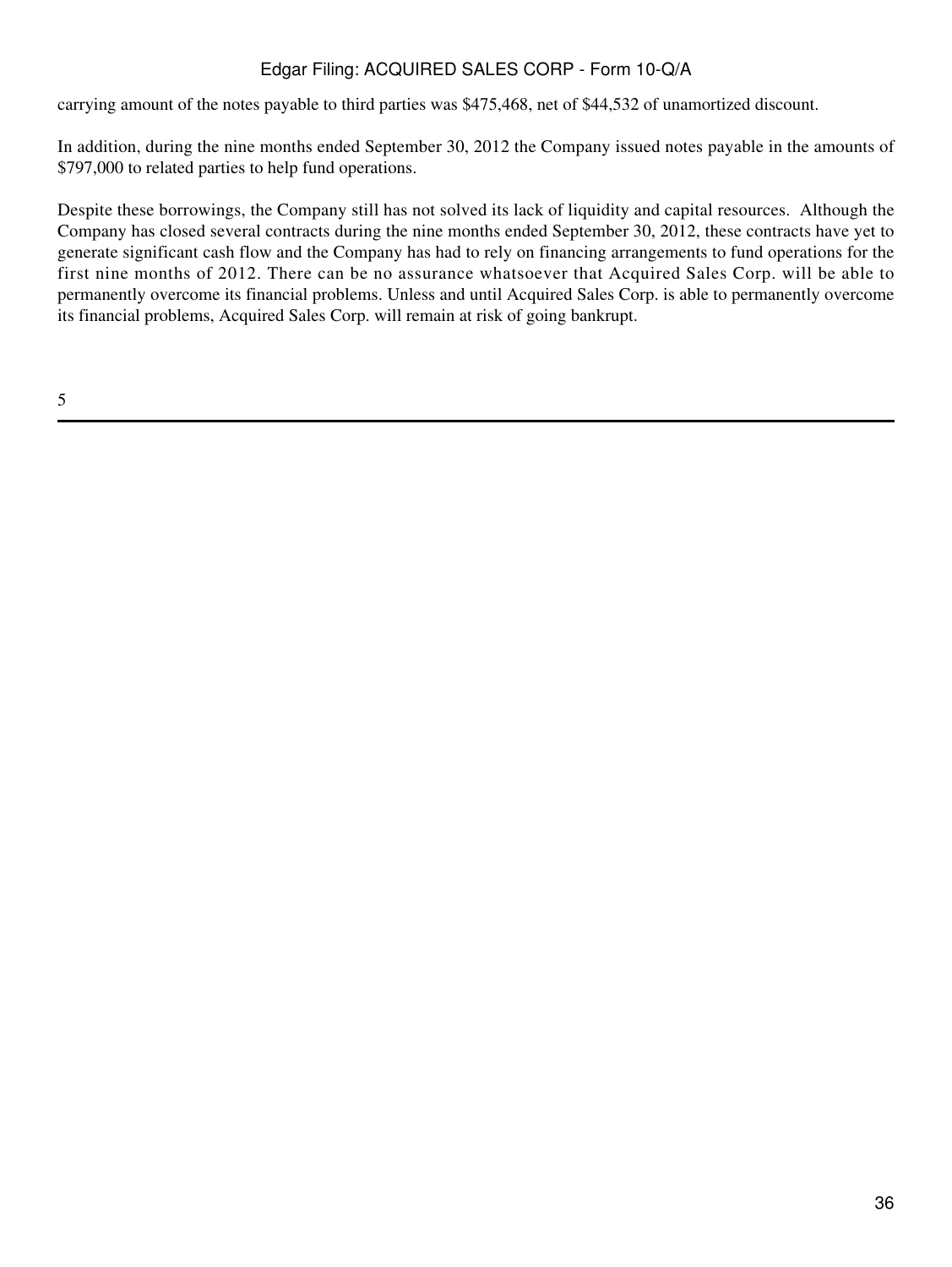carrying amount of the notes payable to third parties was $475,468, net of $44,532 of unamortized discount.

In addition, during the nine months ended September 30, 2012 the Company issued notes payable in the amounts of $797,000 to related parties to help fund operations.

Despite these borrowings, the Company still has not solved its lack of liquidity and capital resources. Although the Company has closed several contracts during the nine months ended September 30, 2012, these contracts have yet to generate significant cash flow and the Company has had to rely on financing arrangements to fund operations for the first nine months of 2012. There can be no assurance whatsoever that Acquired Sales Corp. will be able to permanently overcome its financial problems. Unless and until Acquired Sales Corp. is able to permanently overcome its financial problems, Acquired Sales Corp. will remain at risk of going bankrupt.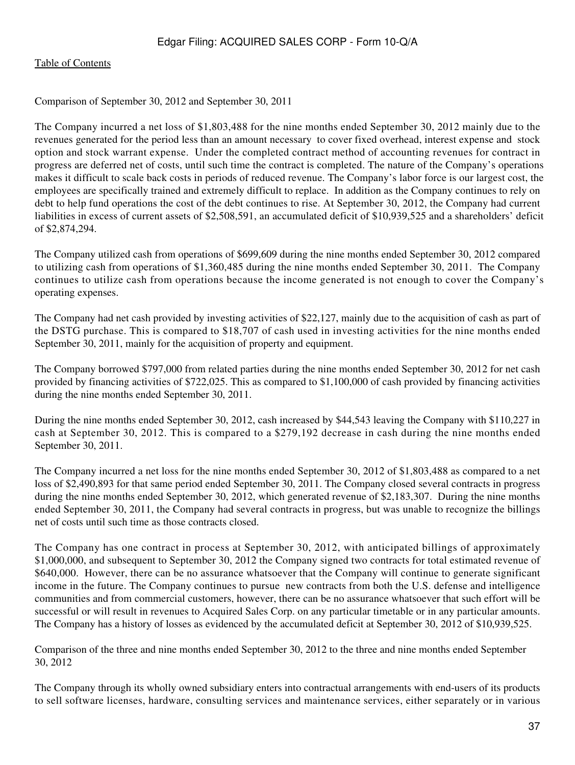Comparison of September 30, 2012 and September 30, 2011

The Company incurred a net loss of $1,803,488 for the nine months ended September 30, 2012 mainly due to the revenues generated for the period less than an amount necessary to cover fixed overhead, interest expense and stock option and stock warrant expense. Under the completed contract method of accounting revenues for contract in progress are deferred net of costs, until such time the contract is completed. The nature of the Company's operations makes it difficult to scale back costs in periods of reduced revenue. The Company's labor force is our largest cost, the employees are specifically trained and extremely difficult to replace. In addition as the Company continues to rely on debt to help fund operations the cost of the debt continues to rise. At September 30, 2012, the Company had current liabilities in excess of current assets of $2,508,591, an accumulated deficit of $10,939,525 and a shareholders' deficit of $2,874,294.

The Company utilized cash from operations of $699,609 during the nine months ended September 30, 2012 compared to utilizing cash from operations of $1,360,485 during the nine months ended September 30, 2011. The Company continues to utilize cash from operations because the income generated is not enough to cover the Company's operating expenses.

The Company had net cash provided by investing activities of $22,127, mainly due to the acquisition of cash as part of the DSTG purchase. This is compared to $18,707 of cash used in investing activities for the nine months ended September 30, 2011, mainly for the acquisition of property and equipment.

The Company borrowed $797,000 from related parties during the nine months ended September 30, 2012 for net cash provided by financing activities of $722,025. This as compared to $1,100,000 of cash provided by financing activities during the nine months ended September 30, 2011.

During the nine months ended September 30, 2012, cash increased by $44,543 leaving the Company with $110,227 in cash at September 30, 2012. This is compared to a $279,192 decrease in cash during the nine months ended September 30, 2011.

The Company incurred a net loss for the nine months ended September 30, 2012 of $1,803,488 as compared to a net loss of $2,490,893 for that same period ended September 30, 2011. The Company closed several contracts in progress during the nine months ended September 30, 2012, which generated revenue of $2,183,307. During the nine months ended September 30, 2011, the Company had several contracts in progress, but was unable to recognize the billings net of costs until such time as those contracts closed.

The Company has one contract in process at September 30, 2012, with anticipated billings of approximately $1,000,000, and subsequent to September 30, 2012 the Company signed two contracts for total estimated revenue of $640,000. However, there can be no assurance whatsoever that the Company will continue to generate significant income in the future. The Company continues to pursue new contracts from both the U.S. defense and intelligence communities and from commercial customers, however, there can be no assurance whatsoever that such effort will be successful or will result in revenues to Acquired Sales Corp. on any particular timetable or in any particular amounts. The Company has a history of losses as evidenced by the accumulated deficit at September 30, 2012 of $10,939,525.

Comparison of the three and nine months ended September 30, 2012 to the three and nine months ended September 30, 2012

The Company through its wholly owned subsidiary enters into contractual arrangements with end-users of its products to sell software licenses, hardware, consulting services and maintenance services, either separately or in various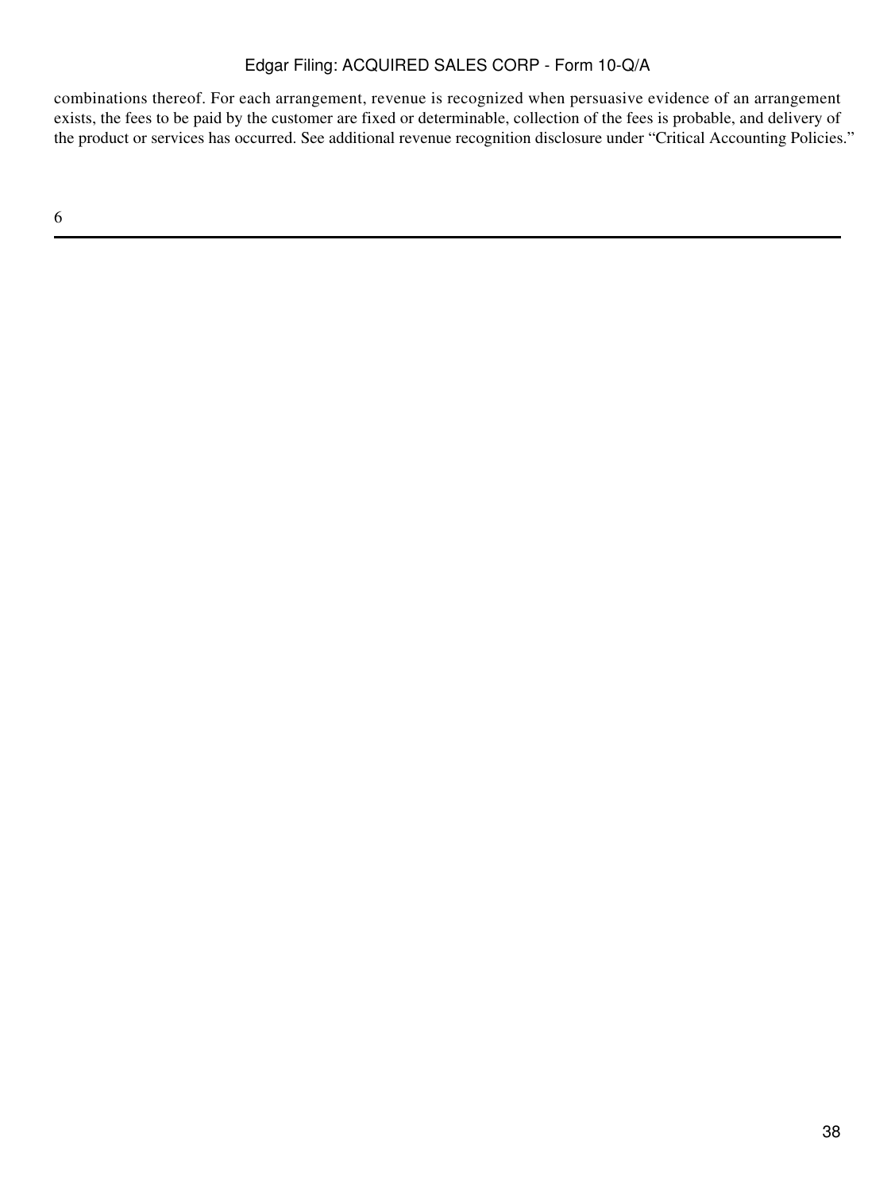combinations thereof. For each arrangement, revenue is recognized when persuasive evidence of an arrangement exists, the fees to be paid by the customer are fixed or determinable, collection of the fees is probable, and delivery of the product or services has occurred. See additional revenue recognition disclosure under "Critical Accounting Policies."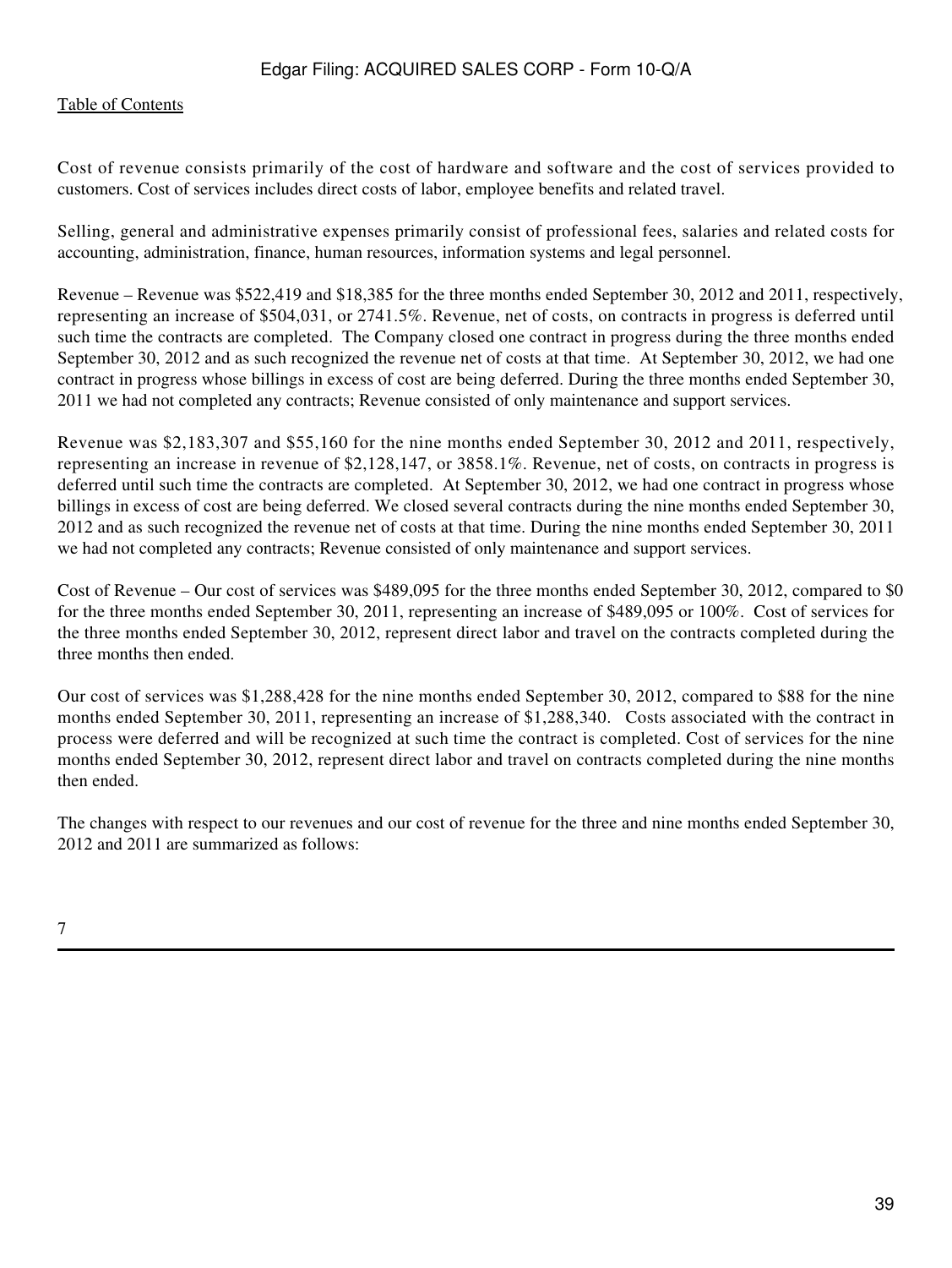Cost of revenue consists primarily of the cost of hardware and software and the cost of services provided to customers. Cost of services includes direct costs of labor, employee benefits and related travel.

Selling, general and administrative expenses primarily consist of professional fees, salaries and related costs for accounting, administration, finance, human resources, information systems and legal personnel.

Revenue – Revenue was $522,419 and $18,385 for the three months ended September 30, 2012 and 2011, respectively, representing an increase of $504,031, or 2741.5%. Revenue, net of costs, on contracts in progress is deferred until such time the contracts are completed. The Company closed one contract in progress during the three months ended September 30, 2012 and as such recognized the revenue net of costs at that time. At September 30, 2012, we had one contract in progress whose billings in excess of cost are being deferred. During the three months ended September 30, 2011 we had not completed any contracts; Revenue consisted of only maintenance and support services.

Revenue was $2,183,307 and $55,160 for the nine months ended September 30, 2012 and 2011, respectively, representing an increase in revenue of $2,128,147, or 3858.1%. Revenue, net of costs, on contracts in progress is deferred until such time the contracts are completed. At September 30, 2012, we had one contract in progress whose billings in excess of cost are being deferred. We closed several contracts during the nine months ended September 30, 2012 and as such recognized the revenue net of costs at that time. During the nine months ended September 30, 2011 we had not completed any contracts; Revenue consisted of only maintenance and support services.

Cost of Revenue – Our cost of services was $489,095 for the three months ended September 30, 2012, compared to $0 for the three months ended September 30, 2011, representing an increase of $489,095 or 100%. Cost of services for the three months ended September 30, 2012, represent direct labor and travel on the contracts completed during the three months then ended.

Our cost of services was $1,288,428 for the nine months ended September 30, 2012, compared to $88 for the nine months ended September 30, 2011, representing an increase of $1,288,340. Costs associated with the contract in process were deferred and will be recognized at such time the contract is completed. Cost of services for the nine months ended September 30, 2012, represent direct labor and travel on contracts completed during the nine months then ended.

The changes with respect to our revenues and our cost of revenue for the three and nine months ended September 30, 2012 and 2011 are summarized as follows: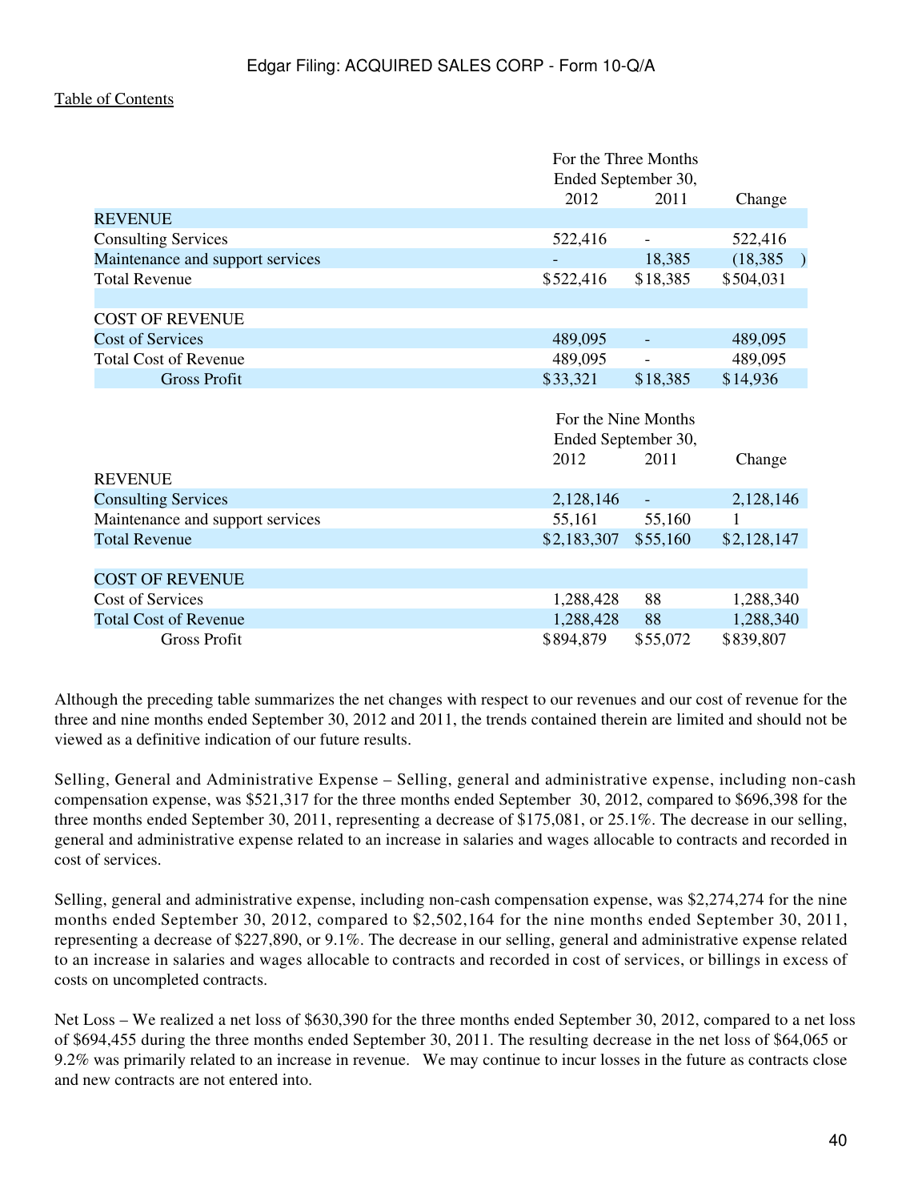|  | For the Three Months Ended September 30, |  |  |
|---|---|---|---|
|  | 2012 | 2011 | Change |
| REVENUE |  |  |  |
| Consulting Services | 522,416 | - | 522,416 |
| Maintenance and support services | - | 18,385 | (18,385 ) |
| Total Revenue | $522,416 | $18,385 | $504,031 |
|  |  |  |  |
| COST OF REVENUE |  |  |  |
| Cost of Services | 489,095 | - | 489,095 |
| Total Cost of Revenue | 489,095 | - | 489,095 |
| Gross Profit | $33,321 | $18,385 | $14,936 |

|  | For the Nine Months Ended September 30, |  |  |
|---|---|---|---|
|  | 2012 | 2011 | Change |
| REVENUE |  |  |  |
| Consulting Services | 2,128,146 | - | 2,128,146 |
| Maintenance and support services | 55,161 | 55,160 | 1 |
| Total Revenue | $2,183,307 | $55,160 | $2,128,147 |
|  |  |  |  |
| COST OF REVENUE |  |  |  |
| Cost of Services | 1,288,428 | 88 | 1,288,340 |
| Total Cost of Revenue | 1,288,428 | 88 | 1,288,340 |
| Gross Profit | $894,879 | $55,072 | $839,807 |

Although the preceding table summarizes the net changes with respect to our revenues and our cost of revenue for the three and nine months ended September 30, 2012 and 2011, the trends contained therein are limited and should not be viewed as a definitive indication of our future results.

Selling, General and Administrative Expense – Selling, general and administrative expense, including non-cash compensation expense, was $521,317 for the three months ended September 30, 2012, compared to $696,398 for the three months ended September 30, 2011, representing a decrease of $175,081, or 25.1%. The decrease in our selling, general and administrative expense related to an increase in salaries and wages allocable to contracts and recorded in cost of services.

Selling, general and administrative expense, including non-cash compensation expense, was $2,274,274 for the nine months ended September 30, 2012, compared to $2,502,164 for the nine months ended September 30, 2011, representing a decrease of $227,890, or 9.1%. The decrease in our selling, general and administrative expense related to an increase in salaries and wages allocable to contracts and recorded in cost of services, or billings in excess of costs on uncompleted contracts.

Net Loss – We realized a net loss of $630,390 for the three months ended September 30, 2012, compared to a net loss of $694,455 during the three months ended September 30, 2011. The resulting decrease in the net loss of $64,065 or 9.2% was primarily related to an increase in revenue. We may continue to incur losses in the future as contracts close and new contracts are not entered into.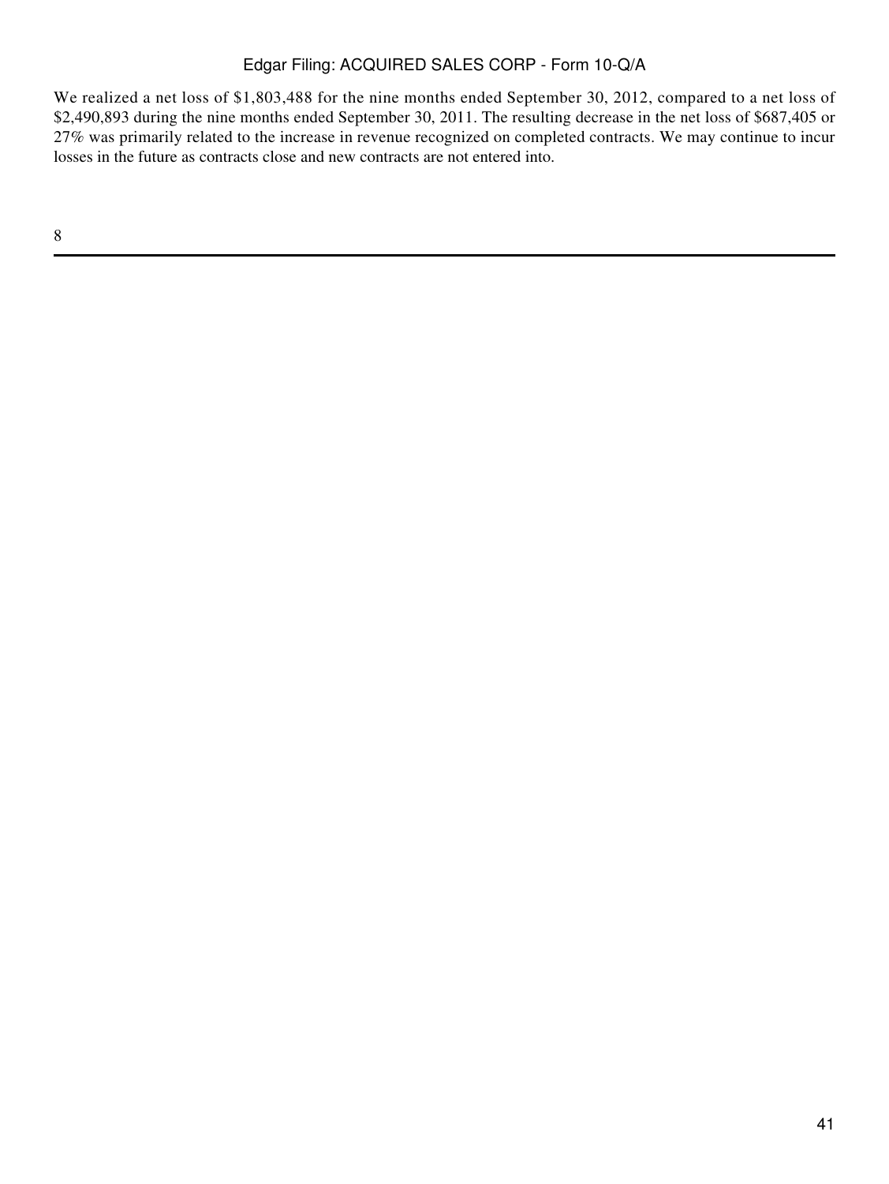We realized a net loss of $1,803,488 for the nine months ended September 30, 2012, compared to a net loss of $2,490,893 during the nine months ended September 30, 2011. The resulting decrease in the net loss of $687,405 or 27% was primarily related to the increase in revenue recognized on completed contracts. We may continue to incur losses in the future as contracts close and new contracts are not entered into.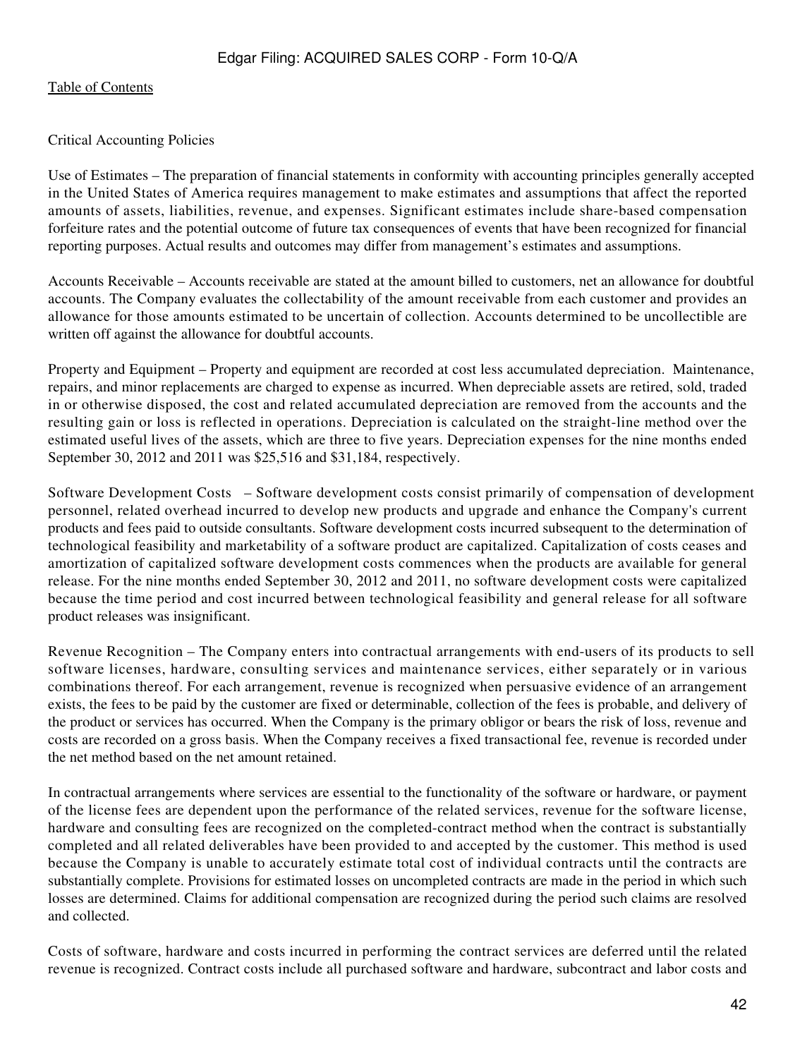Critical Accounting Policies

Use of Estimates – The preparation of financial statements in conformity with accounting principles generally accepted in the United States of America requires management to make estimates and assumptions that affect the reported amounts of assets, liabilities, revenue, and expenses. Significant estimates include share-based compensation forfeiture rates and the potential outcome of future tax consequences of events that have been recognized for financial reporting purposes. Actual results and outcomes may differ from management's estimates and assumptions.

Accounts Receivable – Accounts receivable are stated at the amount billed to customers, net an allowance for doubtful accounts. The Company evaluates the collectability of the amount receivable from each customer and provides an allowance for those amounts estimated to be uncertain of collection. Accounts determined to be uncollectible are written off against the allowance for doubtful accounts.

Property and Equipment – Property and equipment are recorded at cost less accumulated depreciation. Maintenance, repairs, and minor replacements are charged to expense as incurred. When depreciable assets are retired, sold, traded in or otherwise disposed, the cost and related accumulated depreciation are removed from the accounts and the resulting gain or loss is reflected in operations. Depreciation is calculated on the straight-line method over the estimated useful lives of the assets, which are three to five years. Depreciation expenses for the nine months ended September 30, 2012 and 2011 was $25,516 and $31,184, respectively.

Software Development Costs – Software development costs consist primarily of compensation of development personnel, related overhead incurred to develop new products and upgrade and enhance the Company's current products and fees paid to outside consultants. Software development costs incurred subsequent to the determination of technological feasibility and marketability of a software product are capitalized. Capitalization of costs ceases and amortization of capitalized software development costs commences when the products are available for general release. For the nine months ended September 30, 2012 and 2011, no software development costs were capitalized because the time period and cost incurred between technological feasibility and general release for all software product releases was insignificant.

Revenue Recognition – The Company enters into contractual arrangements with end-users of its products to sell software licenses, hardware, consulting services and maintenance services, either separately or in various combinations thereof. For each arrangement, revenue is recognized when persuasive evidence of an arrangement exists, the fees to be paid by the customer are fixed or determinable, collection of the fees is probable, and delivery of the product or services has occurred. When the Company is the primary obligor or bears the risk of loss, revenue and costs are recorded on a gross basis. When the Company receives a fixed transactional fee, revenue is recorded under the net method based on the net amount retained.

In contractual arrangements where services are essential to the functionality of the software or hardware, or payment of the license fees are dependent upon the performance of the related services, revenue for the software license, hardware and consulting fees are recognized on the completed-contract method when the contract is substantially completed and all related deliverables have been provided to and accepted by the customer. This method is used because the Company is unable to accurately estimate total cost of individual contracts until the contracts are substantially complete. Provisions for estimated losses on uncompleted contracts are made in the period in which such losses are determined. Claims for additional compensation are recognized during the period such claims are resolved and collected.

Costs of software, hardware and costs incurred in performing the contract services are deferred until the related revenue is recognized. Contract costs include all purchased software and hardware, subcontract and labor costs and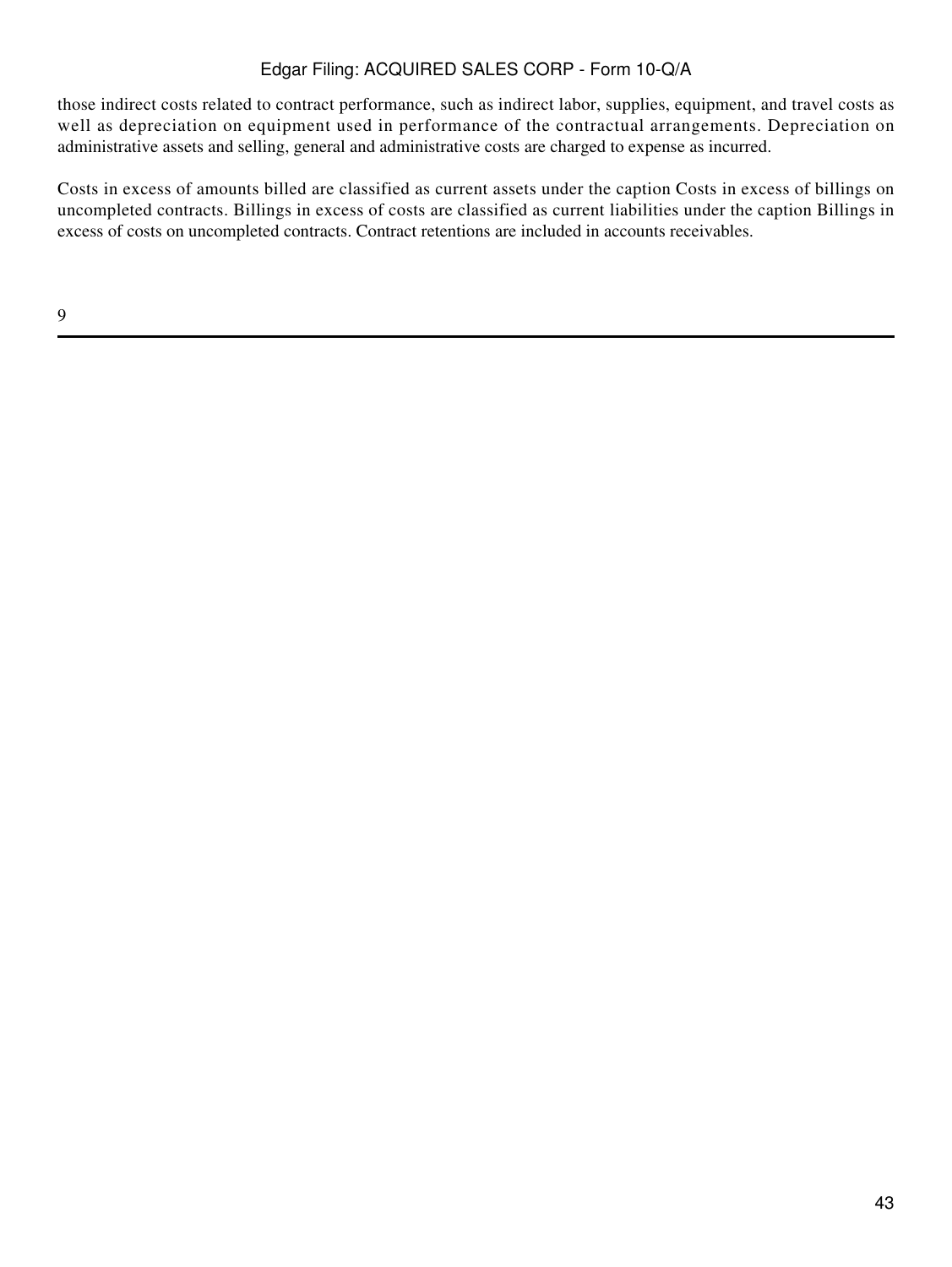those indirect costs related to contract performance, such as indirect labor, supplies, equipment, and travel costs as well as depreciation on equipment used in performance of the contractual arrangements. Depreciation on administrative assets and selling, general and administrative costs are charged to expense as incurred.

Costs in excess of amounts billed are classified as current assets under the caption Costs in excess of billings on uncompleted contracts. Billings in excess of costs are classified as current liabilities under the caption Billings in excess of costs on uncompleted contracts. Contract retentions are included in accounts receivables.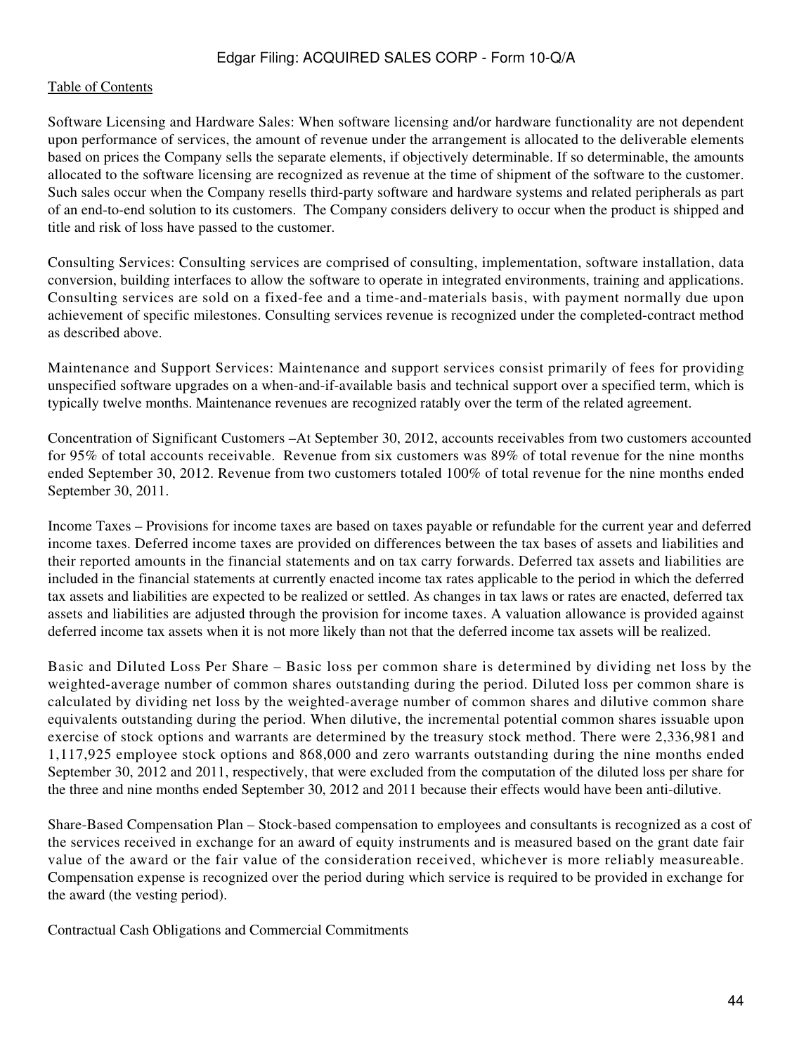[Table of Contents](#)

Software Licensing and Hardware Sales: When software licensing and/or hardware functionality are not dependent upon performance of services, the amount of revenue under the arrangement is allocated to the deliverable elements based on prices the Company sells the separate elements, if objectively determinable. If so determinable, the amounts allocated to the software licensing are recognized as revenue at the time of shipment of the software to the customer. Such sales occur when the Company resells third-party software and hardware systems and related peripherals as part of an end-to-end solution to its customers. The Company considers delivery to occur when the product is shipped and title and risk of loss have passed to the customer.

Consulting Services: Consulting services are comprised of consulting, implementation, software installation, data conversion, building interfaces to allow the software to operate in integrated environments, training and applications. Consulting services are sold on a fixed-fee and a time-and-materials basis, with payment normally due upon achievement of specific milestones. Consulting services revenue is recognized under the completed-contract method as described above.

Maintenance and Support Services: Maintenance and support services consist primarily of fees for providing unspecified software upgrades on a when-and-if-available basis and technical support over a specified term, which is typically twelve months. Maintenance revenues are recognized ratably over the term of the related agreement.

Concentration of Significant Customers –At September 30, 2012, accounts receivables from two customers accounted for 95% of total accounts receivable. Revenue from six customers was 89% of total revenue for the nine months ended September 30, 2012. Revenue from two customers totaled 100% of total revenue for the nine months ended September 30, 2011.

Income Taxes – Provisions for income taxes are based on taxes payable or refundable for the current year and deferred income taxes. Deferred income taxes are provided on differences between the tax bases of assets and liabilities and their reported amounts in the financial statements and on tax carry forwards. Deferred tax assets and liabilities are included in the financial statements at currently enacted income tax rates applicable to the period in which the deferred tax assets and liabilities are expected to be realized or settled. As changes in tax laws or rates are enacted, deferred tax assets and liabilities are adjusted through the provision for income taxes. A valuation allowance is provided against deferred income tax assets when it is not more likely that not that the deferred income tax assets will be realized.

Basic and Diluted Loss Per Share – Basic loss per common share is determined by dividing net loss by the weighted-average number of common shares outstanding during the period. Diluted loss per common share is calculated by dividing net loss by the weighted-average number of common shares and dilutive common share equivalents outstanding during the period. When dilutive, the incremental potential common shares issuable upon exercise of stock options and warrants are determined by the treasury stock method. There were 2,336,981 and 1,117,925 employee stock options and 868,000 and zero warrants outstanding during the nine months ended September 30, 2012 and 2011, respectively, that were excluded from the computation of the diluted loss per share for the three and nine months ended September 30, 2012 and 2011 because their effects would have been anti-dilutive.

Share-Based Compensation Plan – Stock-based compensation to employees and consultants is recognized as a cost of the services received in exchange for an award of equity instruments and is measured based on the grant date fair value of the award or the fair value of the consideration received, whichever is more reliably measureable. Compensation expense is recognized over the period during which service is required to be provided in exchange for the award (the vesting period).

Contractual Cash Obligations and Commercial Commitments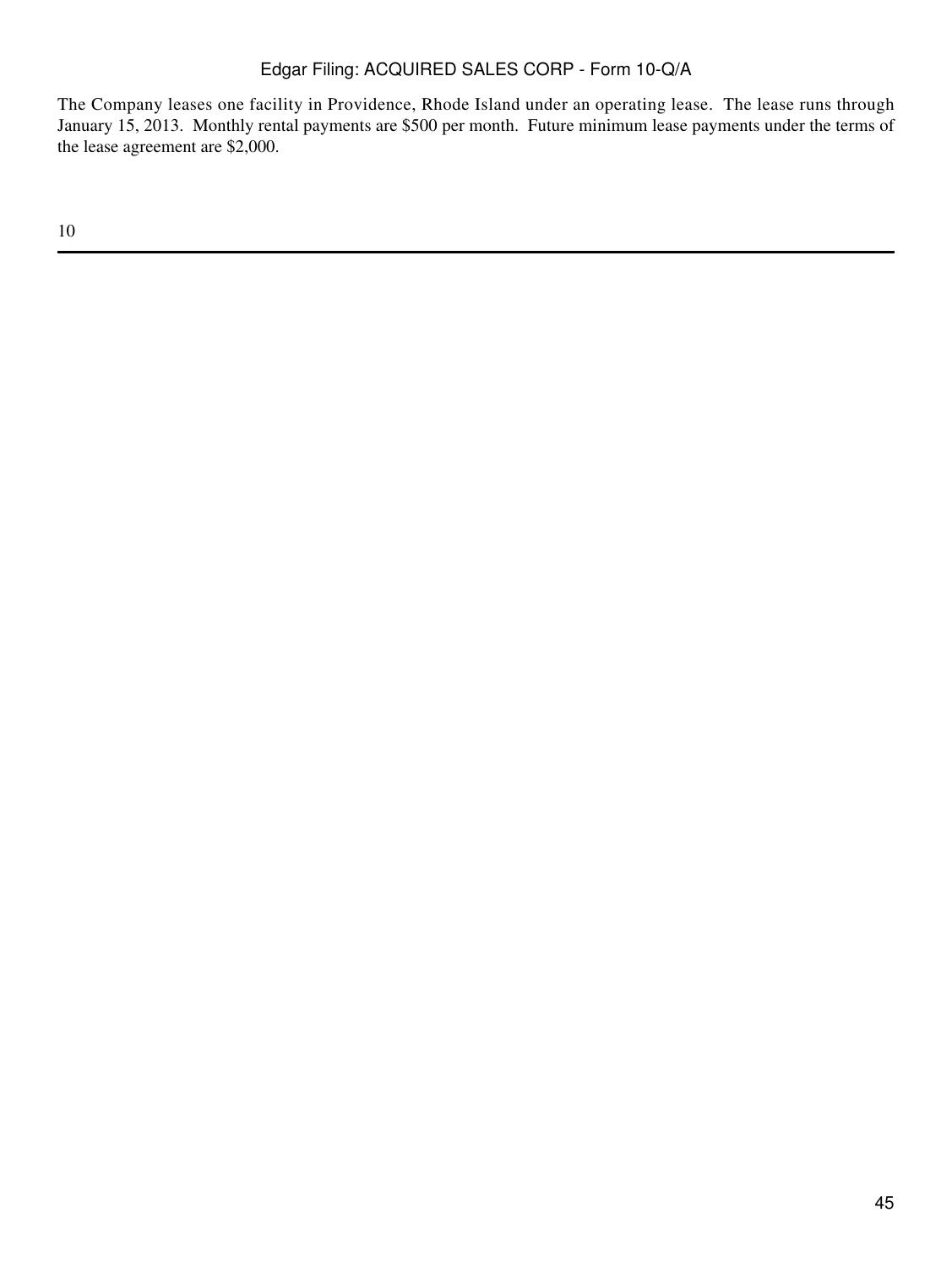The Company leases one facility in Providence, Rhode Island under an operating lease. The lease runs through January 15, 2013. Monthly rental payments are $500 per month. Future minimum lease payments under the terms of the lease agreement are $2,000.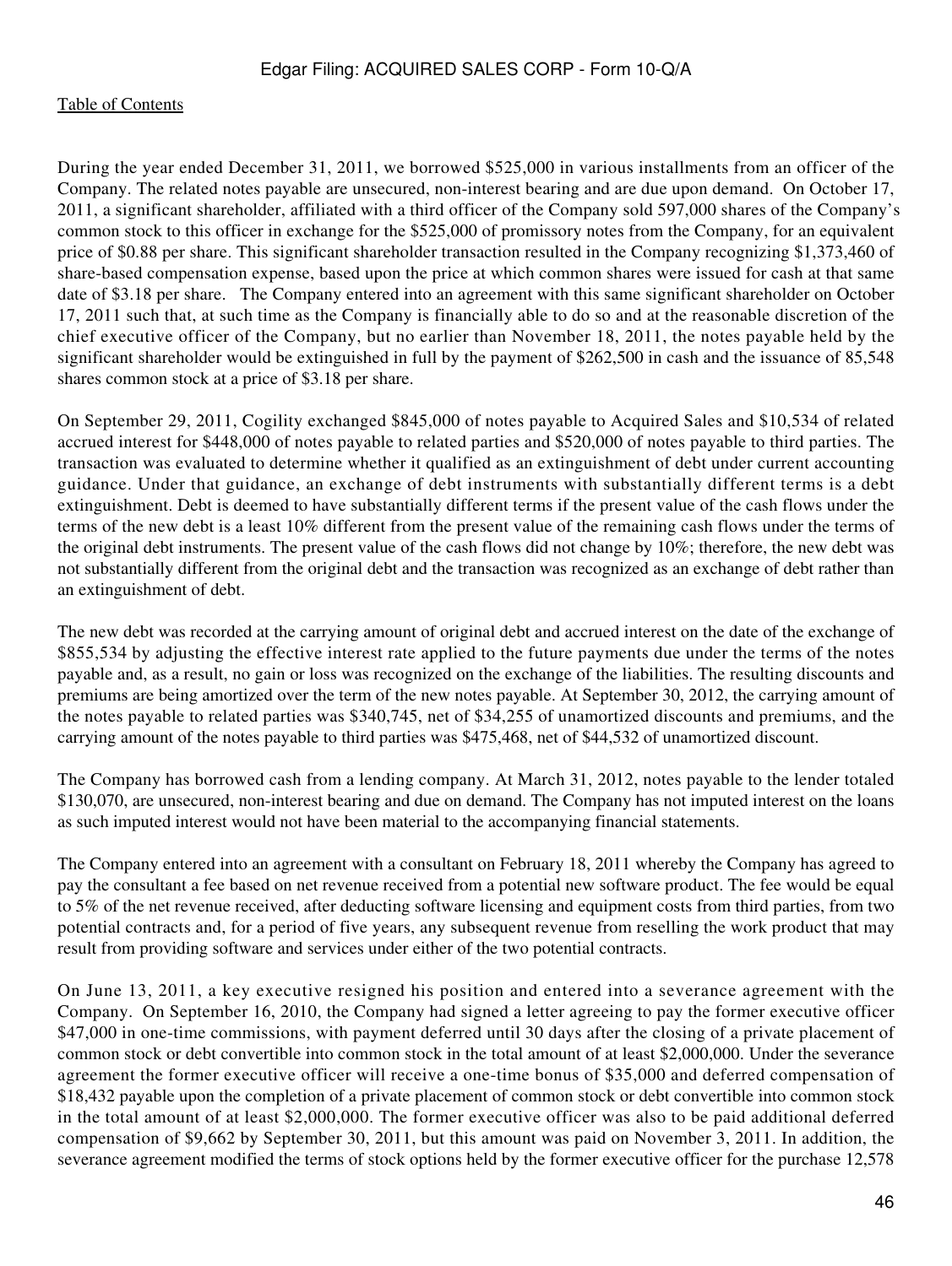During the year ended December 31, 2011, we borrowed $525,000 in various installments from an officer of the Company. The related notes payable are unsecured, non-interest bearing and are due upon demand. On October 17, 2011, a significant shareholder, affiliated with a third officer of the Company sold 597,000 shares of the Company's common stock to this officer in exchange for the $525,000 of promissory notes from the Company, for an equivalent price of $0.88 per share. This significant shareholder transaction resulted in the Company recognizing $1,373,460 of share-based compensation expense, based upon the price at which common shares were issued for cash at that same date of $3.18 per share. The Company entered into an agreement with this same significant shareholder on October 17, 2011 such that, at such time as the Company is financially able to do so and at the reasonable discretion of the chief executive officer of the Company, but no earlier than November 18, 2011, the notes payable held by the significant shareholder would be extinguished in full by the payment of $262,500 in cash and the issuance of 85,548 shares common stock at a price of $3.18 per share.

On September 29, 2011, Cogility exchanged $845,000 of notes payable to Acquired Sales and $10,534 of related accrued interest for $448,000 of notes payable to related parties and $520,000 of notes payable to third parties. The transaction was evaluated to determine whether it qualified as an extinguishment of debt under current accounting guidance. Under that guidance, an exchange of debt instruments with substantially different terms is a debt extinguishment. Debt is deemed to have substantially different terms if the present value of the cash flows under the terms of the new debt is a least 10% different from the present value of the remaining cash flows under the terms of the original debt instruments. The present value of the cash flows did not change by 10%; therefore, the new debt was not substantially different from the original debt and the transaction was recognized as an exchange of debt rather than an extinguishment of debt.

The new debt was recorded at the carrying amount of original debt and accrued interest on the date of the exchange of $855,534 by adjusting the effective interest rate applied to the future payments due under the terms of the notes payable and, as a result, no gain or loss was recognized on the exchange of the liabilities. The resulting discounts and premiums are being amortized over the term of the new notes payable. At September 30, 2012, the carrying amount of the notes payable to related parties was $340,745, net of $34,255 of unamortized discounts and premiums, and the carrying amount of the notes payable to third parties was $475,468, net of $44,532 of unamortized discount.

The Company has borrowed cash from a lending company. At March 31, 2012, notes payable to the lender totaled $130,070, are unsecured, non-interest bearing and due on demand. The Company has not imputed interest on the loans as such imputed interest would not have been material to the accompanying financial statements.

The Company entered into an agreement with a consultant on February 18, 2011 whereby the Company has agreed to pay the consultant a fee based on net revenue received from a potential new software product. The fee would be equal to 5% of the net revenue received, after deducting software licensing and equipment costs from third parties, from two potential contracts and, for a period of five years, any subsequent revenue from reselling the work product that may result from providing software and services under either of the two potential contracts.

On June 13, 2011, a key executive resigned his position and entered into a severance agreement with the Company. On September 16, 2010, the Company had signed a letter agreeing to pay the former executive officer $47,000 in one-time commissions, with payment deferred until 30 days after the closing of a private placement of common stock or debt convertible into common stock in the total amount of at least $2,000,000. Under the severance agreement the former executive officer will receive a one-time bonus of $35,000 and deferred compensation of $18,432 payable upon the completion of a private placement of common stock or debt convertible into common stock in the total amount of at least $2,000,000. The former executive officer was also to be paid additional deferred compensation of $9,662 by September 30, 2011, but this amount was paid on November 3, 2011. In addition, the severance agreement modified the terms of stock options held by the former executive officer for the purchase 12,578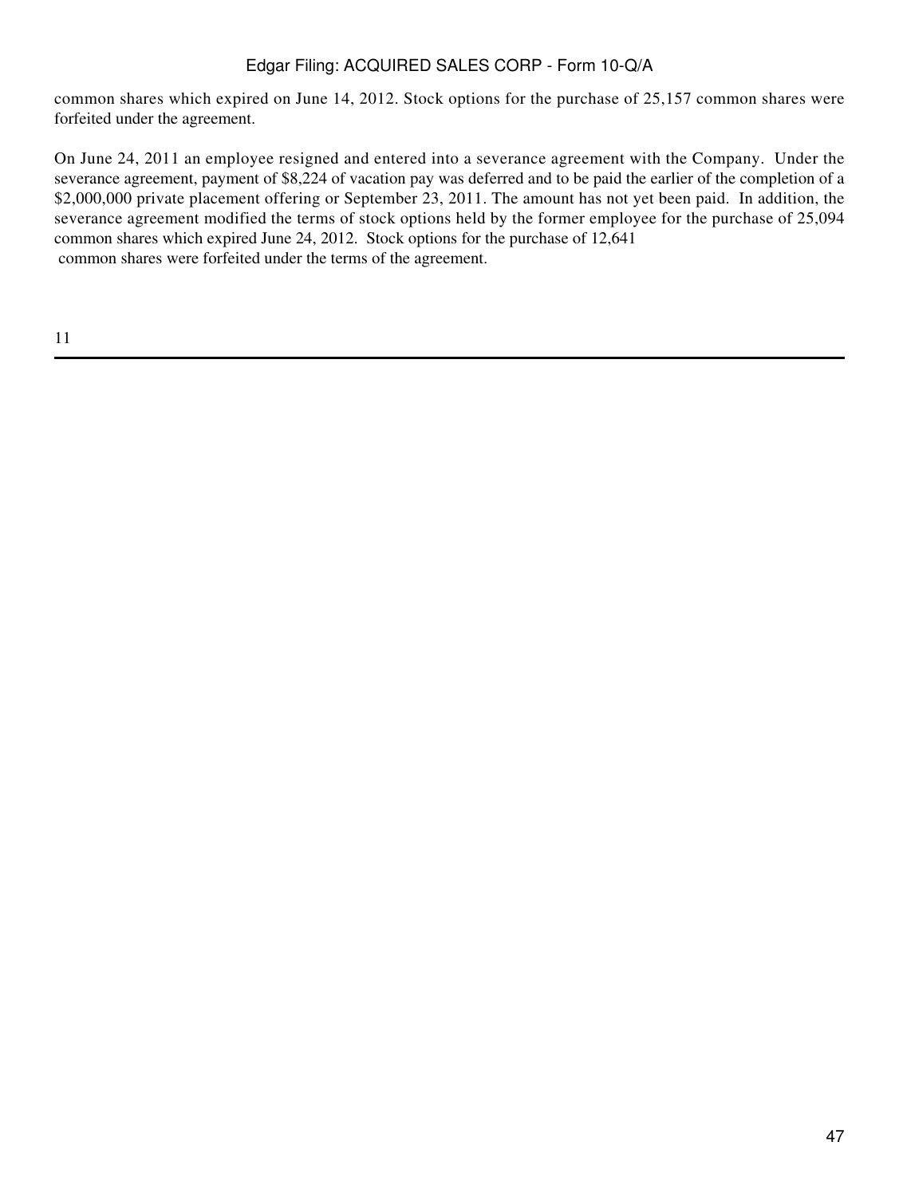common shares which expired on June 14, 2012. Stock options for the purchase of 25,157 common shares were forfeited under the agreement.

On June 24, 2011 an employee resigned and entered into a severance agreement with the Company. Under the severance agreement, payment of $8,224 of vacation pay was deferred and to be paid the earlier of the completion of a $2,000,000 private placement offering or September 23, 2011. The amount has not yet been paid. In addition, the severance agreement modified the terms of stock options held by the former employee for the purchase of 25,094 common shares which expired June 24, 2012. Stock options for the purchase of 12,641 common shares were forfeited under the terms of the agreement.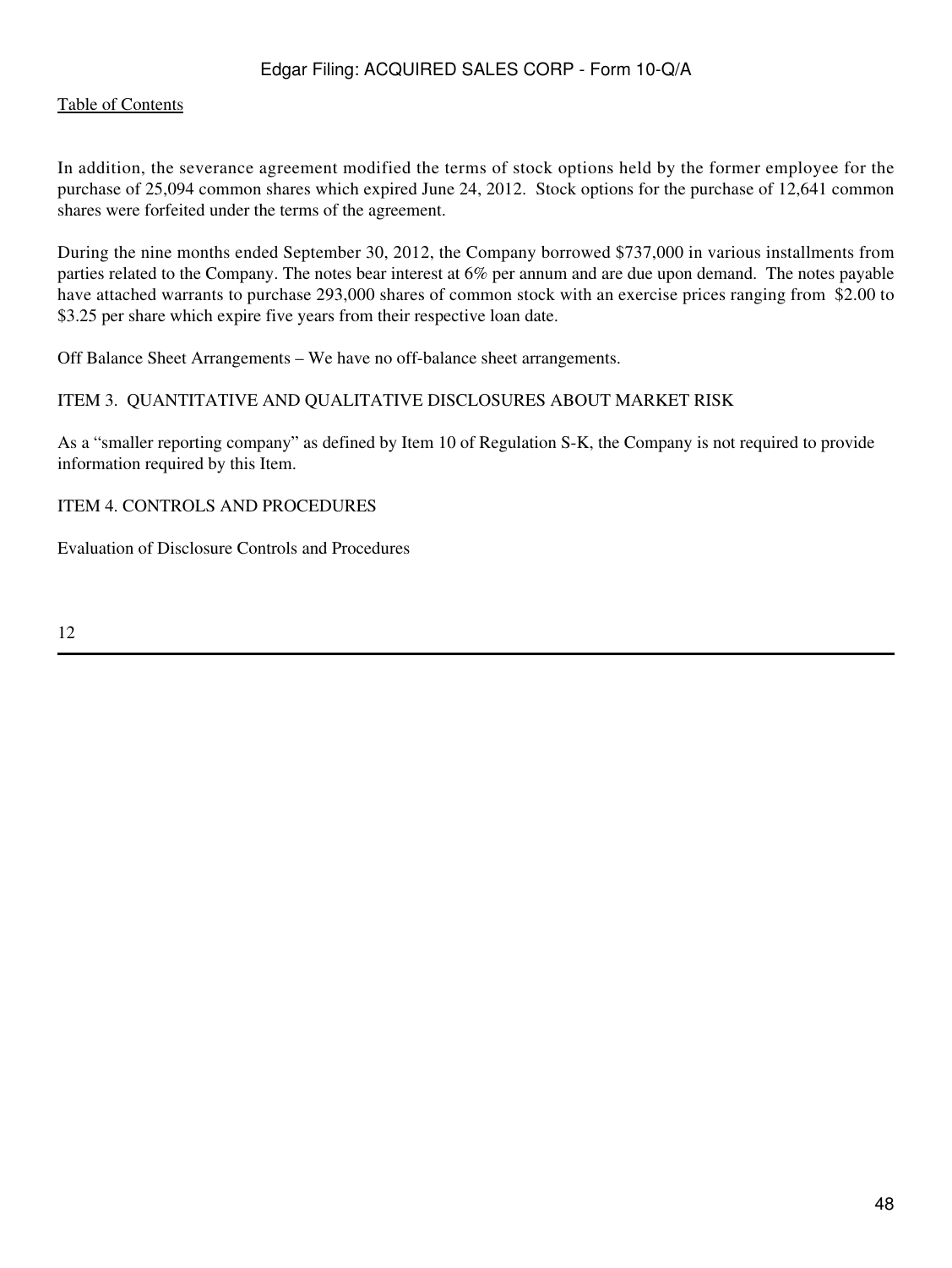In addition, the severance agreement modified the terms of stock options held by the former employee for the purchase of 25,094 common shares which expired June 24, 2012. Stock options for the purchase of 12,641 common shares were forfeited under the terms of the agreement.

During the nine months ended September 30, 2012, the Company borrowed $737,000 in various installments from parties related to the Company. The notes bear interest at 6% per annum and are due upon demand. The notes payable have attached warrants to purchase 293,000 shares of common stock with an exercise prices ranging from $2.00 to $3.25 per share which expire five years from their respective loan date.

Off Balance Sheet Arrangements – We have no off-balance sheet arrangements.

## ITEM 3. QUANTITATIVE AND QUALITATIVE DISCLOSURES ABOUT MARKET RISK

As a "smaller reporting company" as defined by Item 10 of Regulation S-K, the Company is not required to provide information required by this Item.

## ITEM 4. CONTROLS AND PROCEDURES

Evaluation of Disclosure Controls and Procedures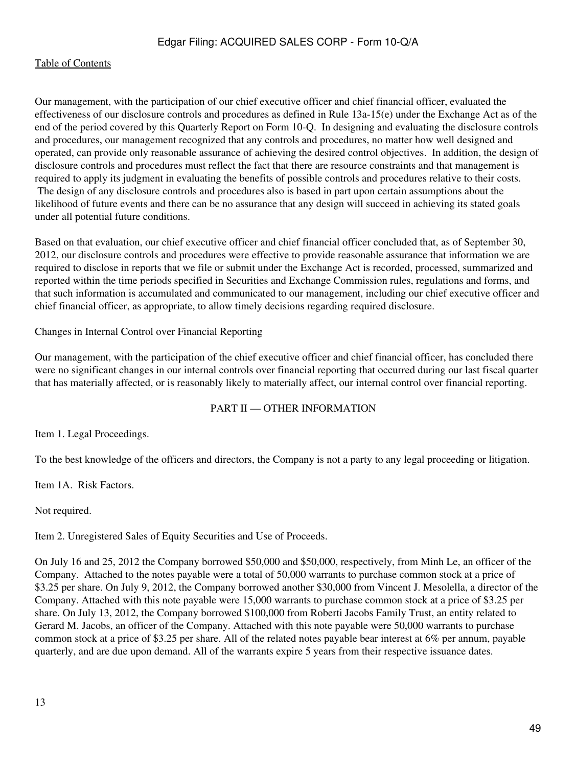Our management, with the participation of our chief executive officer and chief financial officer, evaluated the effectiveness of our disclosure controls and procedures as defined in Rule 13a-15(e) under the Exchange Act as of the end of the period covered by this Quarterly Report on Form 10-Q. In designing and evaluating the disclosure controls and procedures, our management recognized that any controls and procedures, no matter how well designed and operated, can provide only reasonable assurance of achieving the desired control objectives. In addition, the design of disclosure controls and procedures must reflect the fact that there are resource constraints and that management is required to apply its judgment in evaluating the benefits of possible controls and procedures relative to their costs. The design of any disclosure controls and procedures also is based in part upon certain assumptions about the likelihood of future events and there can be no assurance that any design will succeed in achieving its stated goals under all potential future conditions.

Based on that evaluation, our chief executive officer and chief financial officer concluded that, as of September 30, 2012, our disclosure controls and procedures were effective to provide reasonable assurance that information we are required to disclose in reports that we file or submit under the Exchange Act is recorded, processed, summarized and reported within the time periods specified in Securities and Exchange Commission rules, regulations and forms, and that such information is accumulated and communicated to our management, including our chief executive officer and chief financial officer, as appropriate, to allow timely decisions regarding required disclosure.

Changes in Internal Control over Financial Reporting

Our management, with the participation of the chief executive officer and chief financial officer, has concluded there were no significant changes in our internal controls over financial reporting that occurred during our last fiscal quarter that has materially affected, or is reasonably likely to materially affect, our internal control over financial reporting.

## PART II — OTHER INFORMATION

Item 1. Legal Proceedings.

To the best knowledge of the officers and directors, the Company is not a party to any legal proceeding or litigation.

Item 1A. Risk Factors.

Not required.

Item 2. Unregistered Sales of Equity Securities and Use of Proceeds.

On July 16 and 25, 2012 the Company borrowed $50,000 and $50,000, respectively, from Minh Le, an officer of the Company. Attached to the notes payable were a total of 50,000 warrants to purchase common stock at a price of $3.25 per share. On July 9, 2012, the Company borrowed another $30,000 from Vincent J. Mesolella, a director of the Company. Attached with this note payable were 15,000 warrants to purchase common stock at a price of $3.25 per share. On July 13, 2012, the Company borrowed $100,000 from Roberti Jacobs Family Trust, an entity related to Gerard M. Jacobs, an officer of the Company. Attached with this note payable were 50,000 warrants to purchase common stock at a price of $3.25 per share. All of the related notes payable bear interest at 6% per annum, payable quarterly, and are due upon demand. All of the warrants expire 5 years from their respective issuance dates.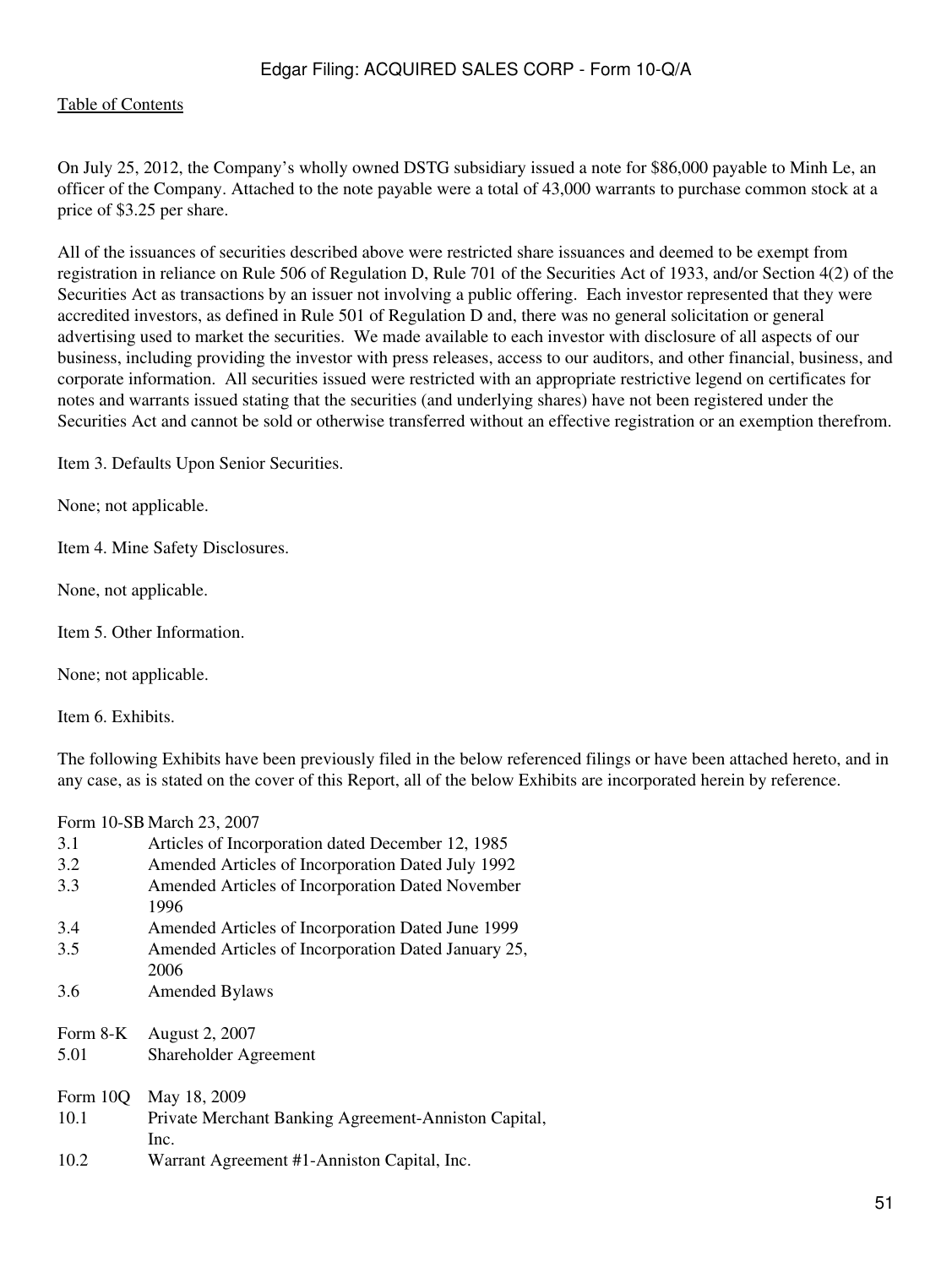On July 25, 2012, the Company's wholly owned DSTG subsidiary issued a note for $86,000 payable to Minh Le, an officer of the Company. Attached to the note payable were a total of 43,000 warrants to purchase common stock at a price of $3.25 per share.

All of the issuances of securities described above were restricted share issuances and deemed to be exempt from registration in reliance on Rule 506 of Regulation D, Rule 701 of the Securities Act of 1933, and/or Section 4(2) of the Securities Act as transactions by an issuer not involving a public offering. Each investor represented that they were accredited investors, as defined in Rule 501 of Regulation D and, there was no general solicitation or general advertising used to market the securities. We made available to each investor with disclosure of all aspects of our business, including providing the investor with press releases, access to our auditors, and other financial, business, and corporate information. All securities issued were restricted with an appropriate restrictive legend on certificates for notes and warrants issued stating that the securities (and underlying shares) have not been registered under the Securities Act and cannot be sold or otherwise transferred without an effective registration or an exemption therefrom.

Item 3. Defaults Upon Senior Securities.

None; not applicable.

Item 4. Mine Safety Disclosures.

None, not applicable.

Item 5. Other Information.

None; not applicable.

Item 6. Exhibits.

The following Exhibits have been previously filed in the below referenced filings or have been attached hereto, and in any case, as is stated on the cover of this Report, all of the below Exhibits are incorporated herein by reference.

| | |
|---|---|
| Form 10-SB | March 23, 2007 |
| 3.1 | Articles of Incorporation dated December 12, 1985 |
| 3.2 | Amended Articles of Incorporation Dated July 1992 |
| 3.3 | Amended Articles of Incorporation Dated November 1996 |
| 3.4 | Amended Articles of Incorporation Dated June 1999 |
| 3.5 | Amended Articles of Incorporation Dated January 25, 2006 |
| 3.6 | Amended Bylaws |
| | |
| Form 8-K | August 2, 2007 |
| 5.01 | Shareholder Agreement |
| | |
| Form 10Q | May 18, 2009 |
| 10.1 | Private Merchant Banking Agreement-Anniston Capital, Inc. |
| 10.2 | Warrant Agreement #1-Anniston Capital, Inc. |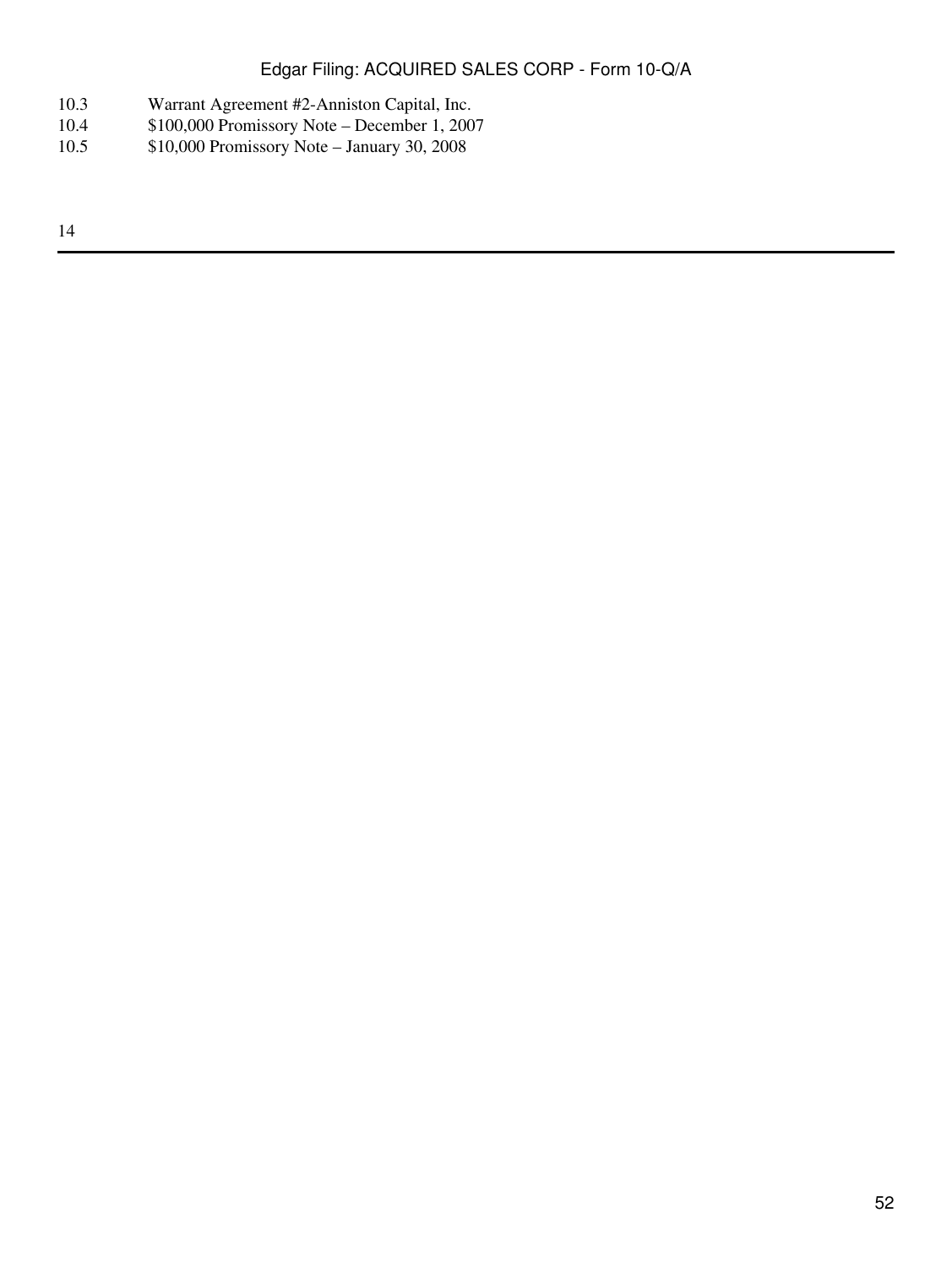| | |
|---|---|
| 10.3 | Warrant Agreement #2-Anniston Capital, Inc. |
| 10.4 | $100,000 Promissory Note – December 1, 2007 |
| 10.5 | $10,000 Promissory Note – January 30, 2008 |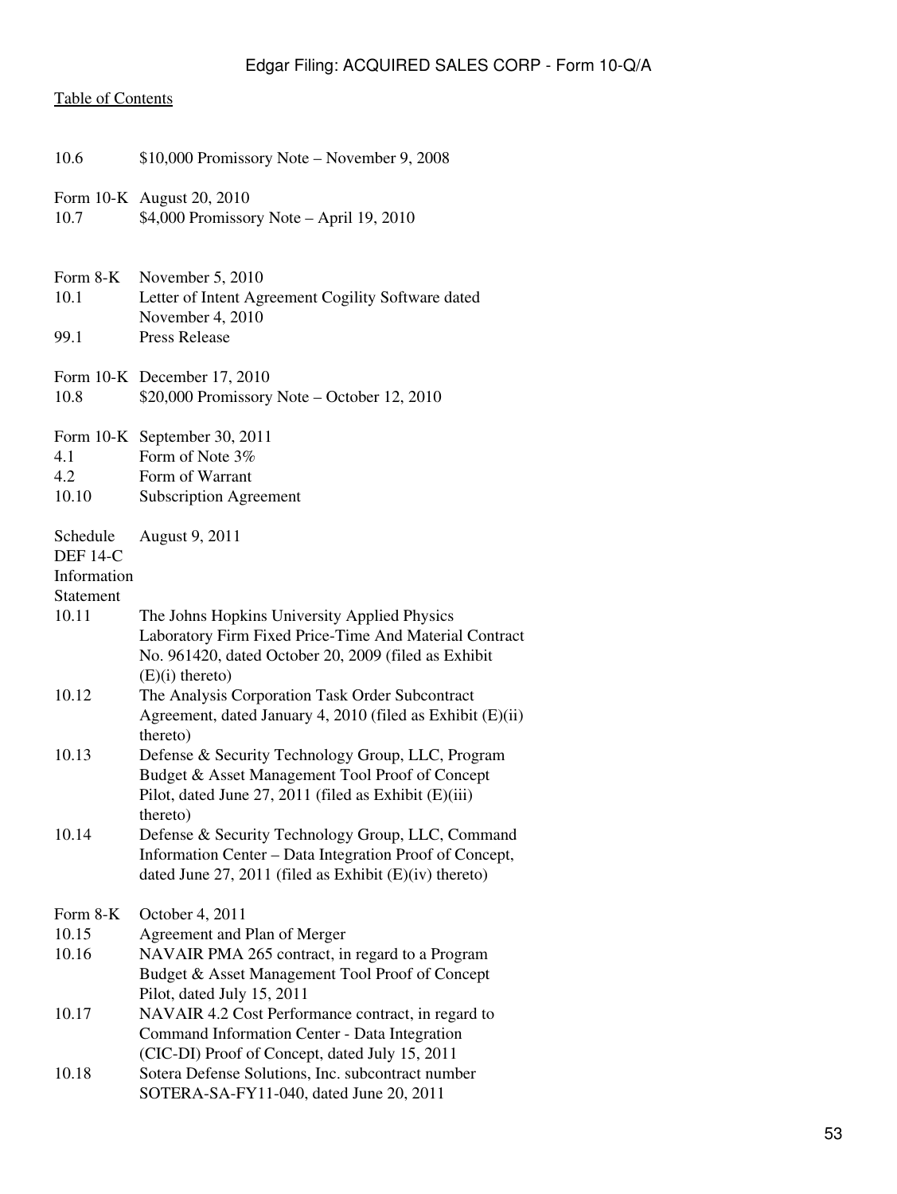[Table of Contents](#)

| | |
|---|---|
| 10.6 | $10,000 Promissory Note – November 9, 2008 |
| Form 10-K | August 20, 2010 |
| 10.7 | $4,000 Promissory Note – April 19, 2010 |
| Form 8-K | November 5, 2010 |
| 10.1 | Letter of Intent Agreement Cogility Software dated November 4, 2010 |
| 99.1 | Press Release |
| Form 10-K | December 17, 2010 |
| 10.8 | $20,000 Promissory Note – October 12, 2010 |
| Form 10-K | September 30, 2011 |
| 4.1 | Form of Note 3% |
| 4.2 | Form of Warrant |
| 10.10 | Subscription Agreement |
| Schedule DEF 14-C Information Statement | August 9, 2011 |
| 10.11 | The Johns Hopkins University Applied Physics Laboratory Firm Fixed Price-Time And Material Contract No. 961420, dated October 20, 2009 (filed as Exhibit (E)(i) thereto) |
| 10.12 | The Analysis Corporation Task Order Subcontract Agreement, dated January 4, 2010 (filed as Exhibit (E)(ii) thereto) |
| 10.13 | Defense & Security Technology Group, LLC, Program Budget & Asset Management Tool Proof of Concept Pilot, dated June 27, 2011 (filed as Exhibit (E)(iii) thereto) |
| 10.14 | Defense & Security Technology Group, LLC, Command Information Center – Data Integration Proof of Concept, dated June 27, 2011 (filed as Exhibit (E)(iv) thereto) |
| Form 8-K | October 4, 2011 |
| 10.15 | Agreement and Plan of Merger |
| 10.16 | NAVAIR PMA 265 contract, in regard to a Program Budget & Asset Management Tool Proof of Concept Pilot, dated July 15, 2011 |
| 10.17 | NAVAIR 4.2 Cost Performance contract, in regard to Command Information Center - Data Integration (CIC-DI) Proof of Concept, dated July 15, 2011 |
| 10.18 | Sotera Defense Solutions, Inc. subcontract number SOTERA-SA-FY11-040, dated June 20, 2011 |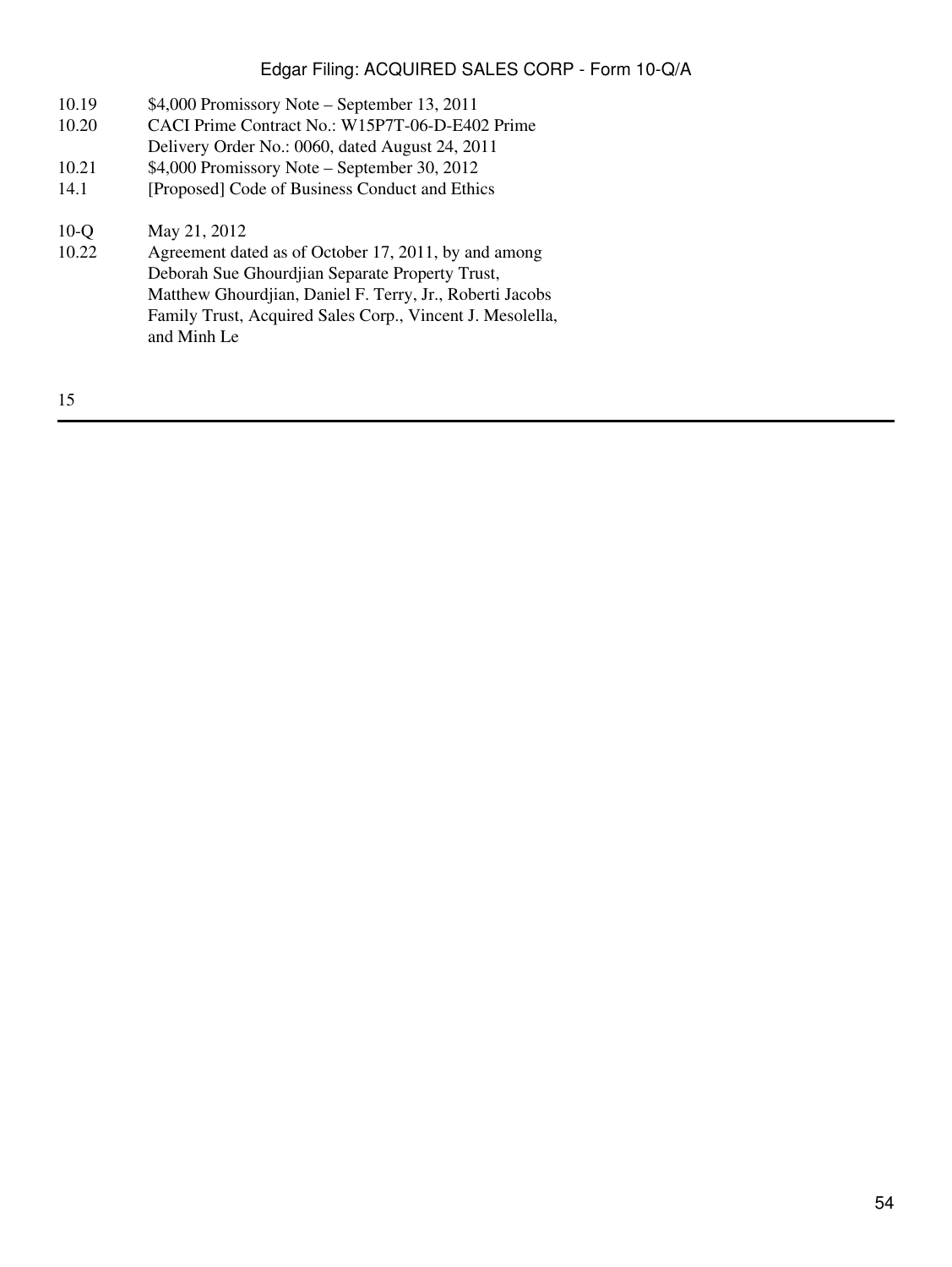| | |
|---|---|
| 10.19 | $4,000 Promissory Note – September 13, 2011 |
| 10.20 | CACI Prime Contract No.: W15P7T-06-D-E402 Prime Delivery Order No.: 0060, dated August 24, 2011 |
| 10.21 | $4,000 Promissory Note – September 30, 2012 |
| 14.1 | [Proposed] Code of Business Conduct and Ethics |
| 10-Q | May 21, 2012 |
| 10.22 | Agreement dated as of October 17, 2011, by and among Deborah Sue Ghourdjian Separate Property Trust, Matthew Ghourdjian, Daniel F. Terry, Jr., Roberti Jacobs Family Trust, Acquired Sales Corp., Vincent J. Mesolella, and Minh Le |

15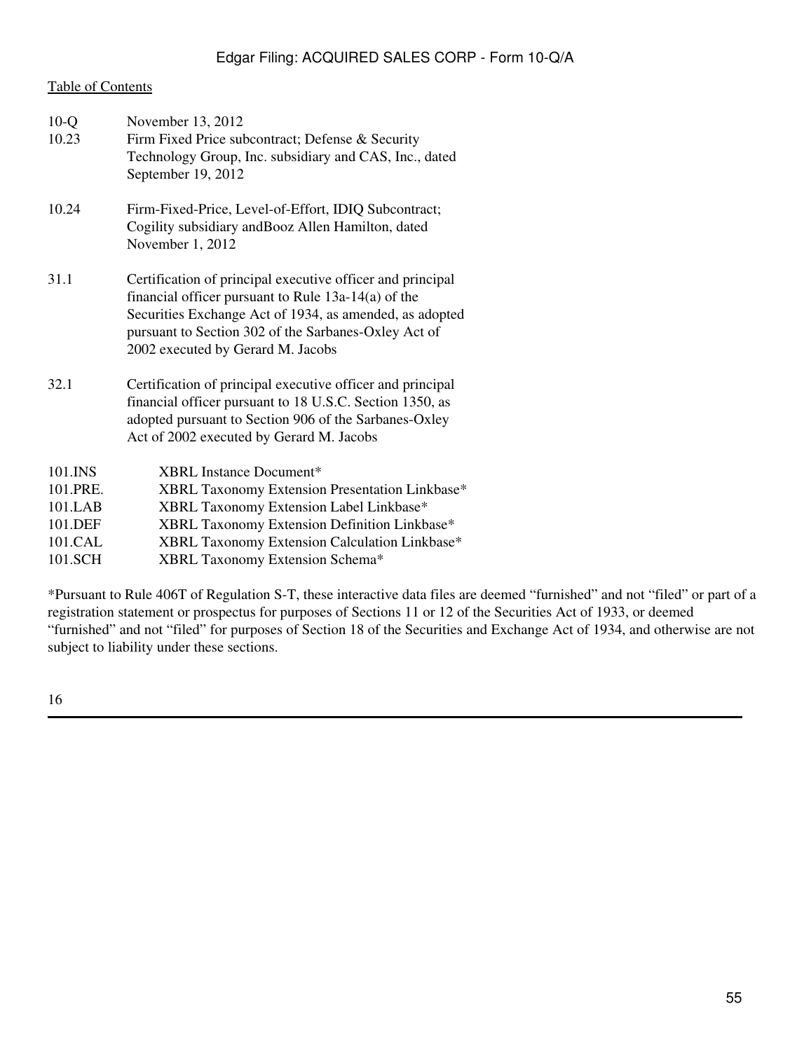[Table of Contents](#)

| | |
|---|---|
| 10-Q | November 13, 2012 |
| 10.23 | Firm Fixed Price subcontract; Defense & Security Technology Group, Inc. subsidiary and CAS, Inc., dated September 19, 2012 |
| 10.24 | Firm-Fixed-Price, Level-of-Effort, IDIQ Subcontract; Cogility subsidiary andBooz Allen Hamilton, dated November 1, 2012 |
| 31.1 | Certification of principal executive officer and principal financial officer pursuant to Rule 13a-14(a) of the Securities Exchange Act of 1934, as amended, as adopted pursuant to Section 302 of the Sarbanes-Oxley Act of 2002 executed by Gerard M. Jacobs |
| 32.1 | Certification of principal executive officer and principal financial officer pursuant to 18 U.S.C. Section 1350, as adopted pursuant to Section 906 of the Sarbanes-Oxley Act of 2002 executed by Gerard M. Jacobs |
| 101.INS | XBRL Instance Document* |
| 101.PRE. | XBRL Taxonomy Extension Presentation Linkbase* |
| 101.LAB | XBRL Taxonomy Extension Label Linkbase* |
| 101.DEF | XBRL Taxonomy Extension Definition Linkbase* |
| 101.CAL | XBRL Taxonomy Extension Calculation Linkbase* |
| 101.SCH | XBRL Taxonomy Extension Schema* |

*Pursuant to Rule 406T of Regulation S-T, these interactive data files are deemed “furnished” and not “filed” or part of a registration statement or prospectus for purposes of Sections 11 or 12 of the Securities Act of 1933, or deemed “furnished” and not “filed” for purposes of Section 18 of the Securities and Exchange Act of 1934, and otherwise are not subject to liability under these sections.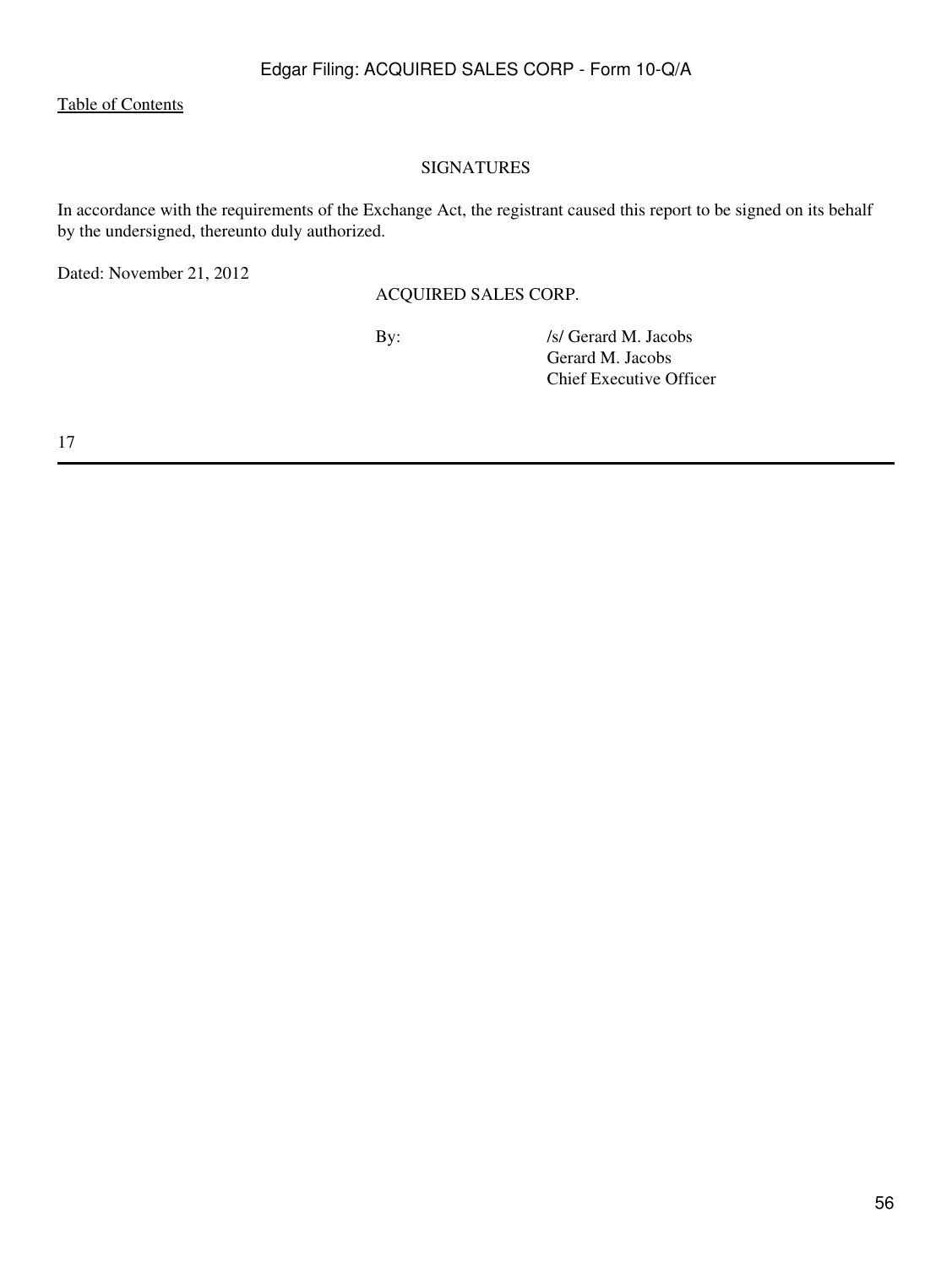[Table of Contents](#)

## SIGNATURES

In accordance with the requirements of the Exchange Act, the registrant caused this report to be signed on its behalf by the undersigned, thereunto duly authorized.

Dated: November 21, 2012

ACQUIRED SALES CORP.

By: /s/ Gerard M. Jacobs
Gerard M. Jacobs
Chief Executive Officer